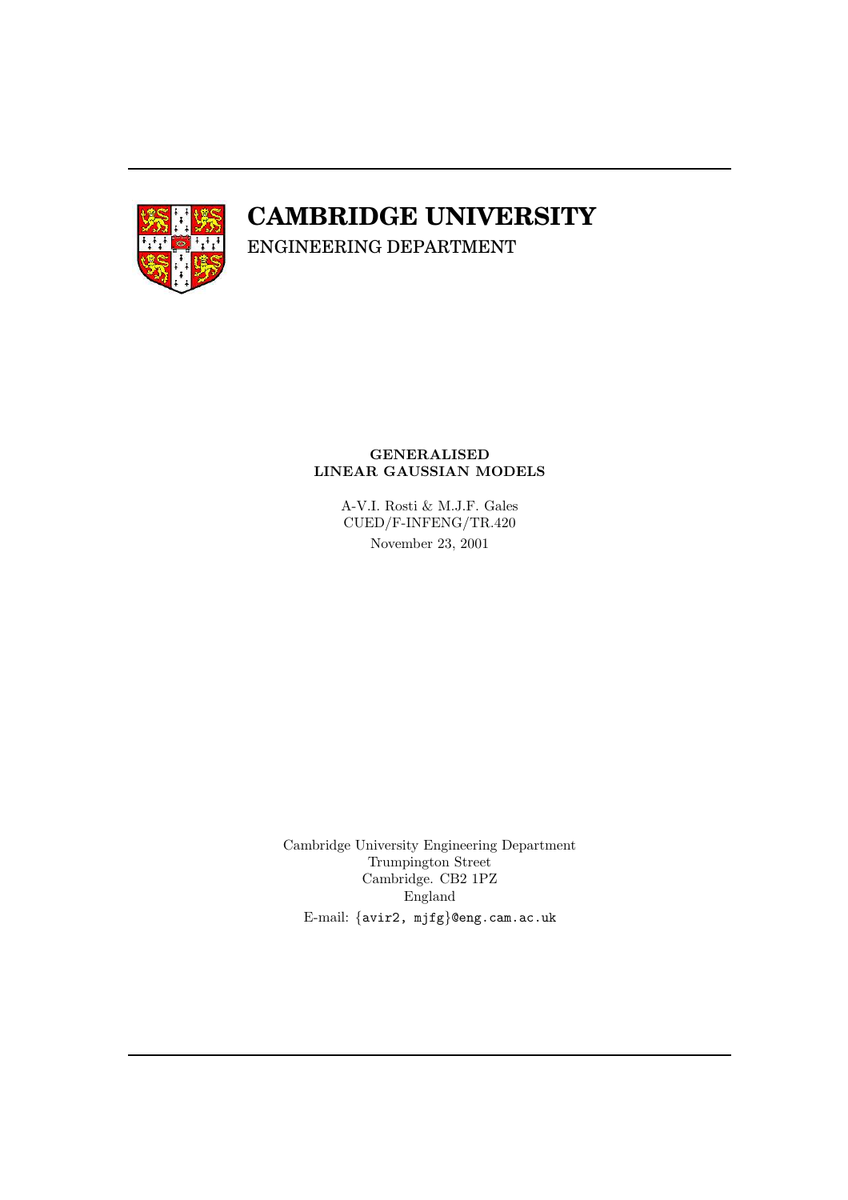# CAMBRIDGE UNIVERSITY

ENGINEERING DEPARTMENT

**GENERALISED**
**LINEAR GAUSSIAN MODELS**

A-V.I. Rosti & M.J.F. Gales
CUED/F-INFENG/TR.420
November 23, 2001

Cambridge University Engineering Department
Trumpington Street
Cambridge. CB2 1PZ
England
E-mail: {avir2, mjfg}@eng.cam.ac.uk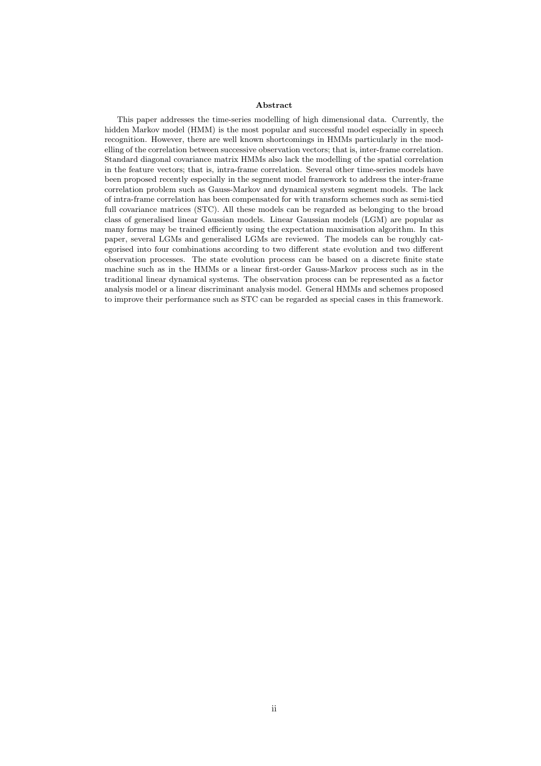## Abstract

This paper addresses the time-series modelling of high dimensional data. Currently, the hidden Markov model (HMM) is the most popular and successful model especially in speech recognition. However, there are well known shortcomings in HMMs particularly in the modelling of the correlation between successive observation vectors; that is, inter-frame correlation. Standard diagonal covariance matrix HMMs also lack the modelling of the spatial correlation in the feature vectors; that is, intra-frame correlation. Several other time-series models have been proposed recently especially in the segment model framework to address the inter-frame correlation problem such as Gauss-Markov and dynamical system segment models. The lack of intra-frame correlation has been compensated for with transform schemes such as semi-tied full covariance matrices (STC). All these models can be regarded as belonging to the broad class of generalised linear Gaussian models. Linear Gaussian models (LGM) are popular as many forms may be trained efficiently using the expectation maximisation algorithm. In this paper, several LGMs and generalised LGMs are reviewed. The models can be roughly categorised into four combinations according to two different state evolution and two different observation processes. The state evolution process can be based on a discrete finite state machine such as in the HMMs or a linear first-order Gauss-Markov process such as in the traditional linear dynamical systems. The observation process can be represented as a factor analysis model or a linear discriminant analysis model. General HMMs and schemes proposed to improve their performance such as STC can be regarded as special cases in this framework.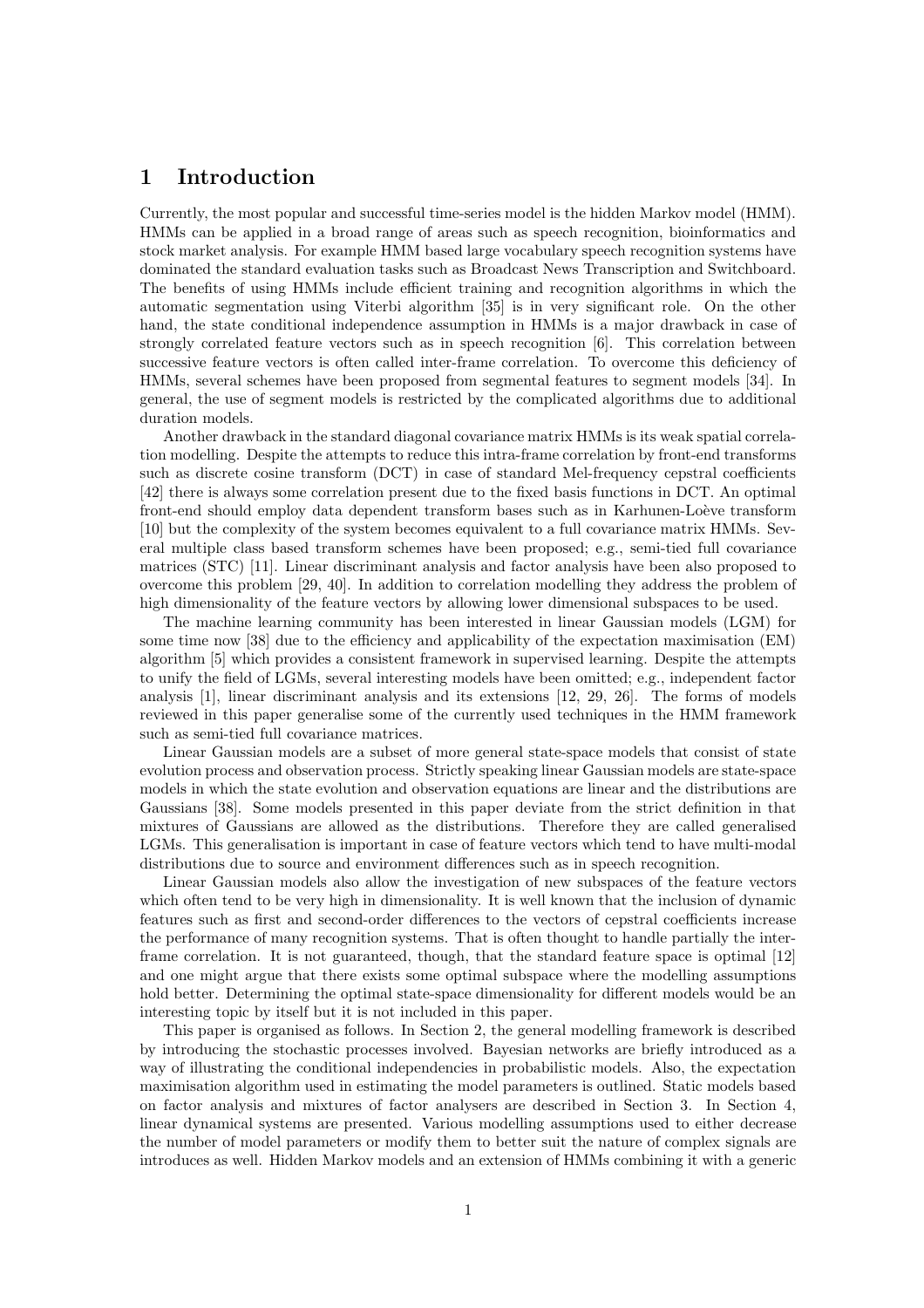# 1 Introduction

Currently, the most popular and successful time-series model is the hidden Markov model (HMM). HMMs can be applied in a broad range of areas such as speech recognition, bioinformatics and stock market analysis. For example HMM based large vocabulary speech recognition systems have dominated the standard evaluation tasks such as Broadcast News Transcription and Switchboard. The benefits of using HMMs include efficient training and recognition algorithms in which the automatic segmentation using Viterbi algorithm [35] is in very significant role. On the other hand, the state conditional independence assumption in HMMs is a major drawback in case of strongly correlated feature vectors such as in speech recognition [6]. This correlation between successive feature vectors is often called inter-frame correlation. To overcome this deficiency of HMMs, several schemes have been proposed from segmental features to segment models [34]. In general, the use of segment models is restricted by the complicated algorithms due to additional duration models.

Another drawback in the standard diagonal covariance matrix HMMs is its weak spatial correlation modelling. Despite the attempts to reduce this intra-frame correlation by front-end transforms such as discrete cosine transform (DCT) in case of standard Mel-frequency cepstral coefficients [42] there is always some correlation present due to the fixed basis functions in DCT. An optimal front-end should employ data dependent transform bases such as in Karhunen-Loève transform [10] but the complexity of the system becomes equivalent to a full covariance matrix HMMs. Several multiple class based transform schemes have been proposed; e.g., semi-tied full covariance matrices (STC) [11]. Linear discriminant analysis and factor analysis have been also proposed to overcome this problem [29, 40]. In addition to correlation modelling they address the problem of high dimensionality of the feature vectors by allowing lower dimensional subspaces to be used.

The machine learning community has been interested in linear Gaussian models (LGM) for some time now [38] due to the efficiency and applicability of the expectation maximisation (EM) algorithm [5] which provides a consistent framework in supervised learning. Despite the attempts to unify the field of LGMs, several interesting models have been omitted; e.g., independent factor analysis [1], linear discriminant analysis and its extensions [12, 29, 26]. The forms of models reviewed in this paper generalise some of the currently used techniques in the HMM framework such as semi-tied full covariance matrices.

Linear Gaussian models are a subset of more general state-space models that consist of state evolution process and observation process. Strictly speaking linear Gaussian models are state-space models in which the state evolution and observation equations are linear and the distributions are Gaussians [38]. Some models presented in this paper deviate from the strict definition in that mixtures of Gaussians are allowed as the distributions. Therefore they are called generalised LGMs. This generalisation is important in case of feature vectors which tend to have multi-modal distributions due to source and environment differences such as in speech recognition.

Linear Gaussian models also allow the investigation of new subspaces of the feature vectors which often tend to be very high in dimensionality. It is well known that the inclusion of dynamic features such as first and second-order differences to the vectors of cepstral coefficients increase the performance of many recognition systems. That is often thought to handle partially the inter-frame correlation. It is not guaranteed, though, that the standard feature space is optimal [12] and one might argue that there exists some optimal subspace where the modelling assumptions hold better. Determining the optimal state-space dimensionality for different models would be an interesting topic by itself but it is not included in this paper.

This paper is organised as follows. In Section 2, the general modelling framework is described by introducing the stochastic processes involved. Bayesian networks are briefly introduced as a way of illustrating the conditional independencies in probabilistic models. Also, the expectation maximisation algorithm used in estimating the model parameters is outlined. Static models based on factor analysis and mixtures of factor analysers are described in Section 3. In Section 4, linear dynamical systems are presented. Various modelling assumptions used to either decrease the number of model parameters or modify them to better suit the nature of complex signals are introduces as well. Hidden Markov models and an extension of HMMs combining it with a generic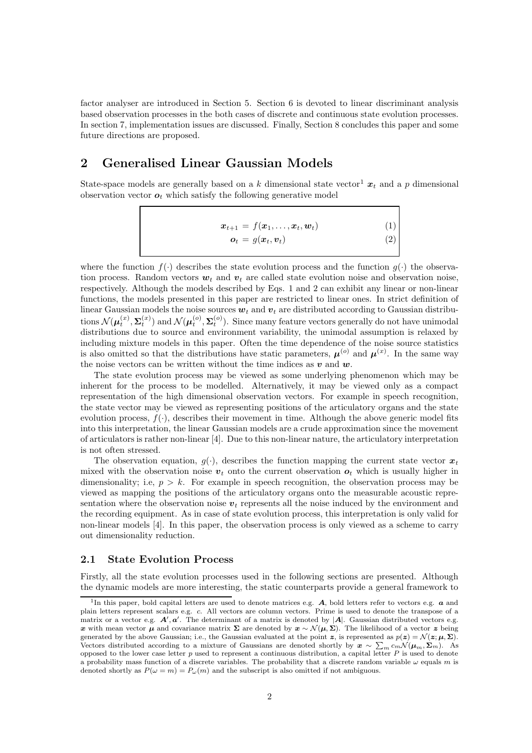factor analyser are introduced in Section 5. Section 6 is devoted to linear discriminant analysis based observation processes in the both cases of discrete and continuous state evolution processes. In section 7, implementation issues are discussed. Finally, Section 8 concludes this paper and some future directions are proposed.

## 2 Generalised Linear Gaussian Models

State-space models are generally based on a $k$ dimensional state vector[1] $\boldsymbol{x}_t$ and a $p$ dimensional observation vector $\boldsymbol{o}_t$ which satisfy the following generative model

$$\boldsymbol{x}_{t+1} = f(\boldsymbol{x}_1, \ldots, \boldsymbol{x}_t, \boldsymbol{w}_t) \tag{1}$$

$$\boldsymbol{o}_t = g(\boldsymbol{x}_t, \boldsymbol{v}_t) \tag{2}$$

where the function $f(\cdot)$ describes the state evolution process and the function $g(\cdot)$ the observation process. Random vectors $\boldsymbol{w}_t$ and $\boldsymbol{v}_t$ are called state evolution noise and observation noise, respectively. Although the models described by Eqs. 1 and 2 can exhibit any linear or non-linear functions, the models presented in this paper are restricted to linear ones. In strict definition of linear Gaussian models the noise sources $\boldsymbol{w}_t$ and $\boldsymbol{v}_t$ are distributed according to Gaussian distributions $\mathcal{N}(\boldsymbol{\mu}_t^{(x)}, \boldsymbol{\Sigma}_t^{(x)})$ and $\mathcal{N}(\boldsymbol{\mu}_t^{(o)}, \boldsymbol{\Sigma}_t^{(o)})$. Since many feature vectors generally do not have unimodal distributions due to source and environment variability, the unimodal assumption is relaxed by including mixture models in this paper. Often the time dependence of the noise source statistics is also omitted so that the distributions have static parameters, $\boldsymbol{\mu}^{(o)}$ and $\boldsymbol{\mu}^{(x)}$. In the same way the noise vectors can be written without the time indices as $\boldsymbol{v}$ and $\boldsymbol{w}$.

The state evolution process may be viewed as some underlying phenomenon which may be inherent for the process to be modelled. Alternatively, it may be viewed only as a compact representation of the high dimensional observation vectors. For example in speech recognition, the state vector may be viewed as representing positions of the articulatory organs and the state evolution process, $f(\cdot)$, describes their movement in time. Although the above generic model fits into this interpretation, the linear Gaussian models are a crude approximation since the movement of articulators is rather non-linear [4]. Due to this non-linear nature, the articulatory interpretation is not often stressed.

The observation equation, $g(\cdot)$, describes the function mapping the current state vector $\boldsymbol{x}_t$ mixed with the observation noise $\boldsymbol{v}_t$ onto the current observation $\boldsymbol{o}_t$ which is usually higher in dimensionality; i.e, $p > k$. For example in speech recognition, the observation process may be viewed as mapping the positions of the articulatory organs onto the measurable acoustic representation where the observation noise $\boldsymbol{v}_t$ represents all the noise induced by the environment and the recording equipment. As in case of state evolution process, this interpretation is only valid for non-linear models [4]. In this paper, the observation process is only viewed as a scheme to carry out dimensionality reduction.

### 2.1 State Evolution Process

Firstly, all the state evolution processes used in the following sections are presented. Although the dynamic models are more interesting, the static counterparts provide a general framework to

[1] In this paper, bold capital letters are used to denote matrices e.g. $\boldsymbol{A}$, bold letters refer to vectors e.g. $\boldsymbol{a}$ and plain letters represent scalars e.g. $c$. All vectors are column vectors. Prime is used to denote the transpose of a matrix or a vector e.g. $\boldsymbol{A}', \boldsymbol{a}'$. The determinant of a matrix is denoted by $|\boldsymbol{A}|$. Gaussian distributed vectors e.g. $\boldsymbol{x}$ with mean vector $\boldsymbol{\mu}$ and covariance matrix $\boldsymbol{\Sigma}$ are denoted by $\boldsymbol{x} \sim \mathcal{N}(\boldsymbol{\mu}, \boldsymbol{\Sigma})$. The likelihood of a vector $\boldsymbol{z}$ being generated by the above Gaussian; i.e., the Gaussian evaluated at the point $\boldsymbol{z}$, is represented as $p(\boldsymbol{z}) = \mathcal{N}(\boldsymbol{z}; \boldsymbol{\mu}, \boldsymbol{\Sigma})$. Vectors distributed according to a mixture of Gaussians are denoted shortly by $\boldsymbol{x} \sim \sum_m c_m \mathcal{N}(\boldsymbol{\mu}_m, \boldsymbol{\Sigma}_m)$. As opposed to the lower case letter $p$ used to represent a continuous distribution, a capital letter $P$ is used to denote a probability mass function of a discrete variables. The probability that a discrete random variable $\omega$ equals $m$ is denoted shortly as $P(\omega = m) = P_\omega(m)$ and the subscript is also omitted if not ambiguous.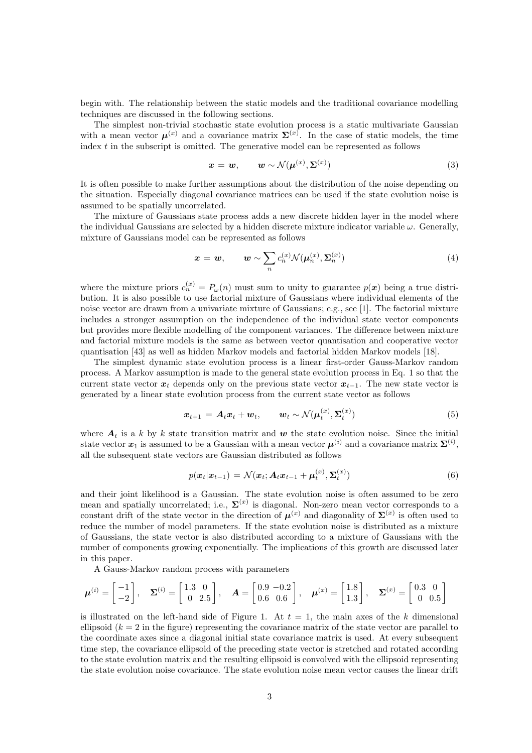begin with. The relationship between the static models and the traditional covariance modelling techniques are discussed in the following sections.

The simplest non-trivial stochastic state evolution process is a static multivariate Gaussian with a mean vector $\boldsymbol{\mu}^{(x)}$ and a covariance matrix $\boldsymbol{\Sigma}^{(x)}$. In the case of static models, the time index $t$ in the subscript is omitted. The generative model can be represented as follows

$$\boldsymbol{x} = \boldsymbol{w}, \qquad \boldsymbol{w} \sim \mathcal{N}(\boldsymbol{\mu}^{(x)}, \boldsymbol{\Sigma}^{(x)}) \tag{3}$$

It is often possible to make further assumptions about the distribution of the noise depending on the situation. Especially diagonal covariance matrices can be used if the state evolution noise is assumed to be spatially uncorrelated.

The mixture of Gaussians state process adds a new discrete hidden layer in the model where the individual Gaussians are selected by a hidden discrete mixture indicator variable $\omega$. Generally, mixture of Gaussians model can be represented as follows

$$\boldsymbol{x} = \boldsymbol{w}, \qquad \boldsymbol{w} \sim \sum_n c_n^{(x)} \mathcal{N}(\boldsymbol{\mu}_n^{(x)}, \boldsymbol{\Sigma}_n^{(x)}) \tag{4}$$

where the mixture priors $c_n^{(x)} = P_\omega(n)$ must sum to unity to guarantee $p(\boldsymbol{x})$ being a true distribution. It is also possible to use factorial mixture of Gaussians where individual elements of the noise vector are drawn from a univariate mixture of Gaussians; e.g., see [1]. The factorial mixture includes a stronger assumption on the independence of the individual state vector components but provides more flexible modelling of the component variances. The difference between mixture and factorial mixture models is the same as between vector quantisation and cooperative vector quantisation [43] as well as hidden Markov models and factorial hidden Markov models [18].

The simplest dynamic state evolution process is a linear first-order Gauss-Markov random process. A Markov assumption is made to the general state evolution process in Eq. 1 so that the current state vector $\boldsymbol{x}_t$ depends only on the previous state vector $\boldsymbol{x}_{t-1}$. The new state vector is generated by a linear state evolution process from the current state vector as follows

$$\boldsymbol{x}_{t+1} = \boldsymbol{A}_t \boldsymbol{x}_t + \boldsymbol{w}_t, \qquad \boldsymbol{w}_t \sim \mathcal{N}(\boldsymbol{\mu}_t^{(x)}, \boldsymbol{\Sigma}_t^{(x)}) \tag{5}$$

where $\boldsymbol{A}_t$ is a $k$ by $k$ state transition matrix and $\boldsymbol{w}$ the state evolution noise. Since the initial state vector $\boldsymbol{x}_1$ is assumed to be a Gaussian with a mean vector $\boldsymbol{\mu}^{(i)}$ and a covariance matrix $\boldsymbol{\Sigma}^{(i)}$, all the subsequent state vectors are Gaussian distributed as follows

$$p(\boldsymbol{x}_t|\boldsymbol{x}_{t-1}) = \mathcal{N}(\boldsymbol{x}_t; \boldsymbol{A}_t \boldsymbol{x}_{t-1} + \boldsymbol{\mu}_t^{(x)}, \boldsymbol{\Sigma}_t^{(x)}) \tag{6}$$

and their joint likelihood is a Gaussian. The state evolution noise is often assumed to be zero mean and spatially uncorrelated; i.e., $\boldsymbol{\Sigma}^{(x)}$ is diagonal. Non-zero mean vector corresponds to a constant drift of the state vector in the direction of $\boldsymbol{\mu}^{(x)}$ and diagonality of $\boldsymbol{\Sigma}^{(x)}$ is often used to reduce the number of model parameters. If the state evolution noise is distributed as a mixture of Gaussians, the state vector is also distributed according to a mixture of Gaussians with the number of components growing exponentially. The implications of this growth are discussed later in this paper.

A Gauss-Markov random process with parameters

$$\boldsymbol{\mu}^{(i)} = \begin{bmatrix} -1 \\ -2 \end{bmatrix}, \quad \boldsymbol{\Sigma}^{(i)} = \begin{bmatrix} 1.3 & 0 \\ 0 & 2.5 \end{bmatrix}, \quad \boldsymbol{A} = \begin{bmatrix} 0.9 & -0.2 \\ 0.6 & 0.6 \end{bmatrix}, \quad \boldsymbol{\mu}^{(x)} = \begin{bmatrix} 1.8 \\ 1.3 \end{bmatrix}, \quad \boldsymbol{\Sigma}^{(x)} = \begin{bmatrix} 0.3 & 0 \\ 0 & 0.5 \end{bmatrix}$$

is illustrated on the left-hand side of Figure 1. At $t = 1$, the main axes of the $k$ dimensional ellipsoid ($k = 2$ in the figure) representing the covariance matrix of the state vector are parallel to the coordinate axes since a diagonal initial state covariance matrix is used. At every subsequent time step, the covariance ellipsoid of the preceding state vector is stretched and rotated according to the state evolution matrix and the resulting ellipsoid is convolved with the ellipsoid representing the state evolution noise covariance. The state evolution noise mean vector causes the linear drift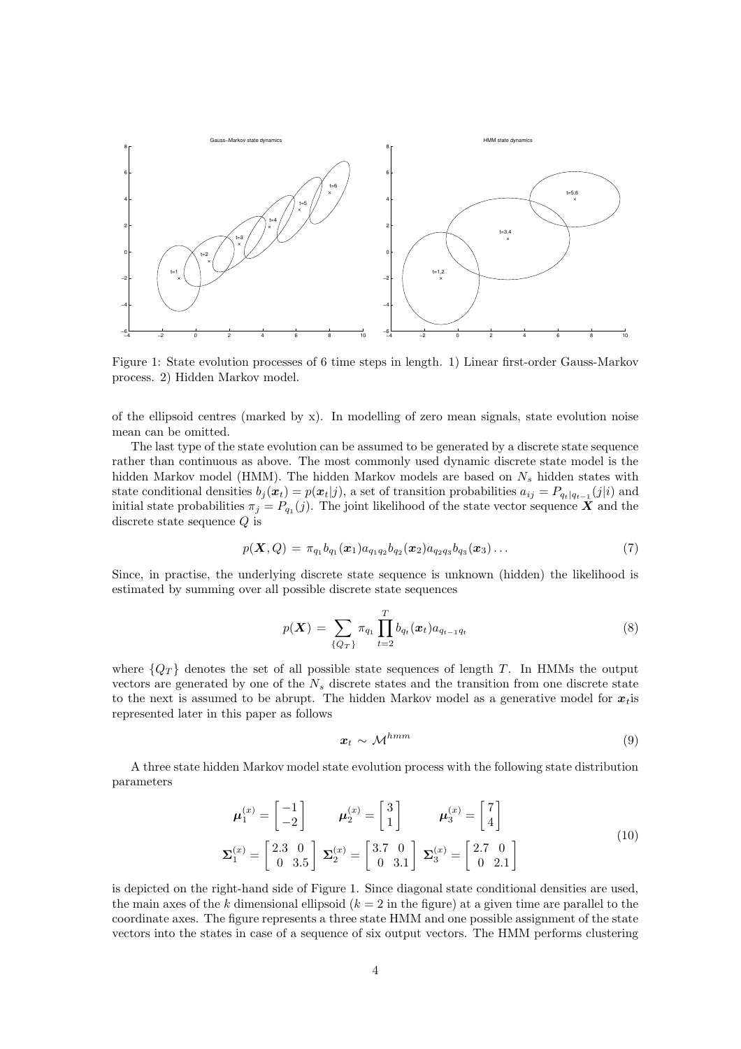Figure 1: State evolution processes of 6 time steps in length. 1) Linear first-order Gauss-Markov process. 2) Hidden Markov model.

of the ellipsoid centres (marked by x). In modelling of zero mean signals, state evolution noise mean can be omitted.

The last type of the state evolution can be assumed to be generated by a discrete state sequence rather than continuous as above. The most commonly used dynamic discrete state model is the hidden Markov model (HMM). The hidden Markov models are based on $N_s$ hidden states with state conditional densities $b_j(\boldsymbol{x}_t) = p(\boldsymbol{x}_t|j)$, a set of transition probabilities $a_{ij} = P_{q_t|q_{t-1}}(j|i)$ and initial state probabilities $\pi_j = P_{q_1}(j)$. The joint likelihood of the state vector sequence $\boldsymbol{X}$ and the discrete state sequence $Q$ is

$$p(\boldsymbol{X}, Q) = \pi_{q_1} b_{q_1}(\boldsymbol{x}_1) a_{q_1 q_2} b_{q_2}(\boldsymbol{x}_2) a_{q_2 q_3} b_{q_3}(\boldsymbol{x}_3) \ldots \tag{7}$$

Since, in practise, the underlying discrete state sequence is unknown (hidden) the likelihood is estimated by summing over all possible discrete state sequences

$$p(\boldsymbol{X}) = \sum_{\{Q_T\}} \pi_{q_1} \prod_{t=2}^{T} b_{q_t}(\boldsymbol{x}_t) a_{q_{t-1} q_t} \tag{8}$$

where $\{Q_T\}$ denotes the set of all possible state sequences of length $T$. In HMMs the output vectors are generated by one of the $N_s$ discrete states and the transition from one discrete state to the next is assumed to be abrupt. The hidden Markov model as a generative model for $\boldsymbol{x}_t$is represented later in this paper as follows

$$\boldsymbol{x}_t \sim \mathcal{M}^{hmm} \tag{9}$$

A three state hidden Markov model state evolution process with the following state distribution parameters

$$\begin{aligned}
\boldsymbol{\mu}_1^{(x)} &= \begin{bmatrix} -1 \\ -2 \end{bmatrix} \qquad \boldsymbol{\mu}_2^{(x)} = \begin{bmatrix} 3 \\ 1 \end{bmatrix} \qquad \boldsymbol{\mu}_3^{(x)} = \begin{bmatrix} 7 \\ 4 \end{bmatrix} \\
\boldsymbol{\Sigma}_1^{(x)} &= \begin{bmatrix} 2.3 & 0 \\ 0 & 3.5 \end{bmatrix} \; \boldsymbol{\Sigma}_2^{(x)} = \begin{bmatrix} 3.7 & 0 \\ 0 & 3.1 \end{bmatrix} \; \boldsymbol{\Sigma}_3^{(x)} = \begin{bmatrix} 2.7 & 0 \\ 0 & 2.1 \end{bmatrix}
\end{aligned} \tag{10}$$

is depicted on the right-hand side of Figure 1. Since diagonal state conditional densities are used, the main axes of the $k$ dimensional ellipsoid ($k = 2$ in the figure) at a given time are parallel to the coordinate axes. The figure represents a three state HMM and one possible assignment of the state vectors into the states in case of a sequence of six output vectors. The HMM performs clustering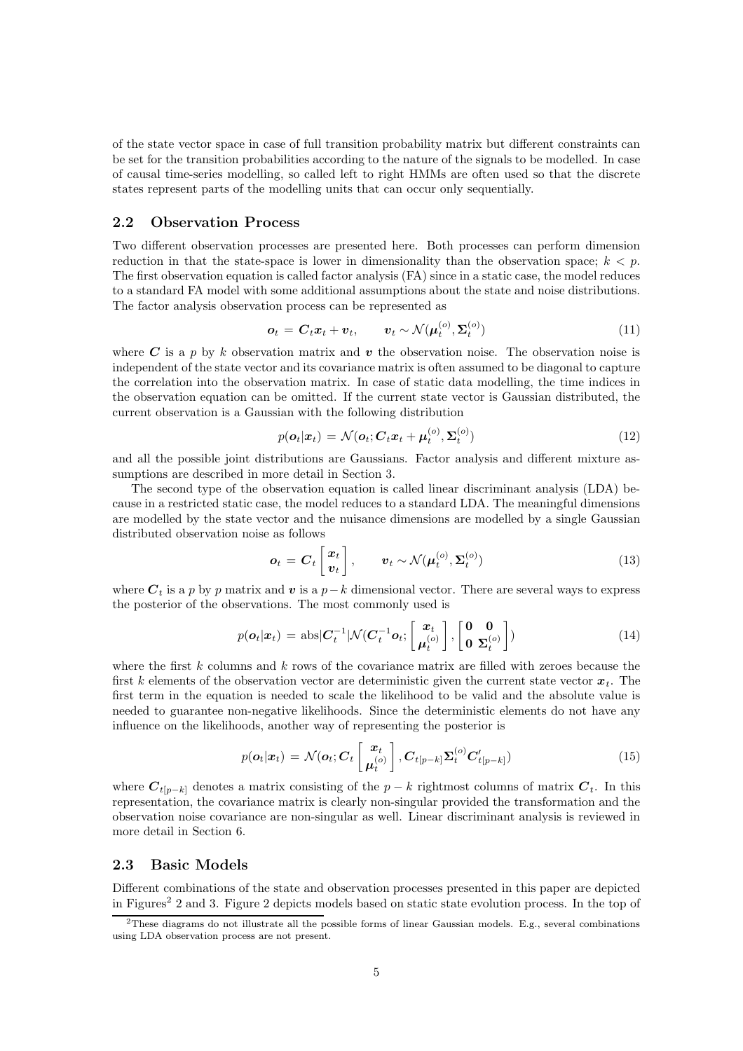of the state vector space in case of full transition probability matrix but different constraints can be set for the transition probabilities according to the nature of the signals to be modelled. In case of causal time-series modelling, so called left to right HMMs are often used so that the discrete states represent parts of the modelling units that can occur only sequentially.

## 2.2 Observation Process

Two different observation processes are presented here. Both processes can perform dimension reduction in that the state-space is lower in dimensionality than the observation space; $k < p$. The first observation equation is called factor analysis (FA) since in a static case, the model reduces to a standard FA model with some additional assumptions about the state and noise distributions. The factor analysis observation process can be represented as

$$\boldsymbol{o}_t = \boldsymbol{C}_t \boldsymbol{x}_t + \boldsymbol{v}_t, \qquad \boldsymbol{v}_t \sim \mathcal{N}(\boldsymbol{\mu}_t^{(o)}, \boldsymbol{\Sigma}_t^{(o)}) \tag{11}$$

where $\boldsymbol{C}$ is a $p$ by $k$ observation matrix and $\boldsymbol{v}$ the observation noise. The observation noise is independent of the state vector and its covariance matrix is often assumed to be diagonal to capture the correlation into the observation matrix. In case of static data modelling, the time indices in the observation equation can be omitted. If the current state vector is Gaussian distributed, the current observation is a Gaussian with the following distribution

$$p(\boldsymbol{o}_t|\boldsymbol{x}_t) = \mathcal{N}(\boldsymbol{o}_t; \boldsymbol{C}_t \boldsymbol{x}_t + \boldsymbol{\mu}_t^{(o)}, \boldsymbol{\Sigma}_t^{(o)}) \tag{12}$$

and all the possible joint distributions are Gaussians. Factor analysis and different mixture assumptions are described in more detail in Section 3.

The second type of the observation equation is called linear discriminant analysis (LDA) because in a restricted static case, the model reduces to a standard LDA. The meaningful dimensions are modelled by the state vector and the nuisance dimensions are modelled by a single Gaussian distributed observation noise as follows

$$\boldsymbol{o}_t = \boldsymbol{C}_t \begin{bmatrix} \boldsymbol{x}_t \\ \boldsymbol{v}_t \end{bmatrix}, \qquad \boldsymbol{v}_t \sim \mathcal{N}(\boldsymbol{\mu}_t^{(o)}, \boldsymbol{\Sigma}_t^{(o)}) \tag{13}$$

where $\boldsymbol{C}_t$ is a $p$ by $p$ matrix and $\boldsymbol{v}$ is a $p-k$ dimensional vector. There are several ways to express the posterior of the observations. The most commonly used is

$$p(\boldsymbol{o}_t|\boldsymbol{x}_t) = \text{abs}|\boldsymbol{C}_t^{-1}|\mathcal{N}(\boldsymbol{C}_t^{-1}\boldsymbol{o}_t; \begin{bmatrix} \boldsymbol{x}_t \\ \boldsymbol{\mu}_t^{(o)} \end{bmatrix}, \begin{bmatrix} \mathbf{0} & \mathbf{0} \\ \mathbf{0} & \boldsymbol{\Sigma}_t^{(o)} \end{bmatrix}) \tag{14}$$

where the first $k$ columns and $k$ rows of the covariance matrix are filled with zeroes because the first $k$ elements of the observation vector are deterministic given the current state vector $\boldsymbol{x}_t$. The first term in the equation is needed to scale the likelihood to be valid and the absolute value is needed to guarantee non-negative likelihoods. Since the deterministic elements do not have any influence on the likelihoods, another way of representing the posterior is

$$p(\boldsymbol{o}_t|\boldsymbol{x}_t) = \mathcal{N}(\boldsymbol{o}_t; \boldsymbol{C}_t \begin{bmatrix} \boldsymbol{x}_t \\ \boldsymbol{\mu}_t^{(o)} \end{bmatrix}, \boldsymbol{C}_{t[p-k]} \boldsymbol{\Sigma}_t^{(o)} \boldsymbol{C}'_{t[p-k]}) \tag{15}$$

where $\boldsymbol{C}_{t[p-k]}$ denotes a matrix consisting of the $p-k$ rightmost columns of matrix $\boldsymbol{C}_t$. In this representation, the covariance matrix is clearly non-singular provided the transformation and the observation noise covariance are non-singular as well. Linear discriminant analysis is reviewed in more detail in Section 6.

## 2.3 Basic Models

Different combinations of the state and observation processes presented in this paper are depicted in Figures[2] 2 and 3. Figure 2 depicts models based on static state evolution process. In the top of

[2]These diagrams do not illustrate all the possible forms of linear Gaussian models. E.g., several combinations using LDA observation process are not present.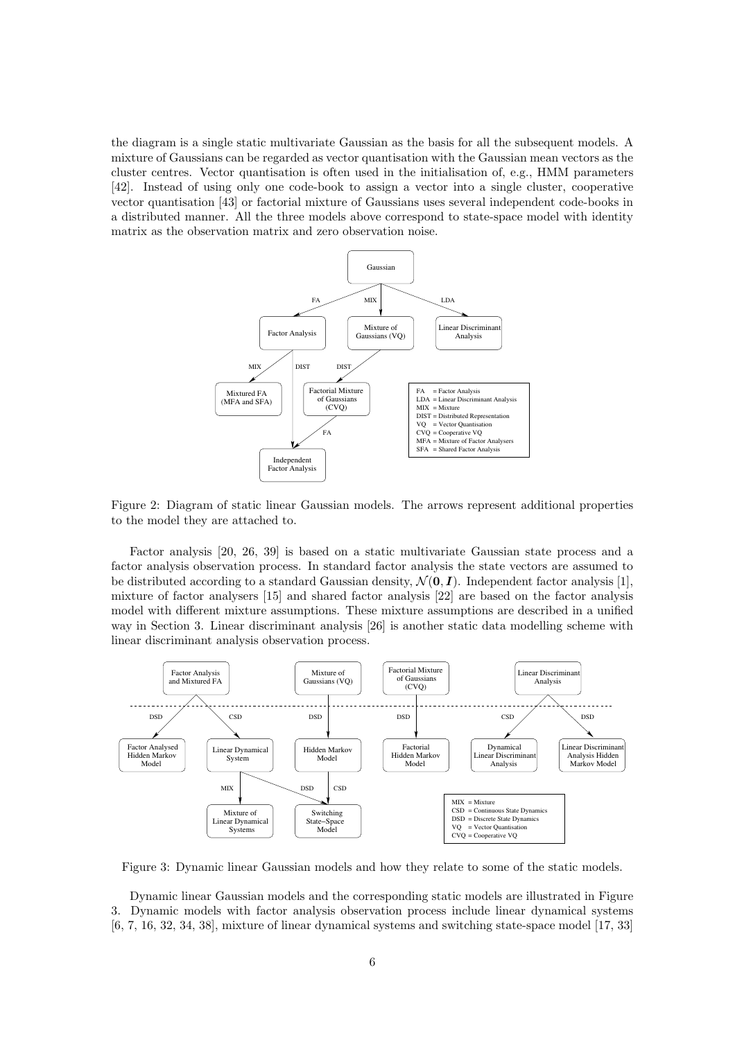the diagram is a single static multivariate Gaussian as the basis for all the subsequent models. A mixture of Gaussians can be regarded as vector quantisation with the Gaussian mean vectors as the cluster centres. Vector quantisation is often used in the initialisation of, e.g., HMM parameters [42]. Instead of using only one code-book to assign a vector into a single cluster, cooperative vector quantisation [43] or factorial mixture of Gaussians uses several independent code-books in a distributed manner. All the three models above correspond to state-space model with identity matrix as the observation matrix and zero observation noise.

Figure 2: Diagram of static linear Gaussian models. The arrows represent additional properties to the model they are attached to.

Factor analysis [20, 26, 39] is based on a static multivariate Gaussian state process and a factor analysis observation process. In standard factor analysis the state vectors are assumed to be distributed according to a standard Gaussian density, $\mathcal{N}(\mathbf{0}, \boldsymbol{I})$. Independent factor analysis [1], mixture of factor analysers [15] and shared factor analysis [22] are based on the factor analysis model with different mixture assumptions. These mixture assumptions are described in a unified way in Section 3. Linear discriminant analysis [26] is another static data modelling scheme with linear discriminant analysis observation process.

Figure 3: Dynamic linear Gaussian models and how they relate to some of the static models.

Dynamic linear Gaussian models and the corresponding static models are illustrated in Figure 3. Dynamic models with factor analysis observation process include linear dynamical systems [6, 7, 16, 32, 34, 38], mixture of linear dynamical systems and switching state-space model [17, 33]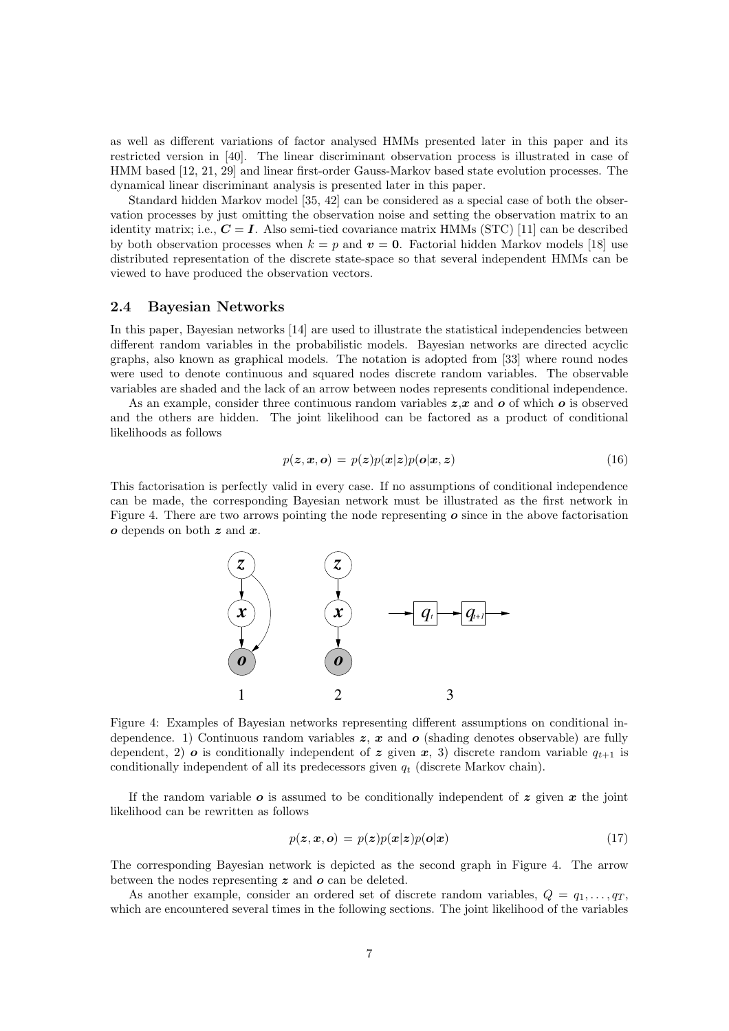as well as different variations of factor analysed HMMs presented later in this paper and its restricted version in [40]. The linear discriminant observation process is illustrated in case of HMM based [12, 21, 29] and linear first-order Gauss-Markov based state evolution processes. The dynamical linear discriminant analysis is presented later in this paper.

Standard hidden Markov model [35, 42] can be considered as a special case of both the observation processes by just omitting the observation noise and setting the observation matrix to an identity matrix; i.e., $\boldsymbol{C} = \boldsymbol{I}$. Also semi-tied covariance matrix HMMs (STC) [11] can be described by both observation processes when $k = p$ and $\boldsymbol{v} = \boldsymbol{0}$. Factorial hidden Markov models [18] use distributed representation of the discrete state-space so that several independent HMMs can be viewed to have produced the observation vectors.

### 2.4 Bayesian Networks

In this paper, Bayesian networks [14] are used to illustrate the statistical independencies between different random variables in the probabilistic models. Bayesian networks are directed acyclic graphs, also known as graphical models. The notation is adopted from [33] where round nodes were used to denote continuous and squared nodes discrete random variables. The observable variables are shaded and the lack of an arrow between nodes represents conditional independence.

As an example, consider three continuous random variables $\boldsymbol{z}$,$\boldsymbol{x}$ and $\boldsymbol{o}$ of which $\boldsymbol{o}$ is observed and the others are hidden. The joint likelihood can be factored as a product of conditional likelihoods as follows

$$p(\boldsymbol{z}, \boldsymbol{x}, \boldsymbol{o}) = p(\boldsymbol{z})p(\boldsymbol{x}|\boldsymbol{z})p(\boldsymbol{o}|\boldsymbol{x}, \boldsymbol{z}) \tag{16}$$

This factorisation is perfectly valid in every case. If no assumptions of conditional independence can be made, the corresponding Bayesian network must be illustrated as the first network in Figure 4. There are two arrows pointing the node representing $\boldsymbol{o}$ since in the above factorisation $\boldsymbol{o}$ depends on both $\boldsymbol{z}$ and $\boldsymbol{x}$.

Figure 4: Examples of Bayesian networks representing different assumptions on conditional independence. 1) Continuous random variables $\boldsymbol{z}$, $\boldsymbol{x}$ and $\boldsymbol{o}$ (shading denotes observable) are fully dependent, 2) $\boldsymbol{o}$ is conditionally independent of $\boldsymbol{z}$ given $\boldsymbol{x}$, 3) discrete random variable $q_{t+1}$ is conditionally independent of all its predecessors given $q_t$ (discrete Markov chain).

If the random variable $\boldsymbol{o}$ is assumed to be conditionally independent of $\boldsymbol{z}$ given $\boldsymbol{x}$ the joint likelihood can be rewritten as follows

$$p(\boldsymbol{z}, \boldsymbol{x}, \boldsymbol{o}) = p(\boldsymbol{z})p(\boldsymbol{x}|\boldsymbol{z})p(\boldsymbol{o}|\boldsymbol{x}) \tag{17}$$

The corresponding Bayesian network is depicted as the second graph in Figure 4. The arrow between the nodes representing $\boldsymbol{z}$ and $\boldsymbol{o}$ can be deleted.

As another example, consider an ordered set of discrete random variables, $Q = q_1, \ldots, q_T$, which are encountered several times in the following sections. The joint likelihood of the variables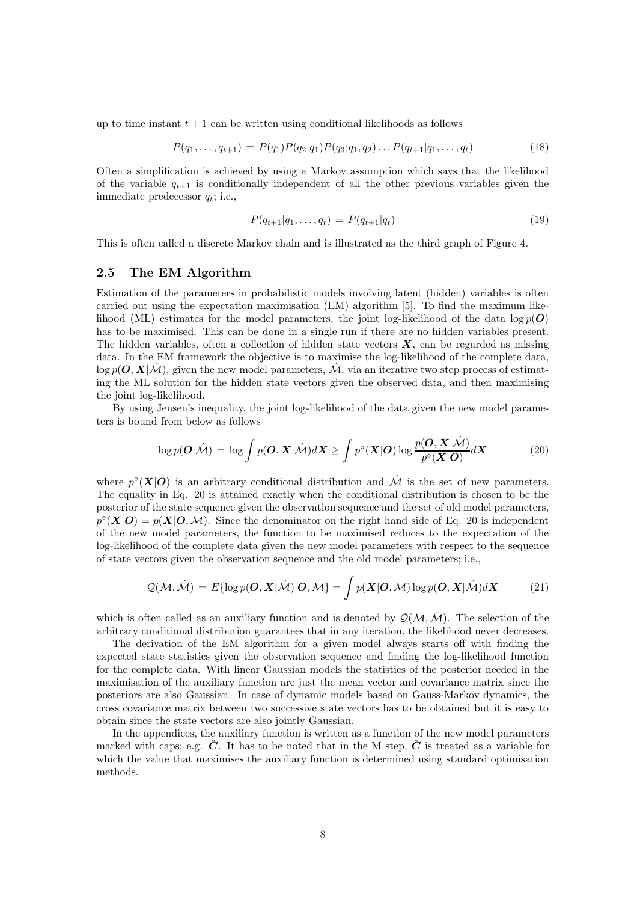up to time instant $t+1$ can be written using conditional likelihoods as follows

$$P(q_1, \ldots, q_{t+1}) = P(q_1)P(q_2|q_1)P(q_3|q_1, q_2) \ldots P(q_{t+1}|q_1, \ldots, q_t) \tag{18}$$

Often a simplification is achieved by using a Markov assumption which says that the likelihood of the variable $q_{t+1}$ is conditionally independent of all the other previous variables given the immediate predecessor $q_t$; i.e.,

$$P(q_{t+1}|q_1, \ldots, q_t) = P(q_{t+1}|q_t) \tag{19}$$

This is often called a discrete Markov chain and is illustrated as the third graph of Figure 4.

### 2.5 The EM Algorithm

Estimation of the parameters in probabilistic models involving latent (hidden) variables is often carried out using the expectation maximisation (EM) algorithm [5]. To find the maximum likelihood (ML) estimates for the model parameters, the joint log-likelihood of the data $\log p(\boldsymbol{O})$ has to be maximised. This can be done in a single run if there are no hidden variables present. The hidden variables, often a collection of hidden state vectors $\boldsymbol{X}$, can be regarded as missing data. In the EM framework the objective is to maximise the log-likelihood of the complete data, $\log p(\boldsymbol{O}, \boldsymbol{X}|\hat{\mathcal{M}})$, given the new model parameters, $\hat{\mathcal{M}}$, via an iterative two step process of estimating the ML solution for the hidden state vectors given the observed data, and then maximising the joint log-likelihood.

By using Jensen's inequality, the joint log-likelihood of the data given the new model parameters is bound from below as follows

$$\log p(\boldsymbol{O}|\hat{\mathcal{M}}) = \log \int p(\boldsymbol{O}, \boldsymbol{X}|\hat{\mathcal{M}}) d\boldsymbol{X} \geq \int p^{\circ}(\boldsymbol{X}|\boldsymbol{O}) \log \frac{p(\boldsymbol{O}, \boldsymbol{X}|\hat{\mathcal{M}})}{p^{\circ}(\boldsymbol{X}|\boldsymbol{O})} d\boldsymbol{X} \tag{20}$$

where $p^{\circ}(\boldsymbol{X}|\boldsymbol{O})$ is an arbitrary conditional distribution and $\hat{\mathcal{M}}$ is the set of new parameters. The equality in Eq. 20 is attained exactly when the conditional distribution is chosen to be the posterior of the state sequence given the observation sequence and the set of old model parameters, $p^{\circ}(\boldsymbol{X}|\boldsymbol{O}) = p(\boldsymbol{X}|\boldsymbol{O}, \mathcal{M})$. Since the denominator on the right hand side of Eq. 20 is independent of the new model parameters, the function to be maximised reduces to the expectation of the log-likelihood of the complete data given the new model parameters with respect to the sequence of state vectors given the observation sequence and the old model parameters; i.e.,

$$\mathcal{Q}(\mathcal{M}, \hat{\mathcal{M}}) = E\{\log p(\boldsymbol{O}, \boldsymbol{X}|\hat{\mathcal{M}})|\boldsymbol{O}, \mathcal{M}\} = \int p(\boldsymbol{X}|\boldsymbol{O}, \mathcal{M}) \log p(\boldsymbol{O}, \boldsymbol{X}|\hat{\mathcal{M}}) d\boldsymbol{X} \tag{21}$$

which is often called as an auxiliary function and is denoted by $\mathcal{Q}(\mathcal{M}, \hat{\mathcal{M}})$. The selection of the arbitrary conditional distribution guarantees that in any iteration, the likelihood never decreases.

The derivation of the EM algorithm for a given model always starts off with finding the expected state statistics given the observation sequence and finding the log-likelihood function for the complete data. With linear Gaussian models the statistics of the posterior needed in the maximisation of the auxiliary function are just the mean vector and covariance matrix since the posteriors are also Gaussian. In case of dynamic models based on Gauss-Markov dynamics, the cross covariance matrix between two successive state vectors has to be obtained but it is easy to obtain since the state vectors are also jointly Gaussian.

In the appendices, the auxiliary function is written as a function of the new model parameters marked with caps; e.g. $\hat{\boldsymbol{C}}$. It has to be noted that in the M step, $\hat{\boldsymbol{C}}$ is treated as a variable for which the value that maximises the auxiliary function is determined using standard optimisation methods.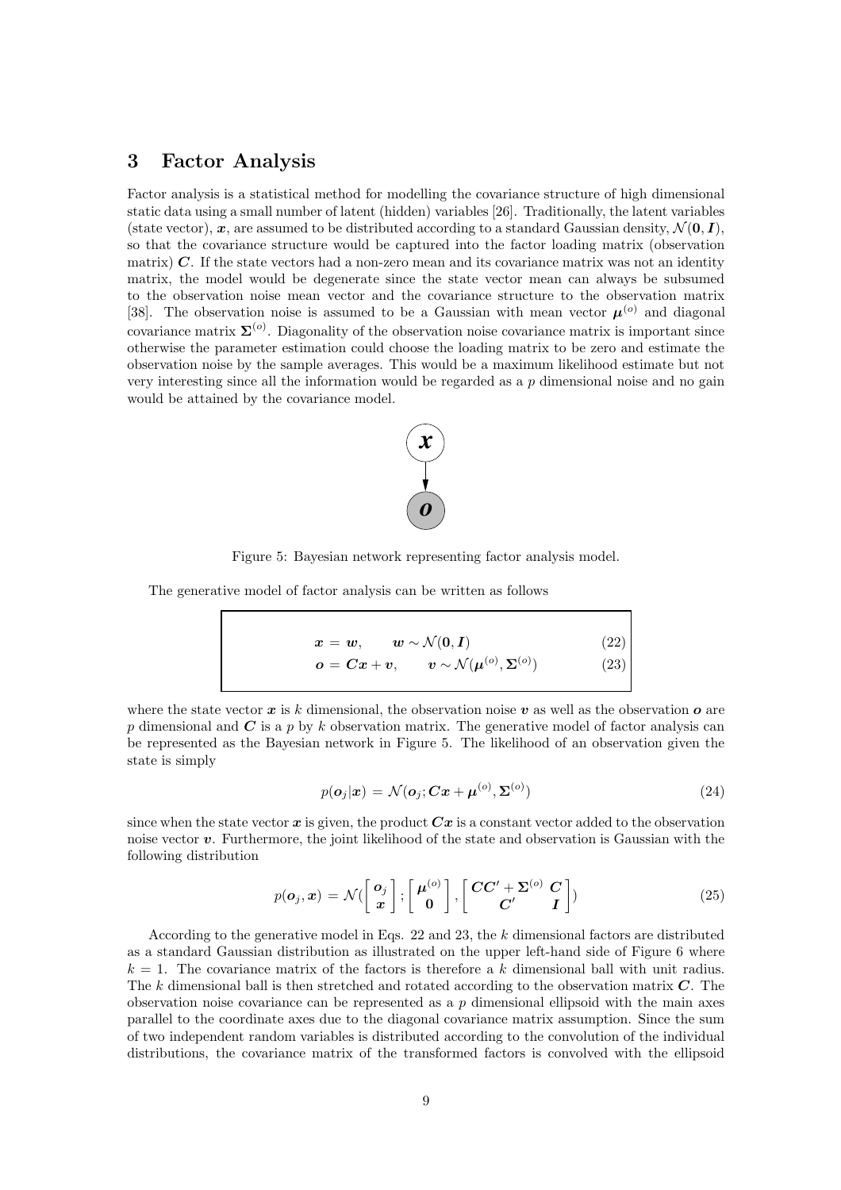# 3 Factor Analysis

Factor analysis is a statistical method for modelling the covariance structure of high dimensional static data using a small number of latent (hidden) variables [26]. Traditionally, the latent variables (state vector), $\boldsymbol{x}$, are assumed to be distributed according to a standard Gaussian density, $\mathcal{N}(\mathbf{0}, \boldsymbol{I})$, so that the covariance structure would be captured into the factor loading matrix (observation matrix) $\boldsymbol{C}$. If the state vectors had a non-zero mean and its covariance matrix was not an identity matrix, the model would be degenerate since the state vector mean can always be subsumed to the observation noise mean vector and the covariance structure to the observation matrix [38]. The observation noise is assumed to be a Gaussian with mean vector $\boldsymbol{\mu}^{(o)}$ and diagonal covariance matrix $\boldsymbol{\Sigma}^{(o)}$. Diagonality of the observation noise covariance matrix is important since otherwise the parameter estimation could choose the loading matrix to be zero and estimate the observation noise by the sample averages. This would be a maximum likelihood estimate but not very interesting since all the information would be regarded as a $p$ dimensional noise and no gain would be attained by the covariance model.

Figure 5: Bayesian network representing factor analysis model.

The generative model of factor analysis can be written as follows

$$\boldsymbol{x} = \boldsymbol{w}, \qquad \boldsymbol{w} \sim \mathcal{N}(\mathbf{0}, \boldsymbol{I}) \tag{22}$$

$$\boldsymbol{o} = \boldsymbol{C}\boldsymbol{x} + \boldsymbol{v}, \qquad \boldsymbol{v} \sim \mathcal{N}(\boldsymbol{\mu}^{(o)}, \boldsymbol{\Sigma}^{(o)}) \tag{23}$$

where the state vector $\boldsymbol{x}$ is $k$ dimensional, the observation noise $\boldsymbol{v}$ as well as the observation $\boldsymbol{o}$ are $p$ dimensional and $\boldsymbol{C}$ is a $p$ by $k$ observation matrix. The generative model of factor analysis can be represented as the Bayesian network in Figure 5. The likelihood of an observation given the state is simply

$$p(\boldsymbol{o}_j|\boldsymbol{x}) = \mathcal{N}(\boldsymbol{o}_j; \boldsymbol{C}\boldsymbol{x} + \boldsymbol{\mu}^{(o)}, \boldsymbol{\Sigma}^{(o)}) \tag{24}$$

since when the state vector $\boldsymbol{x}$ is given, the product $\boldsymbol{C}\boldsymbol{x}$ is a constant vector added to the observation noise vector $\boldsymbol{v}$. Furthermore, the joint likelihood of the state and observation is Gaussian with the following distribution

$$p(\boldsymbol{o}_j, \boldsymbol{x}) = \mathcal{N}\left(\begin{bmatrix} \boldsymbol{o}_j \\ \boldsymbol{x} \end{bmatrix}; \begin{bmatrix} \boldsymbol{\mu}^{(o)} \\ \mathbf{0} \end{bmatrix}, \begin{bmatrix} \boldsymbol{C}\boldsymbol{C}' + \boldsymbol{\Sigma}^{(o)} & \boldsymbol{C} \\ \boldsymbol{C}' & \boldsymbol{I} \end{bmatrix}\right) \tag{25}$$

According to the generative model in Eqs. 22 and 23, the $k$ dimensional factors are distributed as a standard Gaussian distribution as illustrated on the upper left-hand side of Figure 6 where $k = 1$. The covariance matrix of the factors is therefore a $k$ dimensional ball with unit radius. The $k$ dimensional ball is then stretched and rotated according to the observation matrix $\boldsymbol{C}$. The observation noise covariance can be represented as a $p$ dimensional ellipsoid with the main axes parallel to the coordinate axes due to the diagonal covariance matrix assumption. Since the sum of two independent random variables is distributed according to the convolution of the individual distributions, the covariance matrix of the transformed factors is convolved with the ellipsoid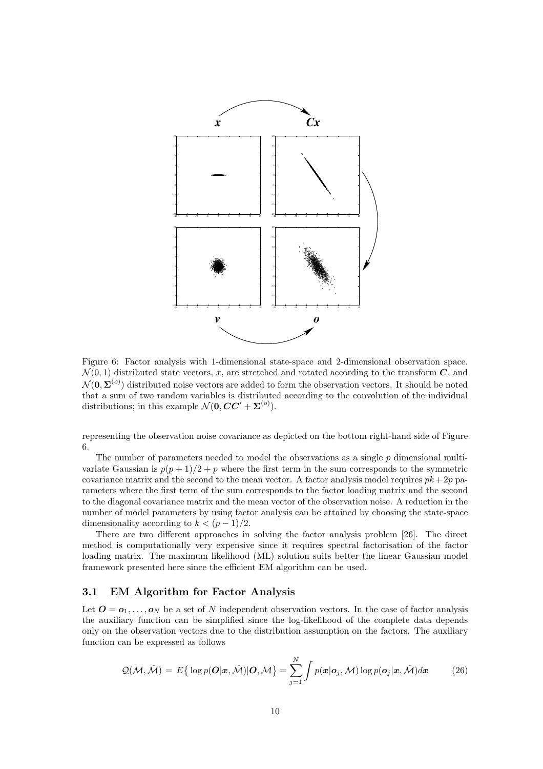Figure 6: Factor analysis with 1-dimensional state-space and 2-dimensional observation space. $\mathcal{N}(0,1)$ distributed state vectors, $x$, are stretched and rotated according to the transform $\boldsymbol{C}$, and $\mathcal{N}(\mathbf{0}, \boldsymbol{\Sigma}^{(o)})$ distributed noise vectors are added to form the observation vectors. It should be noted that a sum of two random variables is distributed according to the convolution of the individual distributions; in this example $\mathcal{N}(\mathbf{0}, \boldsymbol{C}\boldsymbol{C}' + \boldsymbol{\Sigma}^{(o)})$.

representing the observation noise covariance as depicted on the bottom right-hand side of Figure 6.

The number of parameters needed to model the observations as a single $p$ dimensional multivariate Gaussian is $p(p+1)/2 + p$ where the first term in the sum corresponds to the symmetric covariance matrix and the second to the mean vector. A factor analysis model requires $pk + 2p$ parameters where the first term of the sum corresponds to the factor loading matrix and the second to the diagonal covariance matrix and the mean vector of the observation noise. A reduction in the number of model parameters by using factor analysis can be attained by choosing the state-space dimensionality according to $k < (p-1)/2$.

There are two different approaches in solving the factor analysis problem [26]. The direct method is computationally very expensive since it requires spectral factorisation of the factor loading matrix. The maximum likelihood (ML) solution suits better the linear Gaussian model framework presented here since the efficient EM algorithm can be used.

### 3.1 EM Algorithm for Factor Analysis

Let $\boldsymbol{O} = \boldsymbol{o}_1, \ldots, \boldsymbol{o}_N$ be a set of $N$ independent observation vectors. In the case of factor analysis the auxiliary function can be simplified since the log-likelihood of the complete data depends only on the observation vectors due to the distribution assumption on the factors. The auxiliary function can be expressed as follows

$$\mathcal{Q}(\mathcal{M}, \hat{\mathcal{M}}) = E\big\{ \log p(\boldsymbol{O}|\boldsymbol{x}, \hat{\mathcal{M}}) | \boldsymbol{O}, \mathcal{M} \big\} = \sum_{j=1}^{N} \int p(\boldsymbol{x}|\boldsymbol{o}_j, \mathcal{M}) \log p(\boldsymbol{o}_j|\boldsymbol{x}, \hat{\mathcal{M}}) d\boldsymbol{x} \tag{26}$$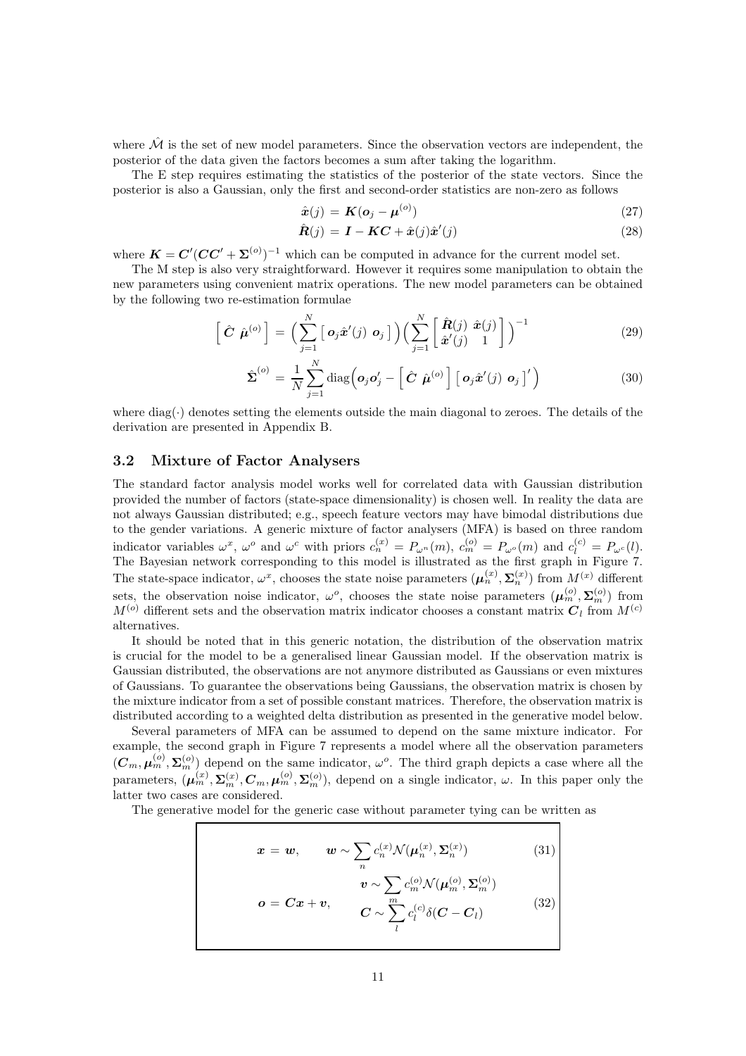where $\hat{\mathcal{M}}$ is the set of new model parameters. Since the observation vectors are independent, the posterior of the data given the factors becomes a sum after taking the logarithm.

The E step requires estimating the statistics of the posterior of the state vectors. Since the posterior is also a Gaussian, only the first and second-order statistics are non-zero as follows

$$\hat{\boldsymbol{x}}(j) = \boldsymbol{K}(\boldsymbol{o}_j - \boldsymbol{\mu}^{(o)}) \tag{27}$$

$$\hat{\boldsymbol{R}}(j) = \boldsymbol{I} - \boldsymbol{K}\boldsymbol{C} + \hat{\boldsymbol{x}}(j)\hat{\boldsymbol{x}}'(j) \tag{28}$$

where $\boldsymbol{K} = \boldsymbol{C}'(\boldsymbol{C}\boldsymbol{C}' + \boldsymbol{\Sigma}^{(o)})^{-1}$ which can be computed in advance for the current model set.

The M step is also very straightforward. However it requires some manipulation to obtain the new parameters using convenient matrix operations. The new model parameters can be obtained by the following two re-estimation formulae

$$\begin{bmatrix} \hat{\boldsymbol{C}} & \hat{\boldsymbol{\mu}}^{(o)} \end{bmatrix} = \Big( \sum_{j=1}^{N} \begin{bmatrix} \boldsymbol{o}_j \hat{\boldsymbol{x}}'(j) & \boldsymbol{o}_j \end{bmatrix} \Big) \Big( \sum_{j=1}^{N} \begin{bmatrix} \hat{\boldsymbol{R}}(j) & \hat{\boldsymbol{x}}(j) \\ \hat{\boldsymbol{x}}'(j) & 1 \end{bmatrix} \Big)^{-1} \tag{29}$$

$$\hat{\boldsymbol{\Sigma}}^{(o)} = \frac{1}{N} \sum_{j=1}^{N} \operatorname{diag}\Big( \boldsymbol{o}_j \boldsymbol{o}_j' - \begin{bmatrix} \hat{\boldsymbol{C}} & \hat{\boldsymbol{\mu}}^{(o)} \end{bmatrix} \begin{bmatrix} \boldsymbol{o}_j \hat{\boldsymbol{x}}'(j) & \boldsymbol{o}_j \end{bmatrix}' \Big) \tag{30}$$

where $\operatorname{diag}(\cdot)$ denotes setting the elements outside the main diagonal to zeroes. The details of the derivation are presented in Appendix B.

## 3.2 Mixture of Factor Analysers

The standard factor analysis model works well for correlated data with Gaussian distribution provided the number of factors (state-space dimensionality) is chosen well. In reality the data are not always Gaussian distributed; e.g., speech feature vectors may have bimodal distributions due to the gender variations. A generic mixture of factor analysers (MFA) is based on three random indicator variables $\omega^x$, $\omega^o$ and $\omega^c$ with priors $c_n^{(x)} = P_{\omega^n}(m)$, $c_m^{(o)} = P_{\omega^o}(m)$ and $c_l^{(c)} = P_{\omega^c}(l)$. The Bayesian network corresponding to this model is illustrated as the first graph in Figure 7. The state-space indicator, $\omega^x$, chooses the state noise parameters $(\boldsymbol{\mu}_n^{(x)}, \boldsymbol{\Sigma}_n^{(x)})$ from $M^{(x)}$ different sets, the observation noise indicator, $\omega^o$, chooses the state noise parameters $(\boldsymbol{\mu}_m^{(o)}, \boldsymbol{\Sigma}_m^{(o)})$ from $M^{(o)}$ different sets and the observation matrix indicator chooses a constant matrix $\boldsymbol{C}_l$ from $M^{(c)}$ alternatives.

It should be noted that in this generic notation, the distribution of the observation matrix is crucial for the model to be a generalised linear Gaussian model. If the observation matrix is Gaussian distributed, the observations are not anymore distributed as Gaussians or even mixtures of Gaussians. To guarantee the observations being Gaussians, the observation matrix is chosen by the mixture indicator from a set of possible constant matrices. Therefore, the observation matrix is distributed according to a weighted delta distribution as presented in the generative model below.

Several parameters of MFA can be assumed to depend on the same mixture indicator. For example, the second graph in Figure 7 represents a model where all the observation parameters $(\boldsymbol{C}_m, \boldsymbol{\mu}_m^{(o)}, \boldsymbol{\Sigma}_m^{(o)})$ depend on the same indicator, $\omega^o$. The third graph depicts a case where all the parameters, $(\boldsymbol{\mu}_m^{(x)}, \boldsymbol{\Sigma}_m^{(x)}, \boldsymbol{C}_m, \boldsymbol{\mu}_m^{(o)}, \boldsymbol{\Sigma}_m^{(o)})$, depend on a single indicator, $\omega$. In this paper only the latter two cases are considered.

The generative model for the generic case without parameter tying can be written as

$$\boldsymbol{x} = \boldsymbol{w}, \qquad \boldsymbol{w} \sim \sum_n c_n^{(x)} \mathcal{N}(\boldsymbol{\mu}_n^{(x)}, \boldsymbol{\Sigma}_n^{(x)}) \tag{31}$$

$$\boldsymbol{o} = \boldsymbol{C}\boldsymbol{x} + \boldsymbol{v}, \qquad \begin{aligned} \boldsymbol{v} &\sim \sum_m c_m^{(o)} \mathcal{N}(\boldsymbol{\mu}_m^{(o)}, \boldsymbol{\Sigma}_m^{(o)}) \\ \boldsymbol{C} &\sim \sum_l c_l^{(c)} \delta(\boldsymbol{C} - \boldsymbol{C}_l) \end{aligned} \tag{32}$$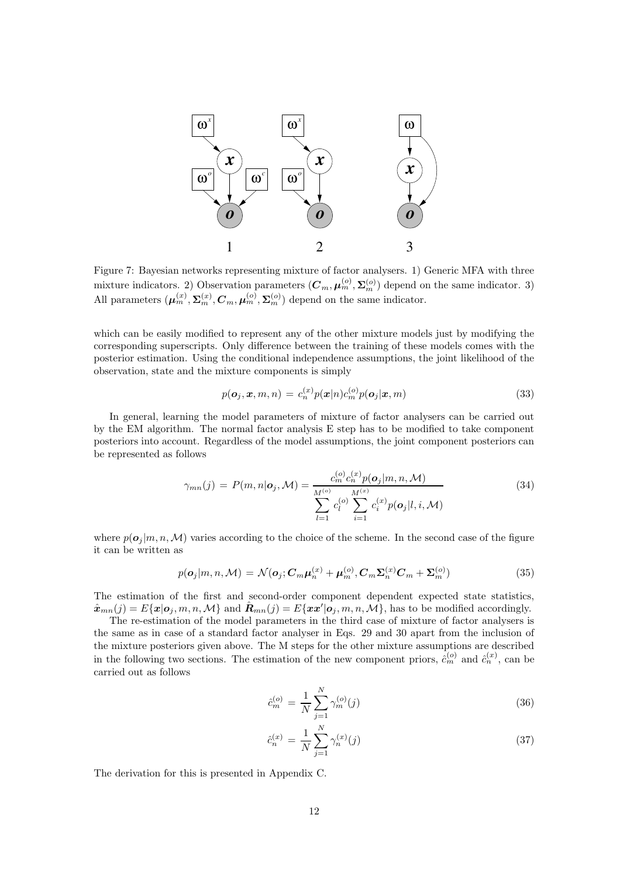Figure 7: Bayesian networks representing mixture of factor analysers. 1) Generic MFA with three mixture indicators. 2) Observation parameters ($\boldsymbol{C}_m, \boldsymbol{\mu}_m^{(o)}, \boldsymbol{\Sigma}_m^{(o)}$) depend on the same indicator. 3) All parameters ($\boldsymbol{\mu}_m^{(x)}, \boldsymbol{\Sigma}_m^{(x)}, \boldsymbol{C}_m, \boldsymbol{\mu}_m^{(o)}, \boldsymbol{\Sigma}_m^{(o)}$) depend on the same indicator.

which can be easily modified to represent any of the other mixture models just by modifying the corresponding superscripts. Only difference between the training of these models comes with the posterior estimation. Using the conditional independence assumptions, the joint likelihood of the observation, state and the mixture components is simply

$$p(\boldsymbol{o}_j, \boldsymbol{x}, m, n) = c_n^{(x)} p(\boldsymbol{x}|n) c_m^{(o)} p(\boldsymbol{o}_j|\boldsymbol{x}, m) \tag{33}$$

In general, learning the model parameters of mixture of factor analysers can be carried out by the EM algorithm. The normal factor analysis E step has to be modified to take component posteriors into account. Regardless of the model assumptions, the joint component posteriors can be represented as follows

$$\gamma_{mn}(j) = P(m, n|\boldsymbol{o}_j, \mathcal{M}) = \frac{c_m^{(o)} c_n^{(x)} p(\boldsymbol{o}_j|m, n, \mathcal{M})}{\sum_{l=1}^{M^{(o)}} c_l^{(o)} \sum_{i=1}^{M^{(x)}} c_i^{(x)} p(\boldsymbol{o}_j|l, i, \mathcal{M})} \tag{34}$$

where $p(\boldsymbol{o}_j|m, n, \mathcal{M})$ varies according to the choice of the scheme. In the second case of the figure it can be written as

$$p(\boldsymbol{o}_j|m, n, \mathcal{M}) = \mathcal{N}(\boldsymbol{o}_j; \boldsymbol{C}_m \boldsymbol{\mu}_n^{(x)} + \boldsymbol{\mu}_m^{(o)}, \boldsymbol{C}_m \boldsymbol{\Sigma}_n^{(x)} \boldsymbol{C}_m + \boldsymbol{\Sigma}_m^{(o)}) \tag{35}$$

The estimation of the first and second-order component dependent expected state statistics, $\hat{\boldsymbol{x}}_{mn}(j) = E\{\boldsymbol{x}|\boldsymbol{o}_j, m, n, \mathcal{M}\}$ and $\hat{\boldsymbol{R}}_{mn}(j) = E\{\boldsymbol{x}\boldsymbol{x}'|\boldsymbol{o}_j, m, n, \mathcal{M}\}$, has to be modified accordingly.

The re-estimation of the model parameters in the third case of mixture of factor analysers is the same as in case of a standard factor analyser in Eqs. 29 and 30 apart from the inclusion of the mixture posteriors given above. The M steps for the other mixture assumptions are described in the following two sections. The estimation of the new component priors, $\hat{c}_m^{(o)}$ and $\hat{c}_n^{(x)}$, can be carried out as follows

$$\hat{c}_m^{(o)} = \frac{1}{N} \sum_{j=1}^{N} \gamma_m^{(o)}(j) \tag{36}$$

$$\hat{c}_n^{(x)} = \frac{1}{N} \sum_{j=1}^{N} \gamma_n^{(x)}(j) \tag{37}$$

The derivation for this is presented in Appendix C.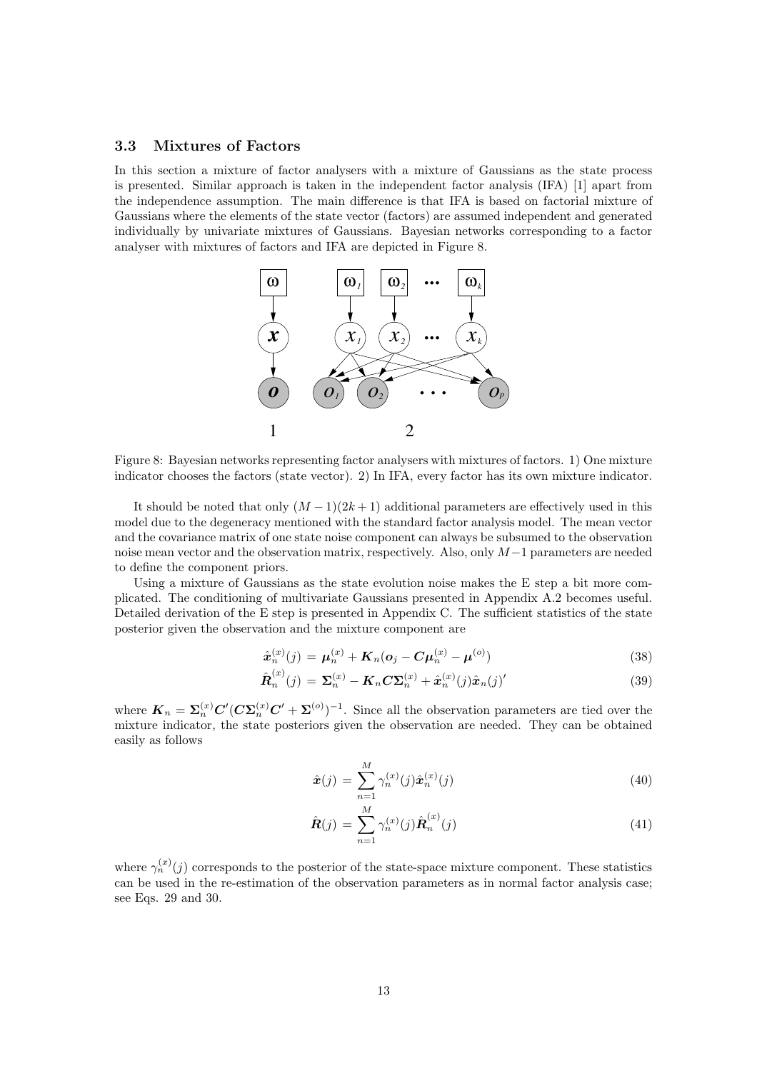### 3.3 Mixtures of Factors

In this section a mixture of factor analysers with a mixture of Gaussians as the state process is presented. Similar approach is taken in the independent factor analysis (IFA) [1] apart from the independence assumption. The main difference is that IFA is based on factorial mixture of Gaussians where the elements of the state vector (factors) are assumed independent and generated individually by univariate mixtures of Gaussians. Bayesian networks corresponding to a factor analyser with mixtures of factors and IFA are depicted in Figure 8.

Figure 8: Bayesian networks representing factor analysers with mixtures of factors. 1) One mixture indicator chooses the factors (state vector). 2) In IFA, every factor has its own mixture indicator.

It should be noted that only $(M-1)(2k+1)$ additional parameters are effectively used in this model due to the degeneracy mentioned with the standard factor analysis model. The mean vector and the covariance matrix of one state noise component can always be subsumed to the observation noise mean vector and the observation matrix, respectively. Also, only $M-1$ parameters are needed to define the component priors.

Using a mixture of Gaussians as the state evolution noise makes the E step a bit more complicated. The conditioning of multivariate Gaussians presented in Appendix A.2 becomes useful. Detailed derivation of the E step is presented in Appendix C. The sufficient statistics of the state posterior given the observation and the mixture component are

$$\hat{\boldsymbol{x}}_n^{(x)}(j) = \boldsymbol{\mu}_n^{(x)} + \boldsymbol{K}_n(\boldsymbol{o}_j - \boldsymbol{C}\boldsymbol{\mu}_n^{(x)} - \boldsymbol{\mu}^{(o)}) \tag{38}$$

$$\hat{\boldsymbol{R}}_n^{(x)}(j) = \boldsymbol{\Sigma}_n^{(x)} - \boldsymbol{K}_n\boldsymbol{C}\boldsymbol{\Sigma}_n^{(x)} + \hat{\boldsymbol{x}}_n^{(x)}(j)\hat{\boldsymbol{x}}_n(j)' \tag{39}$$

where $\boldsymbol{K}_n = \boldsymbol{\Sigma}_n^{(x)}\boldsymbol{C}'(\boldsymbol{C}\boldsymbol{\Sigma}_n^{(x)}\boldsymbol{C}' + \boldsymbol{\Sigma}^{(o)})^{-1}$. Since all the observation parameters are tied over the mixture indicator, the state posteriors given the observation are needed. They can be obtained easily as follows

$$\hat{\boldsymbol{x}}(j) = \sum_{n=1}^{M} \gamma_n^{(x)}(j)\hat{\boldsymbol{x}}_n^{(x)}(j) \tag{40}$$

$$\hat{\boldsymbol{R}}(j) = \sum_{n=1}^{M} \gamma_n^{(x)}(j)\hat{\boldsymbol{R}}_n^{(x)}(j) \tag{41}$$

where $\gamma_n^{(x)}(j)$ corresponds to the posterior of the state-space mixture component. These statistics can be used in the re-estimation of the observation parameters as in normal factor analysis case; see Eqs. 29 and 30.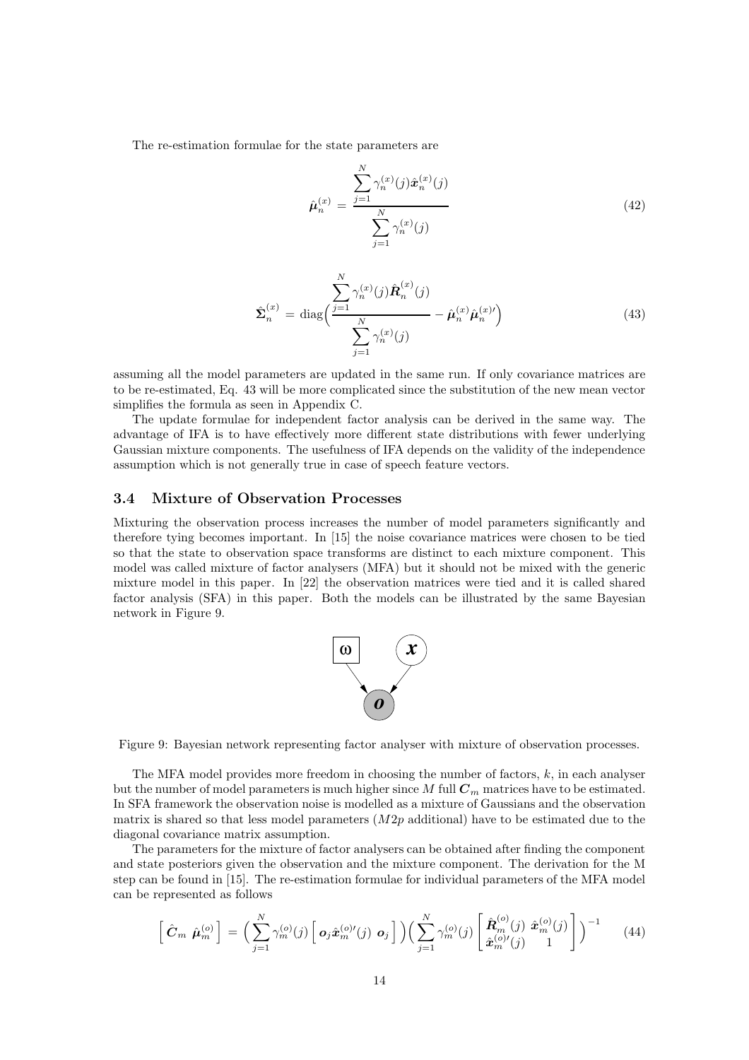The re-estimation formulae for the state parameters are

$$\hat{\boldsymbol{\mu}}_n^{(x)} = \frac{\sum_{j=1}^{N} \gamma_n^{(x)}(j)\hat{\boldsymbol{x}}_n^{(x)}(j)}{\sum_{j=1}^{N} \gamma_n^{(x)}(j)} \tag{42}$$

$$\hat{\boldsymbol{\Sigma}}_n^{(x)} = \operatorname{diag}\Big( \frac{\sum_{j=1}^{N} \gamma_n^{(x)}(j)\hat{\boldsymbol{R}}_n^{(x)}(j)}{\sum_{j=1}^{N} \gamma_n^{(x)}(j)} - \hat{\boldsymbol{\mu}}_n^{(x)}\hat{\boldsymbol{\mu}}_n^{(x)\prime} \Big) \tag{43}$$

assuming all the model parameters are updated in the same run. If only covariance matrices are to be re-estimated, Eq. 43 will be more complicated since the substitution of the new mean vector simplifies the formula as seen in Appendix C.

The update formulae for independent factor analysis can be derived in the same way. The advantage of IFA is to have effectively more different state distributions with fewer underlying Gaussian mixture components. The usefulness of IFA depends on the validity of the independence assumption which is not generally true in case of speech feature vectors.

### 3.4 Mixture of Observation Processes

Mixturing the observation process increases the number of model parameters significantly and therefore tying becomes important. In [15] the noise covariance matrices were chosen to be tied so that the state to observation space transforms are distinct to each mixture component. This model was called mixture of factor analysers (MFA) but it should not be mixed with the generic mixture model in this paper. In [22] the observation matrices were tied and it is called shared factor analysis (SFA) in this paper. Both the models can be illustrated by the same Bayesian network in Figure 9.

Figure 9: Bayesian network representing factor analyser with mixture of observation processes.

The MFA model provides more freedom in choosing the number of factors, $k$, in each analyser but the number of model parameters is much higher since $M$ full $\boldsymbol{C}_m$ matrices have to be estimated. In SFA framework the observation noise is modelled as a mixture of Gaussians and the observation matrix is shared so that less model parameters ($M2p$ additional) have to be estimated due to the diagonal covariance matrix assumption.

The parameters for the mixture of factor analysers can be obtained after finding the component and state posteriors given the observation and the mixture component. The derivation for the M step can be found in [15]. The re-estimation formulae for individual parameters of the MFA model can be represented as follows

$$\Big[ \hat{\boldsymbol{C}}_m \; \hat{\boldsymbol{\mu}}_m^{(o)} \Big] = \Big( \sum_{j=1}^{N} \gamma_m^{(o)}(j) \Big[ \boldsymbol{o}_j \hat{\boldsymbol{x}}_m^{(o)\prime}(j) \; \boldsymbol{o}_j \Big] \Big) \Big( \sum_{j=1}^{N} \gamma_m^{(o)}(j) \begin{bmatrix} \hat{\boldsymbol{R}}_m^{(o)}(j) & \hat{\boldsymbol{x}}_m^{(o)}(j) \\ \hat{\boldsymbol{x}}_m^{(o)\prime}(j) & 1 \end{bmatrix} \Big)^{-1} \tag{44}$$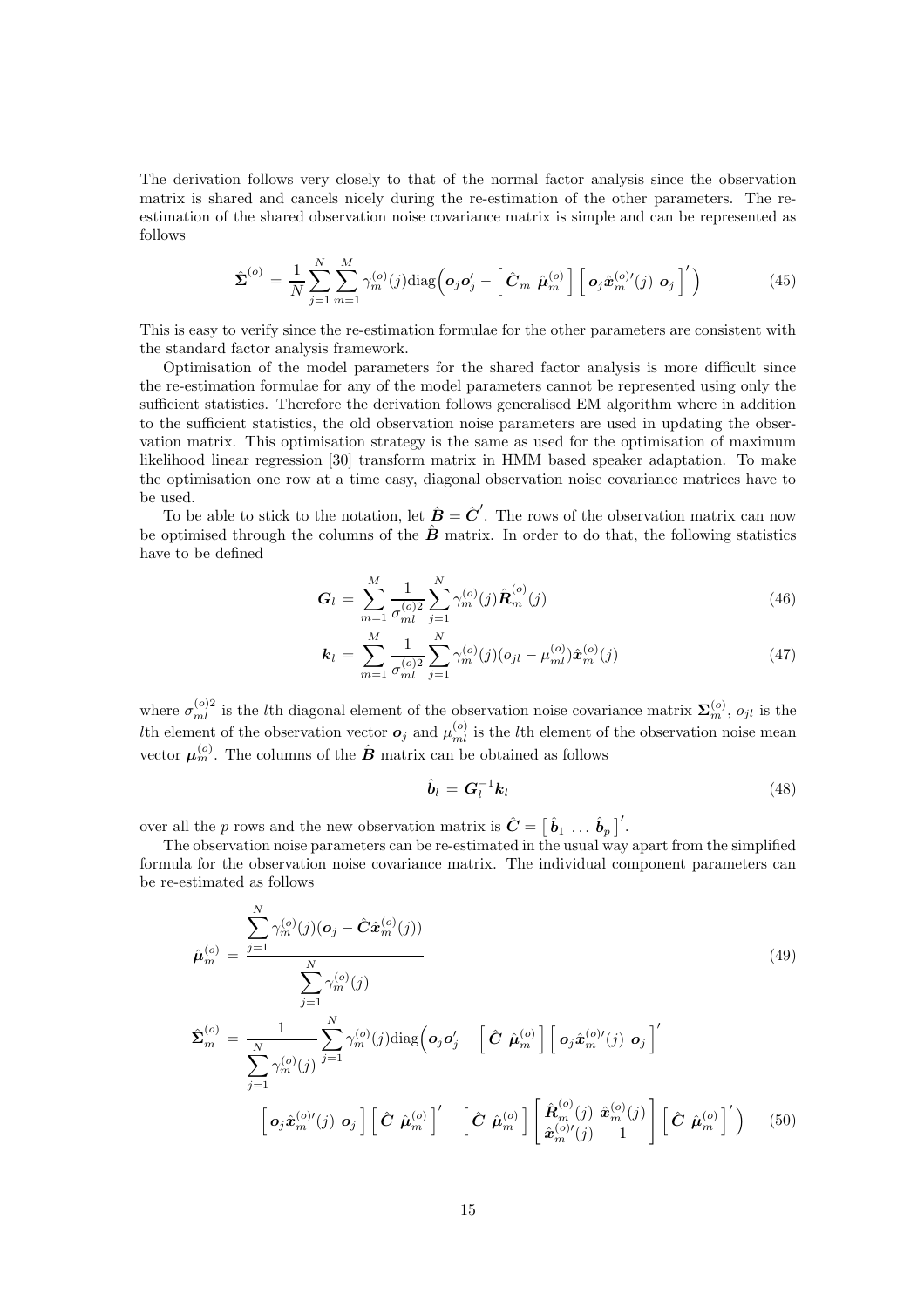The derivation follows very closely to that of the normal factor analysis since the observation matrix is shared and cancels nicely during the re-estimation of the other parameters. The re-estimation of the shared observation noise covariance matrix is simple and can be represented as follows

$$\hat{\boldsymbol{\Sigma}}^{(o)} = \frac{1}{N}\sum_{j=1}^{N}\sum_{m=1}^{M}\gamma_m^{(o)}(j)\mathrm{diag}\Big(\boldsymbol{o}_j\boldsymbol{o}_j' - \Big[\,\hat{\boldsymbol{C}}_m\ \hat{\boldsymbol{\mu}}_m^{(o)}\,\Big]\Big[\,\boldsymbol{o}_j\hat{\boldsymbol{x}}_m^{(o)\prime}(j)\ \boldsymbol{o}_j\,\Big]'\Big) \tag{45}$$

This is easy to verify since the re-estimation formulae for the other parameters are consistent with the standard factor analysis framework.

Optimisation of the model parameters for the shared factor analysis is more difficult since the re-estimation formulae for any of the model parameters cannot be represented using only the sufficient statistics. Therefore the derivation follows generalised EM algorithm where in addition to the sufficient statistics, the old observation noise parameters are used in updating the observation matrix. This optimisation strategy is the same as used for the optimisation of maximum likelihood linear regression [30] transform matrix in HMM based speaker adaptation. To make the optimisation one row at a time easy, diagonal observation noise covariance matrices have to be used.

To be able to stick to the notation, let $\hat{\boldsymbol{B}} = \hat{\boldsymbol{C}}'$. The rows of the observation matrix can now be optimised through the columns of the $\hat{\boldsymbol{B}}$ matrix. In order to do that, the following statistics have to be defined

$$\boldsymbol{G}_l = \sum_{m=1}^{M}\frac{1}{\sigma_{ml}^{(o)2}}\sum_{j=1}^{N}\gamma_m^{(o)}(j)\hat{\boldsymbol{R}}_m^{(o)}(j) \tag{46}$$

$$\boldsymbol{k}_l = \sum_{m=1}^{M}\frac{1}{\sigma_{ml}^{(o)2}}\sum_{j=1}^{N}\gamma_m^{(o)}(j)(o_{jl} - \mu_{ml}^{(o)})\hat{\boldsymbol{x}}_m^{(o)}(j) \tag{47}$$

where $\sigma_{ml}^{(o)2}$ is the $l$th diagonal element of the observation noise covariance matrix $\boldsymbol{\Sigma}_m^{(o)}$, $o_{jl}$ is the $l$th element of the observation vector $\boldsymbol{o}_j$ and $\mu_{ml}^{(o)}$ is the $l$th element of the observation noise mean vector $\boldsymbol{\mu}_m^{(o)}$. The columns of the $\hat{\boldsymbol{B}}$ matrix can be obtained as follows

$$\hat{\boldsymbol{b}}_l = \boldsymbol{G}_l^{-1}\boldsymbol{k}_l \tag{48}$$

over all the $p$ rows and the new observation matrix is $\hat{\boldsymbol{C}} = \big[\,\hat{\boldsymbol{b}}_1\ \ldots\ \hat{\boldsymbol{b}}_p\,\big]'$.

The observation noise parameters can be re-estimated in the usual way apart from the simplified formula for the observation noise covariance matrix. The individual component parameters can be re-estimated as follows

$$\hat{\boldsymbol{\mu}}_m^{(o)} = \frac{\displaystyle\sum_{j=1}^{N}\gamma_m^{(o)}(j)(\boldsymbol{o}_j - \hat{\boldsymbol{C}}\hat{\boldsymbol{x}}_m^{(o)}(j))}{\displaystyle\sum_{j=1}^{N}\gamma_m^{(o)}(j)} \tag{49}$$

$$\begin{aligned}\hat{\boldsymbol{\Sigma}}_m^{(o)} = \frac{1}{\displaystyle\sum_{j=1}^{N}\gamma_m^{(o)}(j)}\sum_{j=1}^{N}\gamma_m^{(o)}(j)\mathrm{diag}\Big(&\boldsymbol{o}_j\boldsymbol{o}_j' - \Big[\,\hat{\boldsymbol{C}}\ \hat{\boldsymbol{\mu}}_m^{(o)}\,\Big]\Big[\,\boldsymbol{o}_j\hat{\boldsymbol{x}}_m^{(o)\prime}(j)\ \boldsymbol{o}_j\,\Big]' \\ &- \Big[\,\boldsymbol{o}_j\hat{\boldsymbol{x}}_m^{(o)\prime}(j)\ \boldsymbol{o}_j\,\Big]\Big[\,\hat{\boldsymbol{C}}\ \hat{\boldsymbol{\mu}}_m^{(o)}\,\Big]' + \Big[\,\hat{\boldsymbol{C}}\ \hat{\boldsymbol{\mu}}_m^{(o)}\,\Big]\begin{bmatrix}\hat{\boldsymbol{R}}_m^{(o)}(j) & \hat{\boldsymbol{x}}_m^{(o)}(j)\\ \hat{\boldsymbol{x}}_m^{(o)\prime}(j) & 1\end{bmatrix}\Big[\,\hat{\boldsymbol{C}}\ \hat{\boldsymbol{\mu}}_m^{(o)}\,\Big]'\Big)\end{aligned} \tag{50}$$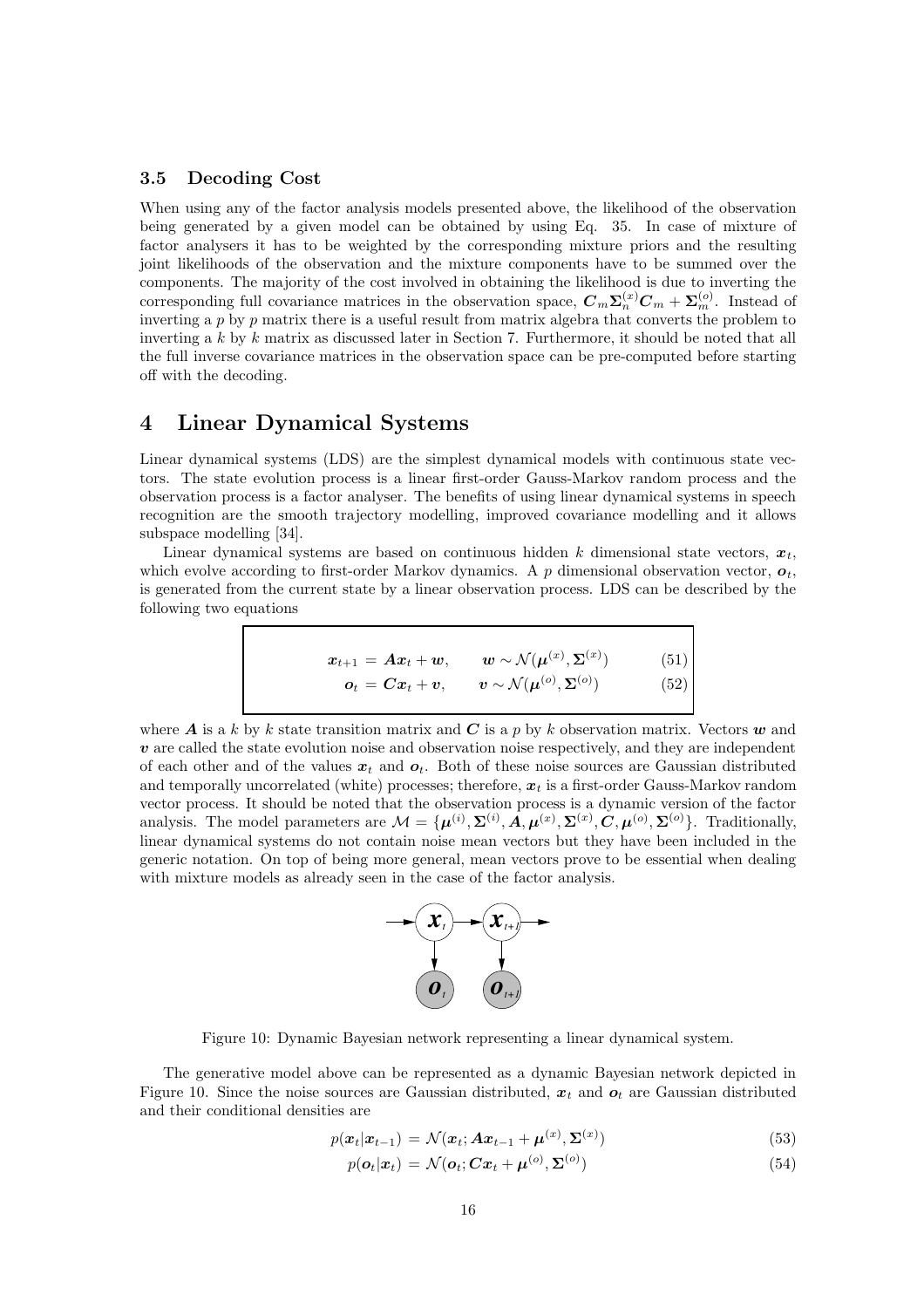### 3.5 Decoding Cost

When using any of the factor analysis models presented above, the likelihood of the observation being generated by a given model can be obtained by using Eq. 35. In case of mixture of factor analysers it has to be weighted by the corresponding mixture priors and the resulting joint likelihoods of the observation and the mixture components have to be summed over the components. The majority of the cost involved in obtaining the likelihood is due to inverting the corresponding full covariance matrices in the observation space, $\boldsymbol{C}_m \boldsymbol{\Sigma}_n^{(x)} \boldsymbol{C}_m + \boldsymbol{\Sigma}_m^{(o)}$. Instead of inverting a $p$ by $p$ matrix there is a useful result from matrix algebra that converts the problem to inverting a $k$ by $k$ matrix as discussed later in Section 7. Furthermore, it should be noted that all the full inverse covariance matrices in the observation space can be pre-computed before starting off with the decoding.

## 4 Linear Dynamical Systems

Linear dynamical systems (LDS) are the simplest dynamical models with continuous state vectors. The state evolution process is a linear first-order Gauss-Markov random process and the observation process is a factor analyser. The benefits of using linear dynamical systems in speech recognition are the smooth trajectory modelling, improved covariance modelling and it allows subspace modelling [34].

Linear dynamical systems are based on continuous hidden $k$ dimensional state vectors, $\boldsymbol{x}_t$, which evolve according to first-order Markov dynamics. A $p$ dimensional observation vector, $\boldsymbol{o}_t$, is generated from the current state by a linear observation process. LDS can be described by the following two equations

$$\boldsymbol{x}_{t+1} = \boldsymbol{A}\boldsymbol{x}_t + \boldsymbol{w}, \qquad \boldsymbol{w} \sim \mathcal{N}(\boldsymbol{\mu}^{(x)}, \boldsymbol{\Sigma}^{(x)}) \tag{51}$$

$$\boldsymbol{o}_t = \boldsymbol{C}\boldsymbol{x}_t + \boldsymbol{v}, \qquad \boldsymbol{v} \sim \mathcal{N}(\boldsymbol{\mu}^{(o)}, \boldsymbol{\Sigma}^{(o)}) \tag{52}$$

where $\boldsymbol{A}$ is a $k$ by $k$ state transition matrix and $\boldsymbol{C}$ is a $p$ by $k$ observation matrix. Vectors $\boldsymbol{w}$ and $\boldsymbol{v}$ are called the state evolution noise and observation noise respectively, and they are independent of each other and of the values $\boldsymbol{x}_t$ and $\boldsymbol{o}_t$. Both of these noise sources are Gaussian distributed and temporally uncorrelated (white) processes; therefore, $\boldsymbol{x}_t$ is a first-order Gauss-Markov random vector process. It should be noted that the observation process is a dynamic version of the factor analysis. The model parameters are $\mathcal{M} = \{\boldsymbol{\mu}^{(i)}, \boldsymbol{\Sigma}^{(i)}, \boldsymbol{A}, \boldsymbol{\mu}^{(x)}, \boldsymbol{\Sigma}^{(x)}, \boldsymbol{C}, \boldsymbol{\mu}^{(o)}, \boldsymbol{\Sigma}^{(o)}\}$. Traditionally, linear dynamical systems do not contain noise mean vectors but they have been included in the generic notation. On top of being more general, mean vectors prove to be essential when dealing with mixture models as already seen in the case of the factor analysis.

Figure 10: Dynamic Bayesian network representing a linear dynamical system.

The generative model above can be represented as a dynamic Bayesian network depicted in Figure 10. Since the noise sources are Gaussian distributed, $\boldsymbol{x}_t$ and $\boldsymbol{o}_t$ are Gaussian distributed and their conditional densities are

$$p(\boldsymbol{x}_t|\boldsymbol{x}_{t-1}) = \mathcal{N}(\boldsymbol{x}_t; \boldsymbol{A}\boldsymbol{x}_{t-1} + \boldsymbol{\mu}^{(x)}, \boldsymbol{\Sigma}^{(x)}) \tag{53}$$

$$p(\boldsymbol{o}_t|\boldsymbol{x}_t) = \mathcal{N}(\boldsymbol{o}_t; \boldsymbol{C}\boldsymbol{x}_t + \boldsymbol{\mu}^{(o)}, \boldsymbol{\Sigma}^{(o)}) \tag{54}$$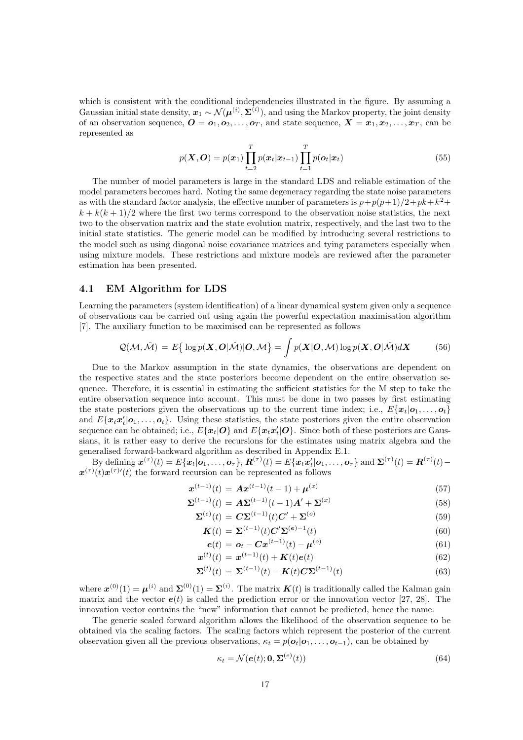which is consistent with the conditional independencies illustrated in the figure. By assuming a Gaussian initial state density, $\boldsymbol{x}_1 \sim \mathcal{N}(\boldsymbol{\mu}^{(i)}, \boldsymbol{\Sigma}^{(i)})$, and using the Markov property, the joint density of an observation sequence, $\boldsymbol{O} = \boldsymbol{o}_1, \boldsymbol{o}_2, \ldots, \boldsymbol{o}_T$, and state sequence, $\boldsymbol{X} = \boldsymbol{x}_1, \boldsymbol{x}_2, \ldots, \boldsymbol{x}_T$, can be represented as

$$p(\boldsymbol{X}, \boldsymbol{O}) = p(\boldsymbol{x}_1) \prod_{t=2}^{T} p(\boldsymbol{x}_t|\boldsymbol{x}_{t-1}) \prod_{t=1}^{T} p(\boldsymbol{o}_t|\boldsymbol{x}_t) \tag{55}$$

The number of model parameters is large in the standard LDS and reliable estimation of the model parameters becomes hard. Noting the same degeneracy regarding the state noise parameters as with the standard factor analysis, the effective number of parameters is $p + p(p+1)/2 + pk + k^2 + k + k(k+1)/2$ where the first two terms correspond to the observation noise statistics, the next two to the observation matrix and the state evolution matrix, respectively, and the last two to the initial state statistics. The generic model can be modified by introducing several restrictions to the model such as using diagonal noise covariance matrices and tying parameters especially when using mixture models. These restrictions and mixture models are reviewed after the parameter estimation has been presented.

## 4.1 EM Algorithm for LDS

Learning the parameters (system identification) of a linear dynamical system given only a sequence of observations can be carried out using again the powerful expectation maximisation algorithm [7]. The auxiliary function to be maximised can be represented as follows

$$\mathcal{Q}(\mathcal{M}, \hat{\mathcal{M}}) = E\big\{ \log p(\boldsymbol{X}, \boldsymbol{O}|\hat{\mathcal{M}})|\boldsymbol{O}, \mathcal{M}\big\} = \int p(\boldsymbol{X}|\boldsymbol{O}, \mathcal{M}) \log p(\boldsymbol{X}, \boldsymbol{O}|\hat{\mathcal{M}}) d\boldsymbol{X} \tag{56}$$

Due to the Markov assumption in the state dynamics, the observations are dependent on the respective states and the state posteriors become dependent on the entire observation sequence. Therefore, it is essential in estimating the sufficient statistics for the M step to take the entire observation sequence into account. This must be done in two passes by first estimating the state posteriors given the observations up to the current time index; i.e., $E\{\boldsymbol{x}_t|\boldsymbol{o}_1, \ldots, \boldsymbol{o}_t\}$ and $E\{\boldsymbol{x}_t\boldsymbol{x}_t'|\boldsymbol{o}_1, \ldots, \boldsymbol{o}_t\}$. Using these statistics, the state posteriors given the entire observation sequence can be obtained; i.e., $E\{\boldsymbol{x}_t|\boldsymbol{O}\}$ and $E\{\boldsymbol{x}_t\boldsymbol{x}_t'|\boldsymbol{O}\}$. Since both of these posteriors are Gaussians, it is rather easy to derive the recursions for the estimates using matrix algebra and the generalised forward-backward algorithm as described in Appendix E.1.

By defining $\boldsymbol{x}^{(\tau)}(t) = E\{\boldsymbol{x}_t|\boldsymbol{o}_1, \ldots, \boldsymbol{o}_\tau\}$, $\boldsymbol{R}^{(\tau)}(t) = E\{\boldsymbol{x}_t\boldsymbol{x}_t'|\boldsymbol{o}_1, \ldots, \boldsymbol{o}_\tau\}$ and $\boldsymbol{\Sigma}^{(\tau)}(t) = \boldsymbol{R}^{(\tau)}(t) - \boldsymbol{x}^{(\tau)}(t)\boldsymbol{x}^{(\tau)\prime}(t)$ the forward recursion can be represented as follows

$$\boldsymbol{x}^{(t-1)}(t) = \boldsymbol{A}\boldsymbol{x}^{(t-1)}(t-1) + \boldsymbol{\mu}^{(x)} \tag{57}$$

$$\boldsymbol{\Sigma}^{(t-1)}(t) = \boldsymbol{A}\boldsymbol{\Sigma}^{(t-1)}(t-1)\boldsymbol{A}' + \boldsymbol{\Sigma}^{(x)} \tag{58}$$

$$\boldsymbol{\Sigma}^{(e)}(t) = \boldsymbol{C}\boldsymbol{\Sigma}^{(t-1)}(t)\boldsymbol{C}' + \boldsymbol{\Sigma}^{(o)} \tag{59}$$

$$\boldsymbol{K}(t) = \boldsymbol{\Sigma}^{(t-1)}(t)\boldsymbol{C}'\boldsymbol{\Sigma}^{(e)-1}(t) \tag{60}$$

$$\boldsymbol{e}(t) = \boldsymbol{o}_t - \boldsymbol{C}\boldsymbol{x}^{(t-1)}(t) - \boldsymbol{\mu}^{(o)} \tag{61}$$

$$\boldsymbol{x}^{(t)}(t) = \boldsymbol{x}^{(t-1)}(t) + \boldsymbol{K}(t)\boldsymbol{e}(t) \tag{62}$$

$$\boldsymbol{\Sigma}^{(t)}(t) = \boldsymbol{\Sigma}^{(t-1)}(t) - \boldsymbol{K}(t)\boldsymbol{C}\boldsymbol{\Sigma}^{(t-1)}(t) \tag{63}$$

where $\boldsymbol{x}^{(0)}(1) = \boldsymbol{\mu}^{(i)}$ and $\boldsymbol{\Sigma}^{(0)}(1) = \boldsymbol{\Sigma}^{(i)}$. The matrix $\boldsymbol{K}(t)$ is traditionally called the Kalman gain matrix and the vector $\boldsymbol{e}(t)$ is called the prediction error or the innovation vector [27, 28]. The innovation vector contains the "new" information that cannot be predicted, hence the name.

The generic scaled forward algorithm allows the likelihood of the observation sequence to be obtained via the scaling factors. The scaling factors which represent the posterior of the current observation given all the previous observations, $\kappa_t = p(\boldsymbol{o}_t|\boldsymbol{o}_1, \ldots, \boldsymbol{o}_{t-1})$, can be obtained by

$$\kappa_t = \mathcal{N}(\boldsymbol{e}(t); \boldsymbol{0}, \boldsymbol{\Sigma}^{(e)}(t)) \tag{64}$$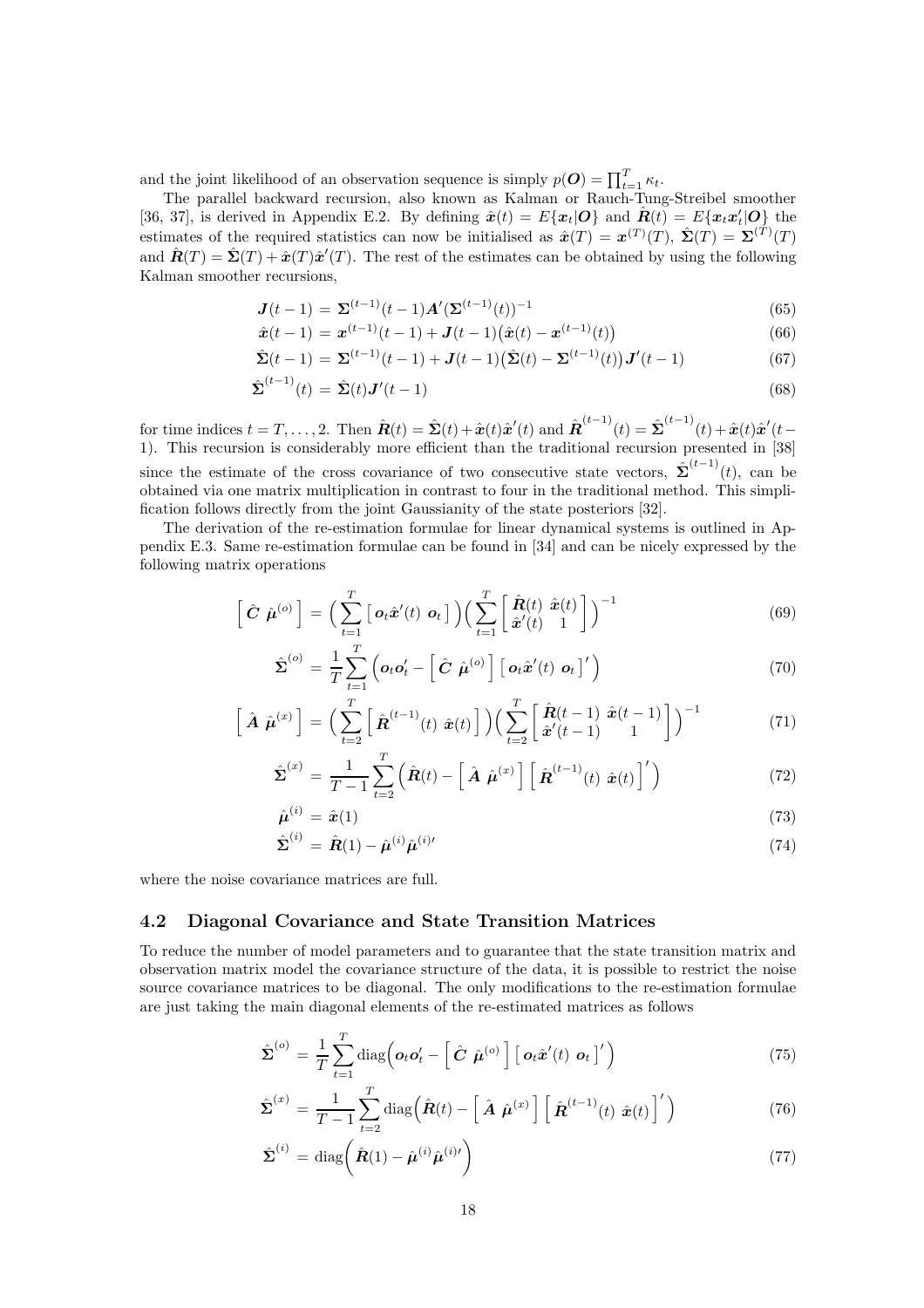and the joint likelihood of an observation sequence is simply $p(\boldsymbol{O}) = \prod_{t=1}^{T} \kappa_t$.

The parallel backward recursion, also known as Kalman or Rauch-Tung-Streibel smoother [36, 37], is derived in Appendix E.2. By defining $\hat{\boldsymbol{x}}(t) = E\{\boldsymbol{x}_t|\boldsymbol{O}\}$ and $\hat{\boldsymbol{R}}(t) = E\{\boldsymbol{x}_t\boldsymbol{x}_t'|\boldsymbol{O}\}$ the estimates of the required statistics can now be initialised as $\hat{\boldsymbol{x}}(T) = \boldsymbol{x}^{(T)}(T)$, $\hat{\boldsymbol{\Sigma}}(T) = \boldsymbol{\Sigma}^{(T)}(T)$ and $\hat{\boldsymbol{R}}(T) = \hat{\boldsymbol{\Sigma}}(T) + \hat{\boldsymbol{x}}(T)\hat{\boldsymbol{x}}'(T)$. The rest of the estimates can be obtained by using the following Kalman smoother recursions,

$$\boldsymbol{J}(t-1) = \boldsymbol{\Sigma}^{(t-1)}(t-1)\boldsymbol{A}'(\boldsymbol{\Sigma}^{(t-1)}(t))^{-1} \tag{65}$$

$$\hat{\boldsymbol{x}}(t-1) = \boldsymbol{x}^{(t-1)}(t-1) + \boldsymbol{J}(t-1)\big(\hat{\boldsymbol{x}}(t) - \boldsymbol{x}^{(t-1)}(t)\big) \tag{66}$$

$$\hat{\boldsymbol{\Sigma}}(t-1) = \boldsymbol{\Sigma}^{(t-1)}(t-1) + \boldsymbol{J}(t-1)\big(\hat{\boldsymbol{\Sigma}}(t) - \boldsymbol{\Sigma}^{(t-1)}(t)\big)\boldsymbol{J}'(t-1) \tag{67}$$

$$\hat{\boldsymbol{\Sigma}}^{(t-1)}(t) = \hat{\boldsymbol{\Sigma}}(t)\boldsymbol{J}'(t-1) \tag{68}$$

for time indices $t = T, \ldots, 2$. Then $\hat{\boldsymbol{R}}(t) = \hat{\boldsymbol{\Sigma}}(t) + \hat{\boldsymbol{x}}(t)\hat{\boldsymbol{x}}'(t)$ and $\hat{\boldsymbol{R}}^{(t-1)}(t) = \hat{\boldsymbol{\Sigma}}^{(t-1)}(t) + \hat{\boldsymbol{x}}(t)\hat{\boldsymbol{x}}'(t-1)$. This recursion is considerably more efficient than the traditional recursion presented in [38] since the estimate of the cross covariance of two consecutive state vectors, $\hat{\boldsymbol{\Sigma}}^{(t-1)}(t)$, can be obtained via one matrix multiplication in contrast to four in the traditional method. This simplification follows directly from the joint Gaussianity of the state posteriors [32].

The derivation of the re-estimation formulae for linear dynamical systems is outlined in Appendix E.3. Same re-estimation formulae can be found in [34] and can be nicely expressed by the following matrix operations

$$\begin{bmatrix} \hat{\boldsymbol{C}} & \hat{\boldsymbol{\mu}}^{(o)} \end{bmatrix} = \Big(\sum_{t=1}^{T} \begin{bmatrix} \boldsymbol{o}_t\hat{\boldsymbol{x}}'(t) & \boldsymbol{o}_t \end{bmatrix}\Big)\Big(\sum_{t=1}^{T} \begin{bmatrix} \hat{\boldsymbol{R}}(t) & \hat{\boldsymbol{x}}(t) \\ \hat{\boldsymbol{x}}'(t) & 1 \end{bmatrix}\Big)^{-1} \tag{69}$$

$$\hat{\boldsymbol{\Sigma}}^{(o)} = \frac{1}{T}\sum_{t=1}^{T}\Big(\boldsymbol{o}_t\boldsymbol{o}_t' - \begin{bmatrix} \hat{\boldsymbol{C}} & \hat{\boldsymbol{\mu}}^{(o)} \end{bmatrix}\begin{bmatrix} \boldsymbol{o}_t\hat{\boldsymbol{x}}'(t) & \boldsymbol{o}_t \end{bmatrix}'\Big) \tag{70}$$

$$\begin{bmatrix} \hat{\boldsymbol{A}} & \hat{\boldsymbol{\mu}}^{(x)} \end{bmatrix} = \Big(\sum_{t=2}^{T} \begin{bmatrix} \hat{\boldsymbol{R}}^{(t-1)}(t) & \hat{\boldsymbol{x}}(t) \end{bmatrix}\Big)\Big(\sum_{t=2}^{T} \begin{bmatrix} \hat{\boldsymbol{R}}(t-1) & \hat{\boldsymbol{x}}(t-1) \\ \hat{\boldsymbol{x}}'(t-1) & 1 \end{bmatrix}\Big)^{-1} \tag{71}$$

$$\hat{\boldsymbol{\Sigma}}^{(x)} = \frac{1}{T-1}\sum_{t=2}^{T}\Big(\hat{\boldsymbol{R}}(t) - \begin{bmatrix} \hat{\boldsymbol{A}} & \hat{\boldsymbol{\mu}}^{(x)} \end{bmatrix}\begin{bmatrix} \hat{\boldsymbol{R}}^{(t-1)}(t) & \hat{\boldsymbol{x}}(t) \end{bmatrix}'\Big) \tag{72}$$

$$\hat{\boldsymbol{\mu}}^{(i)} = \hat{\boldsymbol{x}}(1) \tag{73}$$

$$\hat{\boldsymbol{\Sigma}}^{(i)} = \hat{\boldsymbol{R}}(1) - \hat{\boldsymbol{\mu}}^{(i)}\hat{\boldsymbol{\mu}}^{(i)\prime} \tag{74}$$

where the noise covariance matrices are full.

## 4.2 Diagonal Covariance and State Transition Matrices

To reduce the number of model parameters and to guarantee that the state transition matrix and observation matrix model the covariance structure of the data, it is possible to restrict the noise source covariance matrices to be diagonal. The only modifications to the re-estimation formulae are just taking the main diagonal elements of the re-estimated matrices as follows

$$\hat{\boldsymbol{\Sigma}}^{(o)} = \frac{1}{T}\sum_{t=1}^{T}\mathrm{diag}\Big(\boldsymbol{o}_t\boldsymbol{o}_t' - \begin{bmatrix} \hat{\boldsymbol{C}} & \hat{\boldsymbol{\mu}}^{(o)} \end{bmatrix}\begin{bmatrix} \boldsymbol{o}_t\hat{\boldsymbol{x}}'(t) & \boldsymbol{o}_t \end{bmatrix}'\Big) \tag{75}$$

$$\hat{\boldsymbol{\Sigma}}^{(x)} = \frac{1}{T-1}\sum_{t=2}^{T}\mathrm{diag}\Big(\hat{\boldsymbol{R}}(t) - \begin{bmatrix} \hat{\boldsymbol{A}} & \hat{\boldsymbol{\mu}}^{(x)} \end{bmatrix}\begin{bmatrix} \hat{\boldsymbol{R}}^{(t-1)}(t) & \hat{\boldsymbol{x}}(t) \end{bmatrix}'\Big) \tag{76}$$

$$\hat{\boldsymbol{\Sigma}}^{(i)} = \mathrm{diag}\Big(\hat{\boldsymbol{R}}(1) - \hat{\boldsymbol{\mu}}^{(i)}\hat{\boldsymbol{\mu}}^{(i)\prime}\Big) \tag{77}$$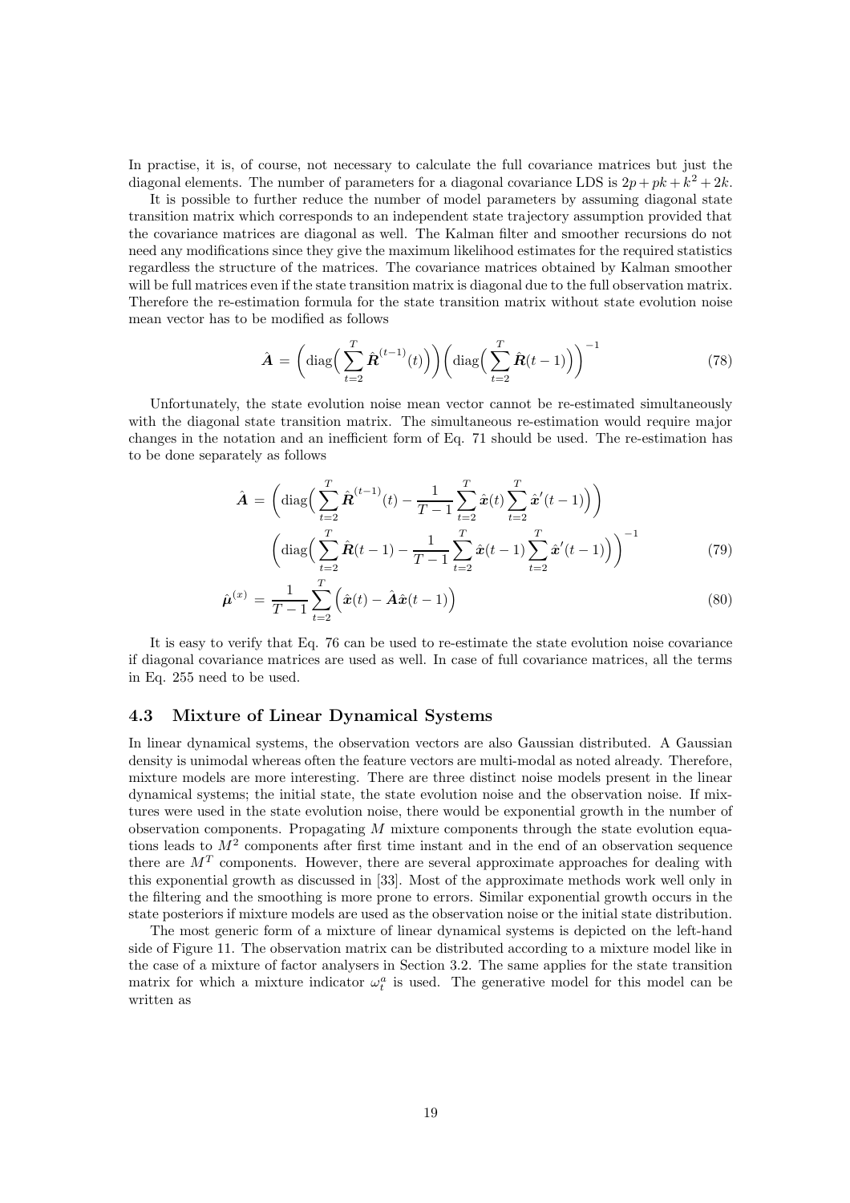In practise, it is, of course, not necessary to calculate the full covariance matrices but just the diagonal elements. The number of parameters for a diagonal covariance LDS is $2p + pk + k^2 + 2k$.

It is possible to further reduce the number of model parameters by assuming diagonal state transition matrix which corresponds to an independent state trajectory assumption provided that the covariance matrices are diagonal as well. The Kalman filter and smoother recursions do not need any modifications since they give the maximum likelihood estimates for the required statistics regardless the structure of the matrices. The covariance matrices obtained by Kalman smoother will be full matrices even if the state transition matrix is diagonal due to the full observation matrix. Therefore the re-estimation formula for the state transition matrix without state evolution noise mean vector has to be modified as follows

$$\hat{\boldsymbol{A}} = \Big(\text{diag}\Big(\sum_{t=2}^{T} \hat{\boldsymbol{R}}^{(t-1)}(t)\Big)\Big)\Big(\text{diag}\Big(\sum_{t=2}^{T} \hat{\boldsymbol{R}}(t-1)\Big)\Big)^{-1} \tag{78}$$

Unfortunately, the state evolution noise mean vector cannot be re-estimated simultaneously with the diagonal state transition matrix. The simultaneous re-estimation would require major changes in the notation and an inefficient form of Eq. 71 should be used. The re-estimation has to be done separately as follows

$$\begin{aligned}
\hat{\boldsymbol{A}} &= \Big(\text{diag}\Big(\sum_{t=2}^{T} \hat{\boldsymbol{R}}^{(t-1)}(t) - \frac{1}{T-1}\sum_{t=2}^{T} \hat{\boldsymbol{x}}(t)\sum_{t=2}^{T} \hat{\boldsymbol{x}}'(t-1)\Big)\Big) \\
&\quad \Big(\text{diag}\Big(\sum_{t=2}^{T} \hat{\boldsymbol{R}}(t-1) - \frac{1}{T-1}\sum_{t=2}^{T} \hat{\boldsymbol{x}}(t-1)\sum_{t=2}^{T} \hat{\boldsymbol{x}}'(t-1)\Big)\Big)^{-1} \qquad (79)
\end{aligned}$$

$$\hat{\boldsymbol{\mu}}^{(x)} = \frac{1}{T-1}\sum_{t=2}^{T}\Big(\hat{\boldsymbol{x}}(t) - \hat{\boldsymbol{A}}\hat{\boldsymbol{x}}(t-1)\Big) \tag{80}$$

It is easy to verify that Eq. 76 can be used to re-estimate the state evolution noise covariance if diagonal covariance matrices are used as well. In case of full covariance matrices, all the terms in Eq. 255 need to be used.

### 4.3 Mixture of Linear Dynamical Systems

In linear dynamical systems, the observation vectors are also Gaussian distributed. A Gaussian density is unimodal whereas often the feature vectors are multi-modal as noted already. Therefore, mixture models are more interesting. There are three distinct noise models present in the linear dynamical systems; the initial state, the state evolution noise and the observation noise. If mixtures were used in the state evolution noise, there would be exponential growth in the number of observation components. Propagating $M$ mixture components through the state evolution equations leads to $M^2$ components after first time instant and in the end of an observation sequence there are $M^T$ components. However, there are several approximate approaches for dealing with this exponential growth as discussed in [33]. Most of the approximate methods work well only in the filtering and the smoothing is more prone to errors. Similar exponential growth occurs in the state posteriors if mixture models are used as the observation noise or the initial state distribution.

The most generic form of a mixture of linear dynamical systems is depicted on the left-hand side of Figure 11. The observation matrix can be distributed according to a mixture model like in the case of a mixture of factor analysers in Section 3.2. The same applies for the state transition matrix for which a mixture indicator $\omega_t^a$ is used. The generative model for this model can be written as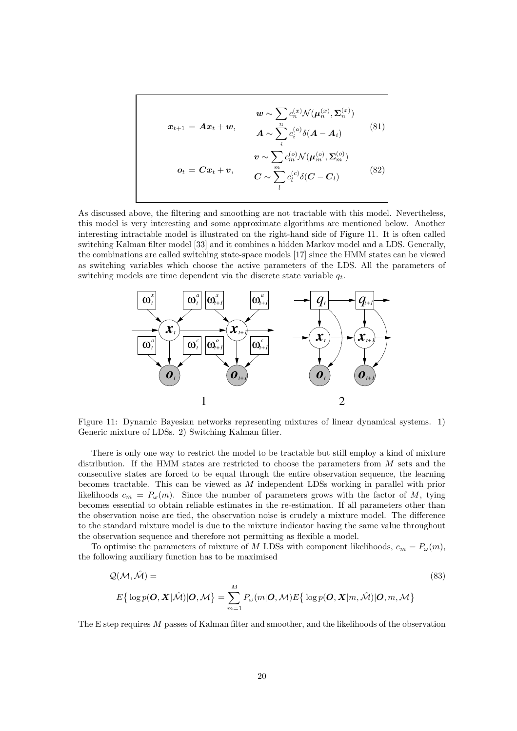$$
\boldsymbol{x}_{t+1} = \boldsymbol{A}\boldsymbol{x}_t + \boldsymbol{w}, \qquad \begin{aligned} \boldsymbol{w} &\sim \sum_n c_n^{(x)} \mathcal{N}(\boldsymbol{\mu}_n^{(x)}, \boldsymbol{\Sigma}_n^{(x)}) \\ \boldsymbol{A} &\sim \sum_i c_i^{(a)} \delta(\boldsymbol{A} - \boldsymbol{A}_i) \end{aligned} \tag{81}
$$

$$
\boldsymbol{o}_t = \boldsymbol{C}\boldsymbol{x}_t + \boldsymbol{v}, \qquad \begin{aligned} \boldsymbol{v} &\sim \sum_m c_m^{(o)} \mathcal{N}(\boldsymbol{\mu}_m^{(o)}, \boldsymbol{\Sigma}_m^{(o)}) \\ \boldsymbol{C} &\sim \sum_l c_l^{(c)} \delta(\boldsymbol{C} - \boldsymbol{C}_l) \end{aligned} \tag{82}
$$

As discussed above, the filtering and smoothing are not tractable with this model. Nevertheless, this model is very interesting and some approximate algorithms are mentioned below. Another interesting intractable model is illustrated on the right-hand side of Figure 11. It is often called switching Kalman filter model [33] and it combines a hidden Markov model and a LDS. Generally, the combinations are called switching state-space models [17] since the HMM states can be viewed as switching variables which choose the active parameters of the LDS. All the parameters of switching models are time dependent via the discrete state variable $q_t$.

Figure 11: Dynamic Bayesian networks representing mixtures of linear dynamical systems. 1) Generic mixture of LDSs. 2) Switching Kalman filter.

There is only one way to restrict the model to be tractable but still employ a kind of mixture distribution. If the HMM states are restricted to choose the parameters from $M$ sets and the consecutive states are forced to be equal through the entire observation sequence, the learning becomes tractable. This can be viewed as $M$ independent LDSs working in parallel with prior likelihoods $c_m = P_\omega(m)$. Since the number of parameters grows with the factor of $M$, tying becomes essential to obtain reliable estimates in the re-estimation. If all parameters other than the observation noise are tied, the observation noise is crudely a mixture model. The difference to the standard mixture model is due to the mixture indicator having the same value throughout the observation sequence and therefore not permitting as flexible a model.

To optimise the parameters of mixture of $M$ LDSs with component likelihoods, $c_m = P_\omega(m)$, the following auxiliary function has to be maximised

$$
\begin{aligned}
&\mathcal{Q}(\mathcal{M}, \hat{\mathcal{M}}) = \\
&E\big\{ \log p(\boldsymbol{O}, \boldsymbol{X} | \hat{\mathcal{M}}) | \boldsymbol{O}, \mathcal{M} \big\} = \sum_{m=1}^{M} P_\omega(m | \boldsymbol{O}, \mathcal{M}) E\big\{ \log p(\boldsymbol{O}, \boldsymbol{X} | m, \hat{\mathcal{M}}) | \boldsymbol{O}, m, \mathcal{M} \big\}
\end{aligned} \tag{83}
$$

The E step requires $M$ passes of Kalman filter and smoother, and the likelihoods of the observation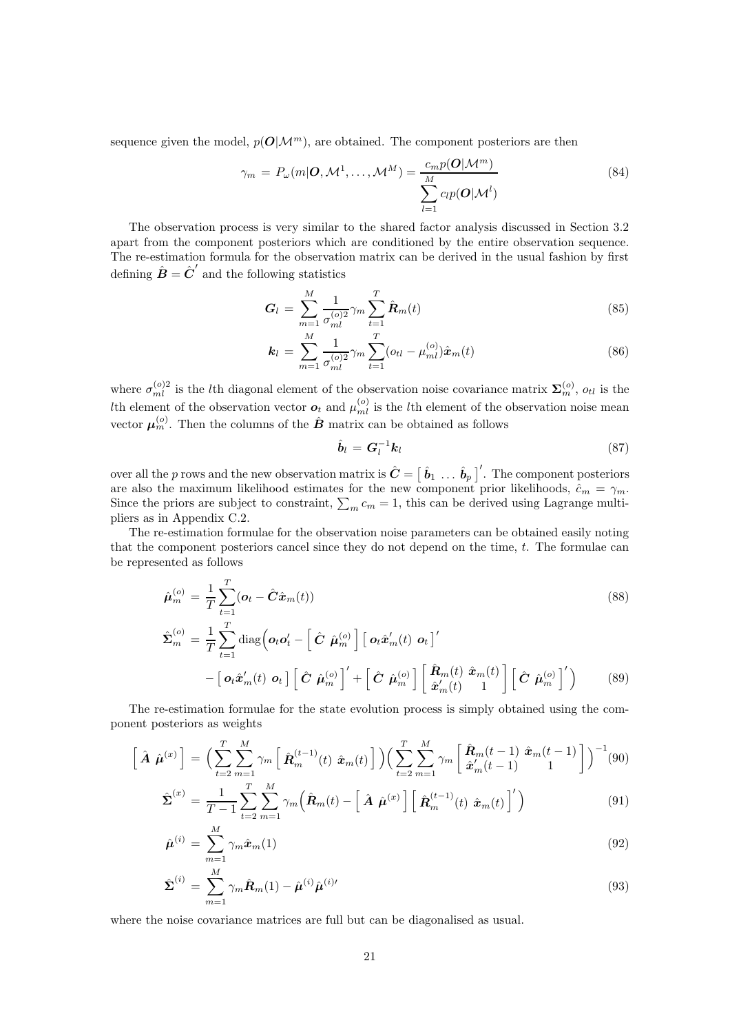sequence given the model, $p(\boldsymbol{O}|\mathcal{M}^m)$, are obtained. The component posteriors are then

$$\gamma_m = P_\omega(m|\boldsymbol{O}, \mathcal{M}^1, \ldots, \mathcal{M}^M) = \frac{c_m p(\boldsymbol{O}|\mathcal{M}^m)}{\sum_{l=1}^{M} c_l p(\boldsymbol{O}|\mathcal{M}^l)} \tag{84}$$

The observation process is very similar to the shared factor analysis discussed in Section 3.2 apart from the component posteriors which are conditioned by the entire observation sequence. The re-estimation formula for the observation matrix can be derived in the usual fashion by first defining $\hat{\boldsymbol{B}} = \hat{\boldsymbol{C}}'$ and the following statistics

$$\boldsymbol{G}_l = \sum_{m=1}^{M} \frac{1}{\sigma_{ml}^{(o)2}} \gamma_m \sum_{t=1}^{T} \hat{\boldsymbol{R}}_m(t) \tag{85}$$

$$\boldsymbol{k}_l = \sum_{m=1}^{M} \frac{1}{\sigma_{ml}^{(o)2}} \gamma_m \sum_{t=1}^{T} (o_{tl} - \mu_{ml}^{(o)}) \hat{\boldsymbol{x}}_m(t) \tag{86}$$

where $\sigma_{ml}^{(o)2}$ is the $l$th diagonal element of the observation noise covariance matrix $\boldsymbol{\Sigma}_m^{(o)}$, $o_{tl}$ is the $l$th element of the observation vector $\boldsymbol{o}_t$ and $\mu_{ml}^{(o)}$ is the $l$th element of the observation noise mean vector $\boldsymbol{\mu}_m^{(o)}$. Then the columns of the $\hat{\boldsymbol{B}}$ matrix can be obtained as follows

$$\hat{\boldsymbol{b}}_l = \boldsymbol{G}_l^{-1} \boldsymbol{k}_l \tag{87}$$

over all the $p$ rows and the new observation matrix is $\hat{\boldsymbol{C}} = \begin{bmatrix} \hat{\boldsymbol{b}}_1 & \ldots & \hat{\boldsymbol{b}}_p \end{bmatrix}'$. The component posteriors are also the maximum likelihood estimates for the new component prior likelihoods, $\hat{c}_m = \gamma_m$. Since the priors are subject to constraint, $\sum_m c_m = 1$, this can be derived using Lagrange multipliers as in Appendix C.2.

The re-estimation formulae for the observation noise parameters can be obtained easily noting that the component posteriors cancel since they do not depend on the time, $t$. The formulae can be represented as follows

$$\hat{\boldsymbol{\mu}}_m^{(o)} = \frac{1}{T} \sum_{t=1}^{T} (\boldsymbol{o}_t - \hat{\boldsymbol{C}} \hat{\boldsymbol{x}}_m(t)) \tag{88}$$

$$\begin{aligned} \hat{\boldsymbol{\Sigma}}_m^{(o)} = \frac{1}{T} \sum_{t=1}^{T} \text{diag}\Big( & \boldsymbol{o}_t \boldsymbol{o}_t' - \begin{bmatrix} \hat{\boldsymbol{C}} & \hat{\boldsymbol{\mu}}_m^{(o)} \end{bmatrix} \begin{bmatrix} \boldsymbol{o}_t \hat{\boldsymbol{x}}_m'(t) & \boldsymbol{o}_t \end{bmatrix}' \\ & - \begin{bmatrix} \boldsymbol{o}_t \hat{\boldsymbol{x}}_m'(t) & \boldsymbol{o}_t \end{bmatrix} \begin{bmatrix} \hat{\boldsymbol{C}} & \hat{\boldsymbol{\mu}}_m^{(o)} \end{bmatrix}' + \begin{bmatrix} \hat{\boldsymbol{C}} & \hat{\boldsymbol{\mu}}_m^{(o)} \end{bmatrix} \begin{bmatrix} \hat{\boldsymbol{R}}_m(t) & \hat{\boldsymbol{x}}_m(t) \\ \hat{\boldsymbol{x}}_m'(t) & 1 \end{bmatrix} \begin{bmatrix} \hat{\boldsymbol{C}} & \hat{\boldsymbol{\mu}}_m^{(o)} \end{bmatrix}' \Big) \end{aligned} \tag{89}$$

The re-estimation formulae for the state evolution process is simply obtained using the component posteriors as weights

$$\begin{bmatrix} \hat{\boldsymbol{A}} & \hat{\boldsymbol{\mu}}^{(x)} \end{bmatrix} = \Big( \sum_{t=2}^{T} \sum_{m=1}^{M} \gamma_m \begin{bmatrix} \hat{\boldsymbol{R}}_m^{(t-1)}(t) & \hat{\boldsymbol{x}}_m(t) \end{bmatrix} \Big) \Big( \sum_{t=2}^{T} \sum_{m=1}^{M} \gamma_m \begin{bmatrix} \hat{\boldsymbol{R}}_m(t-1) & \hat{\boldsymbol{x}}_m(t-1) \\ \hat{\boldsymbol{x}}_m'(t-1) & 1 \end{bmatrix} \Big)^{-1} \tag{90}$$

$$\hat{\boldsymbol{\Sigma}}^{(x)} = \frac{1}{T-1} \sum_{t=2}^{T} \sum_{m=1}^{M} \gamma_m \Big( \hat{\boldsymbol{R}}_m(t) - \begin{bmatrix} \hat{\boldsymbol{A}} & \hat{\boldsymbol{\mu}}^{(x)} \end{bmatrix} \begin{bmatrix} \hat{\boldsymbol{R}}_m^{(t-1)}(t) & \hat{\boldsymbol{x}}_m(t) \end{bmatrix}' \Big) \tag{91}$$

$$\hat{\boldsymbol{\mu}}^{(i)} = \sum_{m=1}^{M} \gamma_m \hat{\boldsymbol{x}}_m(1) \tag{92}$$

$$\hat{\boldsymbol{\Sigma}}^{(i)} = \sum_{m=1}^{M} \gamma_m \hat{\boldsymbol{R}}_m(1) - \hat{\boldsymbol{\mu}}^{(i)} \hat{\boldsymbol{\mu}}^{(i)\prime} \tag{93}$$

where the noise covariance matrices are full but can be diagonalised as usual.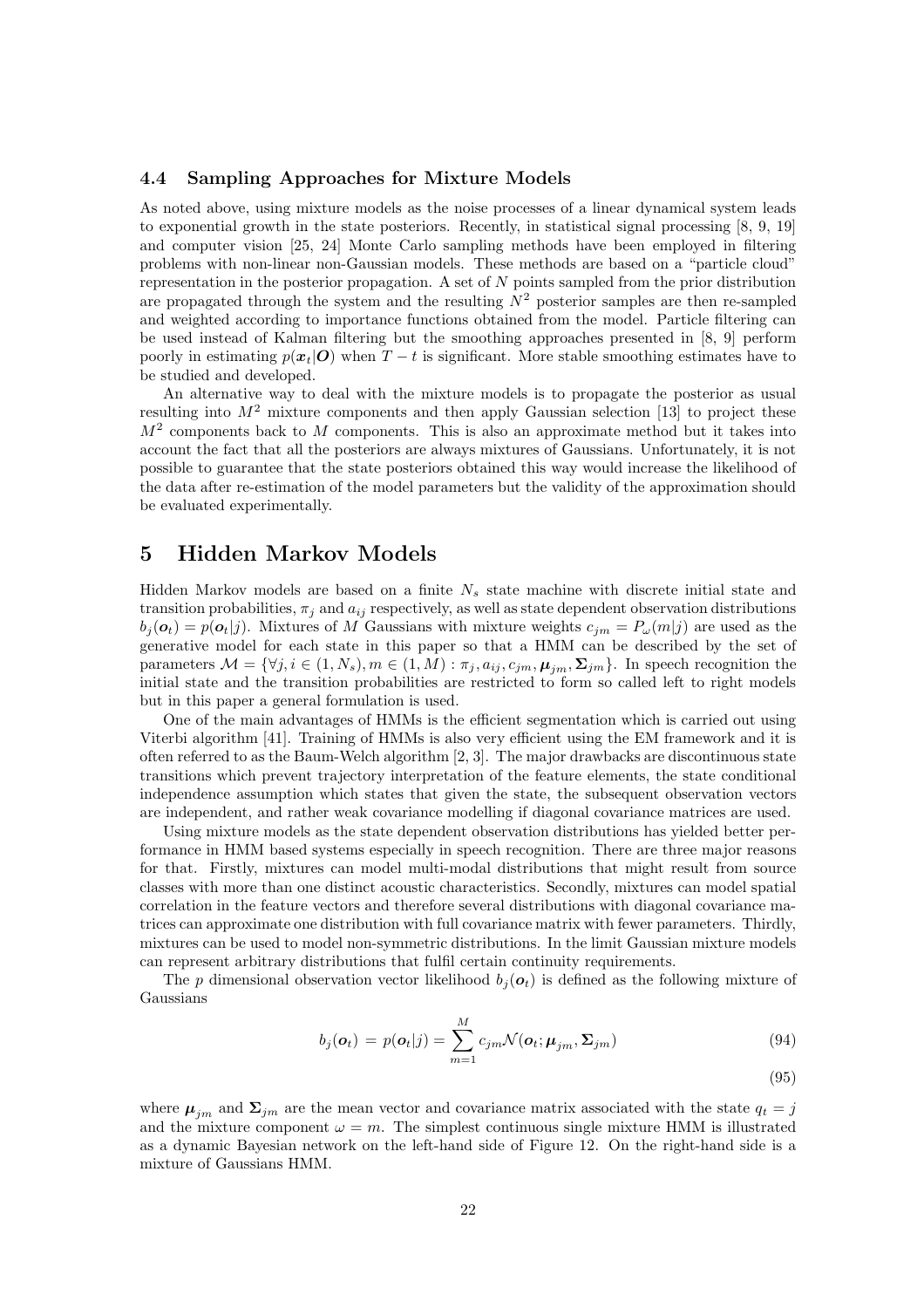### 4.4 Sampling Approaches for Mixture Models

As noted above, using mixture models as the noise processes of a linear dynamical system leads to exponential growth in the state posteriors. Recently, in statistical signal processing [8, 9, 19] and computer vision [25, 24] Monte Carlo sampling methods have been employed in filtering problems with non-linear non-Gaussian models. These methods are based on a "particle cloud" representation in the posterior propagation. A set of $N$ points sampled from the prior distribution are propagated through the system and the resulting $N^2$ posterior samples are then re-sampled and weighted according to importance functions obtained from the model. Particle filtering can be used instead of Kalman filtering but the smoothing approaches presented in [8, 9] perform poorly in estimating $p(\boldsymbol{x}_t|\boldsymbol{O})$ when $T-t$ is significant. More stable smoothing estimates have to be studied and developed.

An alternative way to deal with the mixture models is to propagate the posterior as usual resulting into $M^2$ mixture components and then apply Gaussian selection [13] to project these $M^2$ components back to $M$ components. This is also an approximate method but it takes into account the fact that all the posteriors are always mixtures of Gaussians. Unfortunately, it is not possible to guarantee that the state posteriors obtained this way would increase the likelihood of the data after re-estimation of the model parameters but the validity of the approximation should be evaluated experimentally.

## 5 Hidden Markov Models

Hidden Markov models are based on a finite $N_s$ state machine with discrete initial state and transition probabilities, $\pi_j$ and $a_{ij}$ respectively, as well as state dependent observation distributions $b_j(\boldsymbol{o}_t) = p(\boldsymbol{o}_t|j)$. Mixtures of $M$ Gaussians with mixture weights $c_{jm} = P_\omega(m|j)$ are used as the generative model for each state in this paper so that a HMM can be described by the set of parameters $\mathcal{M} = \{\forall j, i \in (1, N_s), m \in (1, M) : \pi_j, a_{ij}, c_{jm}, \boldsymbol{\mu}_{jm}, \boldsymbol{\Sigma}_{jm}\}$. In speech recognition the initial state and the transition probabilities are restricted to form so called left to right models but in this paper a general formulation is used.

One of the main advantages of HMMs is the efficient segmentation which is carried out using Viterbi algorithm [41]. Training of HMMs is also very efficient using the EM framework and it is often referred to as the Baum-Welch algorithm [2, 3]. The major drawbacks are discontinuous state transitions which prevent trajectory interpretation of the feature elements, the state conditional independence assumption which states that given the state, the subsequent observation vectors are independent, and rather weak covariance modelling if diagonal covariance matrices are used.

Using mixture models as the state dependent observation distributions has yielded better performance in HMM based systems especially in speech recognition. There are three major reasons for that. Firstly, mixtures can model multi-modal distributions that might result from source classes with more than one distinct acoustic characteristics. Secondly, mixtures can model spatial correlation in the feature vectors and therefore several distributions with diagonal covariance matrices can approximate one distribution with full covariance matrix with fewer parameters. Thirdly, mixtures can be used to model non-symmetric distributions. In the limit Gaussian mixture models can represent arbitrary distributions that fulfil certain continuity requirements.

The $p$ dimensional observation vector likelihood $b_j(\boldsymbol{o}_t)$ is defined as the following mixture of Gaussians

$$b_j(\boldsymbol{o}_t) = p(\boldsymbol{o}_t|j) = \sum_{m=1}^{M} c_{jm}\mathcal{N}(\boldsymbol{o}_t; \boldsymbol{\mu}_{jm}, \boldsymbol{\Sigma}_{jm}) \tag{94}$$

$$\tag{95}$$

where $\boldsymbol{\mu}_{jm}$ and $\boldsymbol{\Sigma}_{jm}$ are the mean vector and covariance matrix associated with the state $q_t = j$ and the mixture component $\omega = m$. The simplest continuous single mixture HMM is illustrated as a dynamic Bayesian network on the left-hand side of Figure 12. On the right-hand side is a mixture of Gaussians HMM.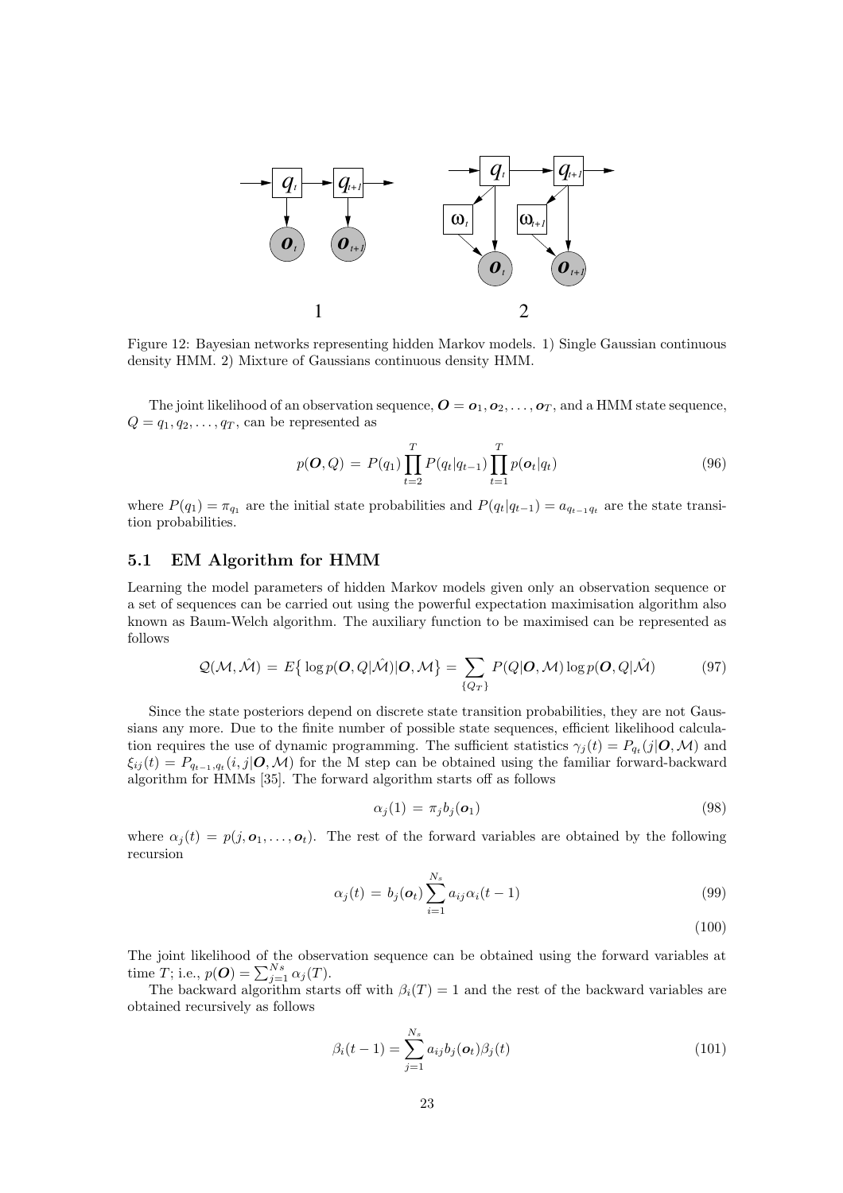Figure 12: Bayesian networks representing hidden Markov models. 1) Single Gaussian continuous density HMM. 2) Mixture of Gaussians continuous density HMM.

The joint likelihood of an observation sequence, $\boldsymbol{O} = \boldsymbol{o}_1, \boldsymbol{o}_2, \ldots, \boldsymbol{o}_T$, and a HMM state sequence, $Q = q_1, q_2, \ldots, q_T$, can be represented as

$$p(\boldsymbol{O}, Q) = P(q_1) \prod_{t=2}^{T} P(q_t|q_{t-1}) \prod_{t=1}^{T} p(\boldsymbol{o}_t|q_t) \tag{96}$$

where $P(q_1) = \pi_{q_1}$ are the initial state probabilities and $P(q_t|q_{t-1}) = a_{q_{t-1}q_t}$ are the state transition probabilities.

## 5.1 EM Algorithm for HMM

Learning the model parameters of hidden Markov models given only an observation sequence or a set of sequences can be carried out using the powerful expectation maximisation algorithm also known as Baum-Welch algorithm. The auxiliary function to be maximised can be represented as follows

$$\mathcal{Q}(\mathcal{M}, \hat{\mathcal{M}}) = E\big\{\log p(\boldsymbol{O}, Q|\hat{\mathcal{M}})|\boldsymbol{O}, \mathcal{M}\big\} = \sum_{\{Q_T\}} P(Q|\boldsymbol{O}, \mathcal{M}) \log p(\boldsymbol{O}, Q|\hat{\mathcal{M}}) \tag{97}$$

Since the state posteriors depend on discrete state transition probabilities, they are not Gaussians any more. Due to the finite number of possible state sequences, efficient likelihood calculation requires the use of dynamic programming. The sufficient statistics $\gamma_j(t) = P_{q_t}(j|\boldsymbol{O}, \mathcal{M})$ and $\xi_{ij}(t) = P_{q_{t-1},q_t}(i,j|\boldsymbol{O}, \mathcal{M})$ for the M step can be obtained using the familiar forward-backward algorithm for HMMs [35]. The forward algorithm starts off as follows

$$\alpha_j(1) = \pi_j b_j(\boldsymbol{o}_1) \tag{98}$$

where $\alpha_j(t) = p(j, \boldsymbol{o}_1, \ldots, \boldsymbol{o}_t)$. The rest of the forward variables are obtained by the following recursion

$$\alpha_j(t) = b_j(\boldsymbol{o}_t) \sum_{i=1}^{N_s} a_{ij} \alpha_i(t-1) \tag{99}$$

$$\tag{100}$$

The joint likelihood of the observation sequence can be obtained using the forward variables at time $T$; i.e., $p(\boldsymbol{O}) = \sum_{j=1}^{Ns} \alpha_j(T)$.

The backward algorithm starts off with $\beta_i(T) = 1$ and the rest of the backward variables are obtained recursively as follows

$$\beta_i(t-1) = \sum_{j=1}^{N_s} a_{ij} b_j(\boldsymbol{o}_t) \beta_j(t) \tag{101}$$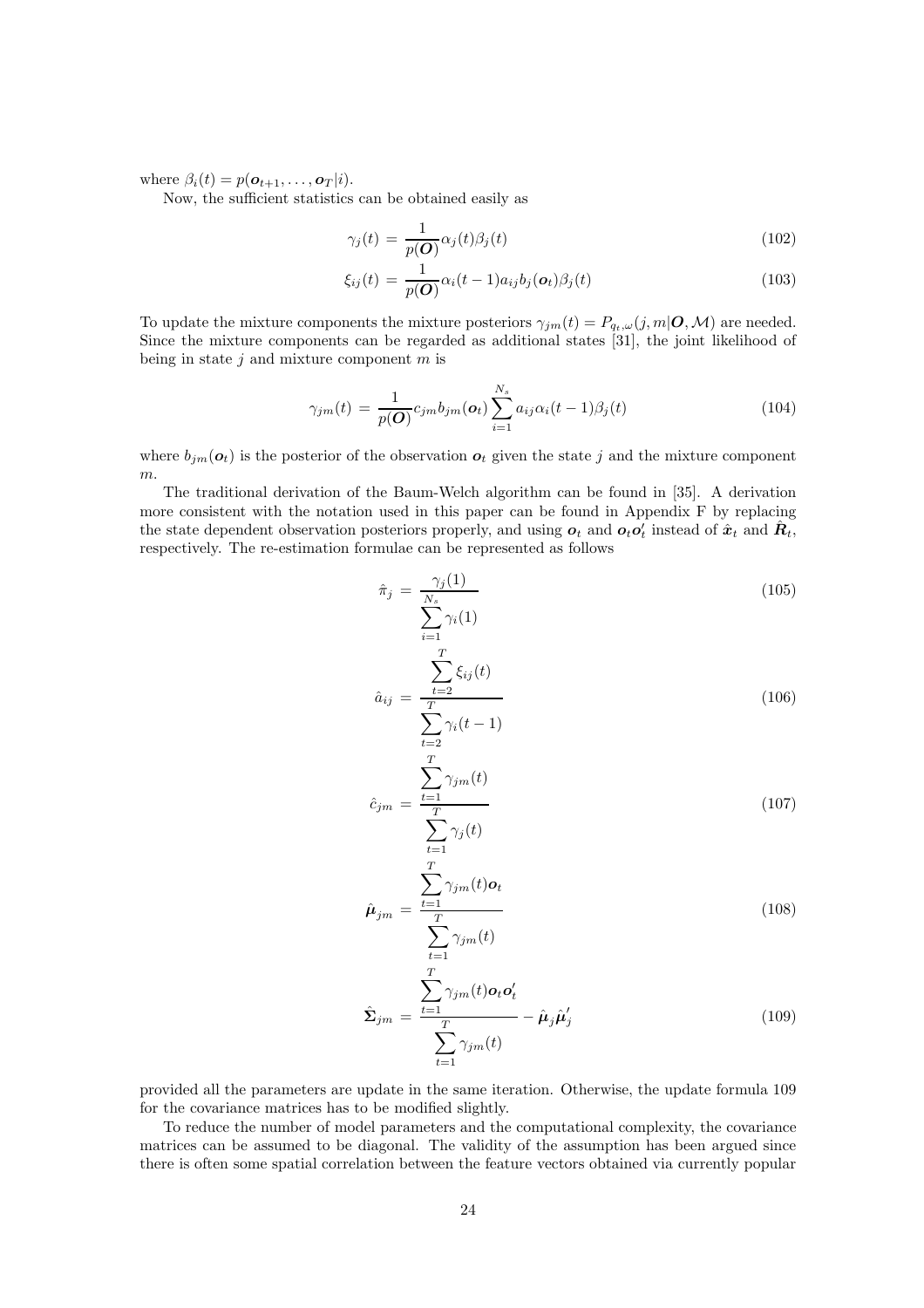where $\beta_i(t) = p(\boldsymbol{o}_{t+1}, \ldots, \boldsymbol{o}_T | i)$.

Now, the sufficient statistics can be obtained easily as

$$\gamma_j(t) = \frac{1}{p(\boldsymbol{O})} \alpha_j(t) \beta_j(t) \tag{102}$$

$$\xi_{ij}(t) = \frac{1}{p(\boldsymbol{O})} \alpha_i(t-1) a_{ij} b_j(\boldsymbol{o}_t) \beta_j(t) \tag{103}$$

To update the mixture components the mixture posteriors $\gamma_{jm}(t) = P_{q_t,\omega}(j, m | \boldsymbol{O}, \mathcal{M})$ are needed. Since the mixture components can be regarded as additional states [31], the joint likelihood of being in state $j$ and mixture component $m$ is

$$\gamma_{jm}(t) = \frac{1}{p(\boldsymbol{O})} c_{jm} b_{jm}(\boldsymbol{o}_t) \sum_{i=1}^{N_s} a_{ij} \alpha_i(t-1) \beta_j(t) \tag{104}$$

where $b_{jm}(\boldsymbol{o}_t)$ is the posterior of the observation $\boldsymbol{o}_t$ given the state $j$ and the mixture component $m$.

The traditional derivation of the Baum-Welch algorithm can be found in [35]. A derivation more consistent with the notation used in this paper can be found in Appendix F by replacing the state dependent observation posteriors properly, and using $\boldsymbol{o}_t$ and $\boldsymbol{o}_t \boldsymbol{o}_t'$ instead of $\hat{\boldsymbol{x}}_t$ and $\hat{\boldsymbol{R}}_t$, respectively. The re-estimation formulae can be represented as follows

$$\hat{\pi}_j = \frac{\gamma_j(1)}{\sum_{i=1}^{N_s} \gamma_i(1)} \tag{105}$$

$$\hat{a}_{ij} = \frac{\sum_{t=2}^{T} \xi_{ij}(t)}{\sum_{t=2}^{T} \gamma_i(t-1)} \tag{106}$$

$$\hat{c}_{jm} = \frac{\sum_{t=1}^{T} \gamma_{jm}(t)}{\sum_{t=1}^{T} \gamma_j(t)} \tag{107}$$

$$\hat{\boldsymbol{\mu}}_{jm} = \frac{\sum_{t=1}^{T} \gamma_{jm}(t) \boldsymbol{o}_t}{\sum_{t=1}^{T} \gamma_{jm}(t)} \tag{108}$$

$$\hat{\boldsymbol{\Sigma}}_{jm} = \frac{\sum_{t=1}^{T} \gamma_{jm}(t) \boldsymbol{o}_t \boldsymbol{o}_t'}{\sum_{t=1}^{T} \gamma_{jm}(t)} - \hat{\boldsymbol{\mu}}_j \hat{\boldsymbol{\mu}}_j' \tag{109}$$

provided all the parameters are update in the same iteration. Otherwise, the update formula 109 for the covariance matrices has to be modified slightly.

To reduce the number of model parameters and the computational complexity, the covariance matrices can be assumed to be diagonal. The validity of the assumption has been argued since there is often some spatial correlation between the feature vectors obtained via currently popular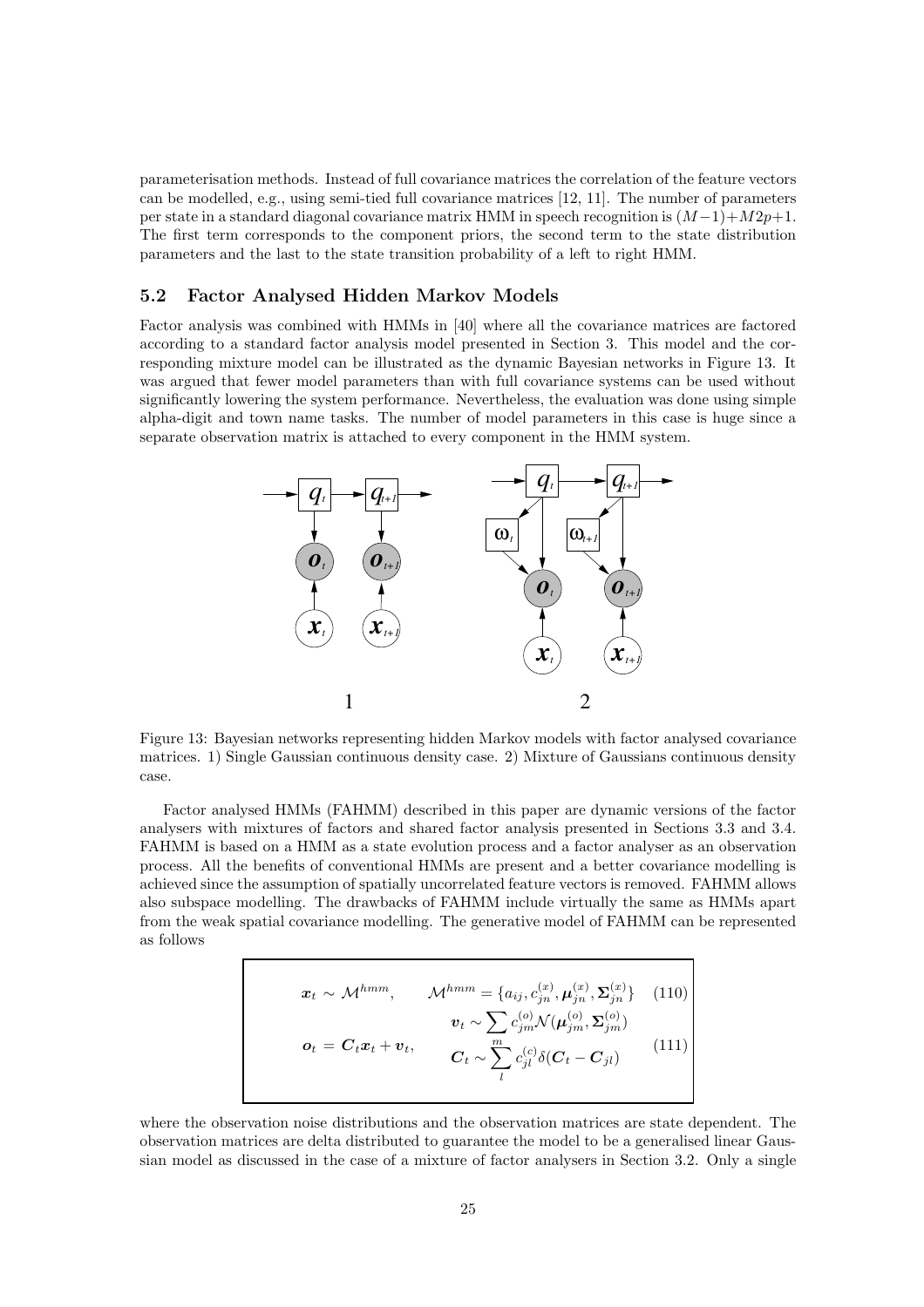parameterisation methods. Instead of full covariance matrices the correlation of the feature vectors can be modelled, e.g., using semi-tied full covariance matrices [12, 11]. The number of parameters per state in a standard diagonal covariance matrix HMM in speech recognition is $(M-1)+M2p+1$. The first term corresponds to the component priors, the second term to the state distribution parameters and the last to the state transition probability of a left to right HMM.

## 5.2 Factor Analysed Hidden Markov Models

Factor analysis was combined with HMMs in [40] where all the covariance matrices are factored according to a standard factor analysis model presented in Section 3. This model and the corresponding mixture model can be illustrated as the dynamic Bayesian networks in Figure 13. It was argued that fewer model parameters than with full covariance systems can be used without significantly lowering the system performance. Nevertheless, the evaluation was done using simple alpha-digit and town name tasks. The number of model parameters in this case is huge since a separate observation matrix is attached to every component in the HMM system.

Figure 13: Bayesian networks representing hidden Markov models with factor analysed covariance matrices. 1) Single Gaussian continuous density case. 2) Mixture of Gaussians continuous density case.

Factor analysed HMMs (FAHMM) described in this paper are dynamic versions of the factor analysers with mixtures of factors and shared factor analysis presented in Sections 3.3 and 3.4. FAHMM is based on a HMM as a state evolution process and a factor analyser as an observation process. All the benefits of conventional HMMs are present and a better covariance modelling is achieved since the assumption of spatially uncorrelated feature vectors is removed. FAHMM allows also subspace modelling. The drawbacks of FAHMM include virtually the same as HMMs apart from the weak spatial covariance modelling. The generative model of FAHMM can be represented as follows

$$
\boldsymbol{x}_t \sim \mathcal{M}^{hmm}, \qquad \mathcal{M}^{hmm} = \{a_{ij}, c_{jn}^{(x)}, \boldsymbol{\mu}_{jn}^{(x)}, \boldsymbol{\Sigma}_{jn}^{(x)}\} \tag{110}
$$

$$
\boldsymbol{o}_t = \boldsymbol{C}_t \boldsymbol{x}_t + \boldsymbol{v}_t, \qquad \begin{aligned} \boldsymbol{v}_t &\sim \sum_m c_{jm}^{(o)} \mathcal{N}(\boldsymbol{\mu}_{jm}^{(o)}, \boldsymbol{\Sigma}_{jm}^{(o)}) \\ \boldsymbol{C}_t &\sim \sum_l c_{jl}^{(c)} \delta(\boldsymbol{C}_t - \boldsymbol{C}_{jl}) \end{aligned} \tag{111}
$$

where the observation noise distributions and the observation matrices are state dependent. The observation matrices are delta distributed to guarantee the model to be a generalised linear Gaussian model as discussed in the case of a mixture of factor analysers in Section 3.2. Only a single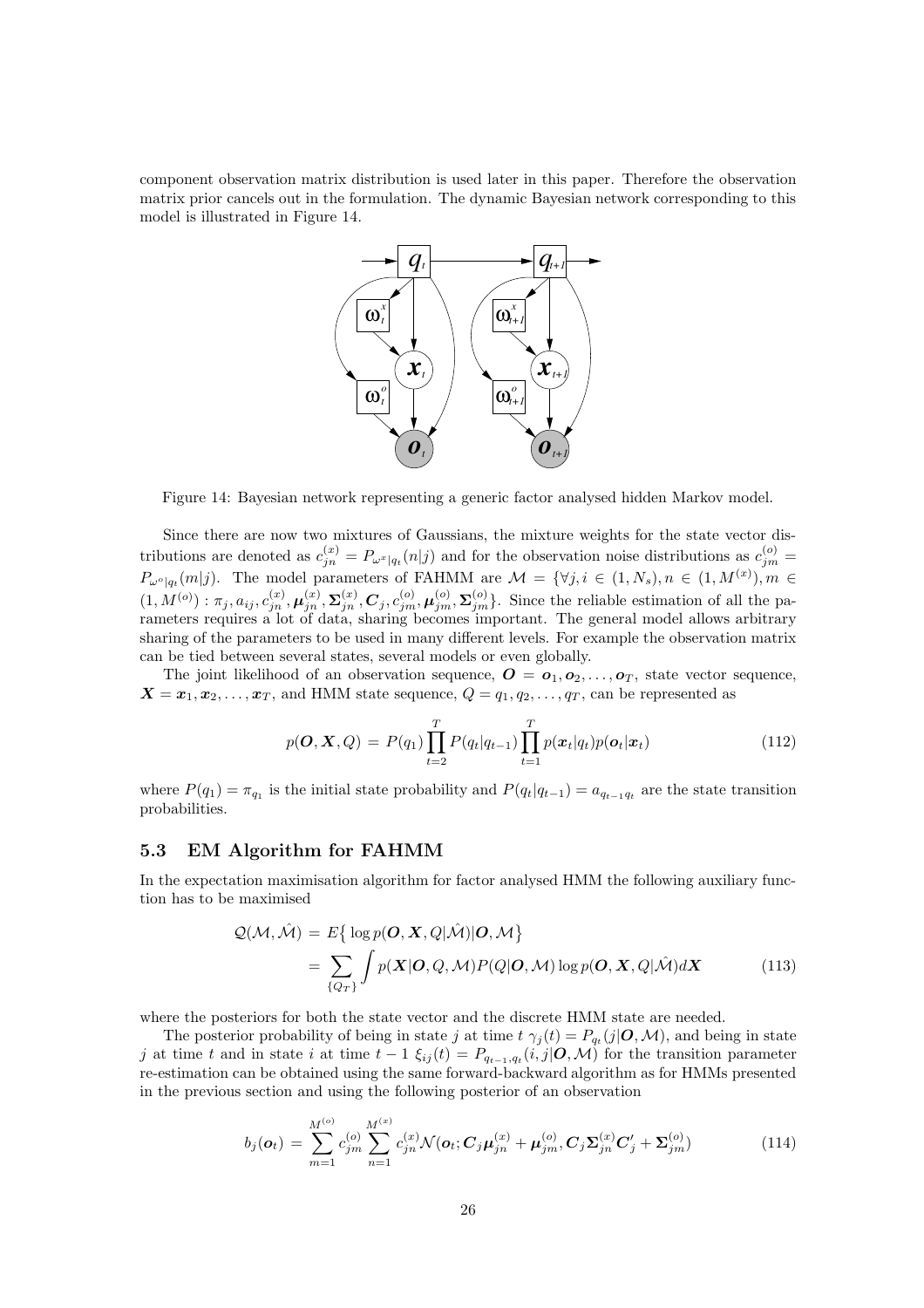component observation matrix distribution is used later in this paper. Therefore the observation matrix prior cancels out in the formulation. The dynamic Bayesian network corresponding to this model is illustrated in Figure 14.

Figure 14: Bayesian network representing a generic factor analysed hidden Markov model.

Since there are now two mixtures of Gaussians, the mixture weights for the state vector distributions are denoted as $c_{jn}^{(x)} = P_{\omega^x|q_t}(n|j)$ and for the observation noise distributions as $c_{jm}^{(o)} = P_{\omega^o|q_t}(m|j)$. The model parameters of FAHMM are $\mathcal{M} = \{\forall j, i \in (1, N_s), n \in (1, M^{(x)}), m \in (1, M^{(o)}) : \pi_j, a_{ij}, c_{jn}^{(x)}, \boldsymbol{\mu}_{jn}^{(x)}, \boldsymbol{\Sigma}_{jn}^{(x)}, \boldsymbol{C}_j, c_{jm}^{(o)}, \boldsymbol{\mu}_{jm}^{(o)}, \boldsymbol{\Sigma}_{jm}^{(o)}\}$. Since the reliable estimation of all the parameters requires a lot of data, sharing becomes important. The general model allows arbitrary sharing of the parameters to be used in many different levels. For example the observation matrix can be tied between several states, several models or even globally.

The joint likelihood of an observation sequence, $\boldsymbol{O} = \boldsymbol{o}_1, \boldsymbol{o}_2, \ldots, \boldsymbol{o}_T$, state vector sequence, $\boldsymbol{X} = \boldsymbol{x}_1, \boldsymbol{x}_2, \ldots, \boldsymbol{x}_T$, and HMM state sequence, $Q = q_1, q_2, \ldots, q_T$, can be represented as

$$p(\boldsymbol{O}, \boldsymbol{X}, Q) = P(q_1) \prod_{t=2}^{T} P(q_t|q_{t-1}) \prod_{t=1}^{T} p(\boldsymbol{x}_t|q_t) p(\boldsymbol{o}_t|\boldsymbol{x}_t) \tag{112}$$

where $P(q_1) = \pi_{q_1}$ is the initial state probability and $P(q_t|q_{t-1}) = a_{q_{t-1}q_t}$ are the state transition probabilities.

### 5.3 EM Algorithm for FAHMM

In the expectation maximisation algorithm for factor analysed HMM the following auxiliary function has to be maximised

$$\begin{aligned}
\mathcal{Q}(\mathcal{M}, \hat{\mathcal{M}}) &= E\{\log p(\boldsymbol{O}, \boldsymbol{X}, Q|\hat{\mathcal{M}})|\boldsymbol{O}, \mathcal{M}\} \\
&= \sum_{\{Q_T\}} \int p(\boldsymbol{X}|\boldsymbol{O}, Q, \mathcal{M}) P(Q|\boldsymbol{O}, \mathcal{M}) \log p(\boldsymbol{O}, \boldsymbol{X}, Q|\hat{\mathcal{M}}) d\boldsymbol{X}
\end{aligned} \tag{113}$$

where the posteriors for both the state vector and the discrete HMM state are needed.

The posterior probability of being in state $j$ at time $t$ $\gamma_j(t) = P_{q_t}(j|\boldsymbol{O}, \mathcal{M})$, and being in state $j$ at time $t$ and in state $i$ at time $t-1$ $\xi_{ij}(t) = P_{q_{t-1},q_t}(i, j|\boldsymbol{O}, \mathcal{M})$ for the transition parameter re-estimation can be obtained using the same forward-backward algorithm as for HMMs presented in the previous section and using the following posterior of an observation

$$b_j(\boldsymbol{o}_t) = \sum_{m=1}^{M^{(o)}} c_{jm}^{(o)} \sum_{n=1}^{M^{(x)}} c_{jn}^{(x)} \mathcal{N}(\boldsymbol{o}_t; \boldsymbol{C}_j \boldsymbol{\mu}_{jn}^{(x)} + \boldsymbol{\mu}_{jm}^{(o)}, \boldsymbol{C}_j \boldsymbol{\Sigma}_{jn}^{(x)} \boldsymbol{C}_j' + \boldsymbol{\Sigma}_{jm}^{(o)}) \tag{114}$$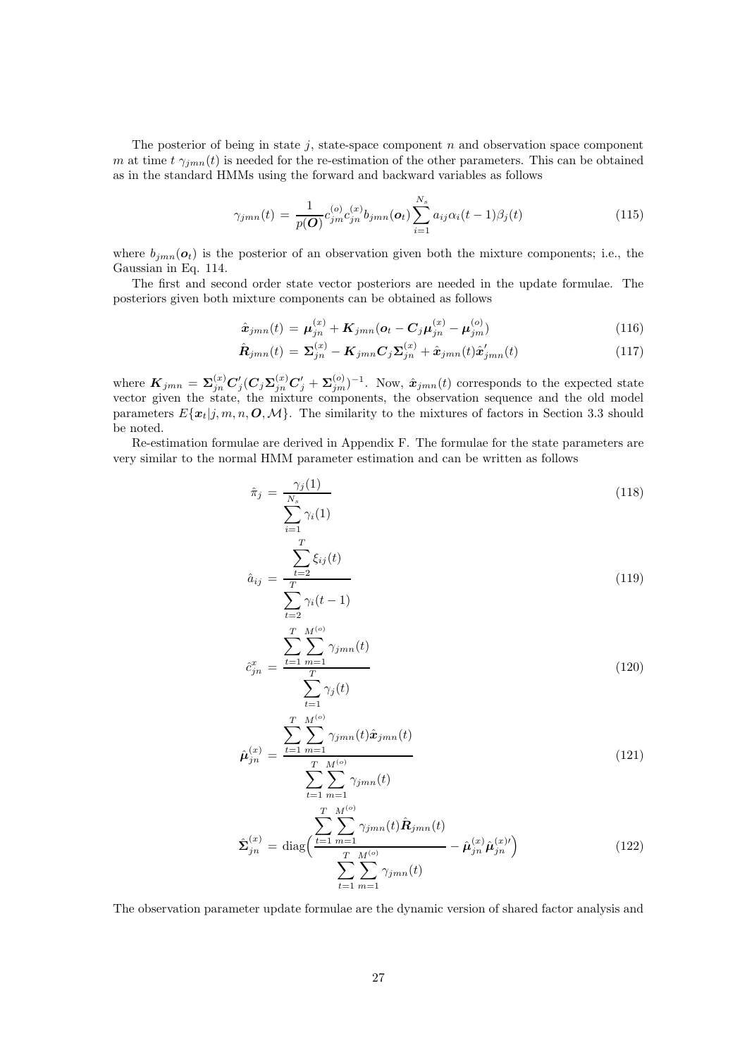The posterior of being in state $j$, state-space component $n$ and observation space component $m$ at time $t$ $\gamma_{jmn}(t)$ is needed for the re-estimation of the other parameters. This can be obtained as in the standard HMMs using the forward and backward variables as follows

$$\gamma_{jmn}(t) = \frac{1}{p(\boldsymbol{O})} c_{jm}^{(o)} c_{jn}^{(x)} b_{jmn}(\boldsymbol{o}_t) \sum_{i=1}^{N_s} a_{ij} \alpha_i(t-1) \beta_j(t) \tag{115}$$

where $b_{jmn}(\boldsymbol{o}_t)$ is the posterior of an observation given both the mixture components; i.e., the Gaussian in Eq. 114.

The first and second order state vector posteriors are needed in the update formulae. The posteriors given both mixture components can be obtained as follows

$$\hat{\boldsymbol{x}}_{jmn}(t) = \boldsymbol{\mu}_{jn}^{(x)} + \boldsymbol{K}_{jmn}(\boldsymbol{o}_t - \boldsymbol{C}_j \boldsymbol{\mu}_{jn}^{(x)} - \boldsymbol{\mu}_{jm}^{(o)}) \tag{116}$$

$$\hat{\boldsymbol{R}}_{jmn}(t) = \boldsymbol{\Sigma}_{jn}^{(x)} - \boldsymbol{K}_{jmn} \boldsymbol{C}_j \boldsymbol{\Sigma}_{jn}^{(x)} + \hat{\boldsymbol{x}}_{jmn}(t) \hat{\boldsymbol{x}}_{jmn}'(t) \tag{117}$$

where $\boldsymbol{K}_{jmn} = \boldsymbol{\Sigma}_{jn}^{(x)} \boldsymbol{C}_j' (\boldsymbol{C}_j \boldsymbol{\Sigma}_{jn}^{(x)} \boldsymbol{C}_j' + \boldsymbol{\Sigma}_{jm}^{(o)})^{-1}$. Now, $\hat{\boldsymbol{x}}_{jmn}(t)$ corresponds to the expected state vector given the state, the mixture components, the observation sequence and the old model parameters $E\{\boldsymbol{x}_t | j, m, n, \boldsymbol{O}, \mathcal{M}\}$. The similarity to the mixtures of factors in Section 3.3 should be noted.

Re-estimation formulae are derived in Appendix F. The formulae for the state parameters are very similar to the normal HMM parameter estimation and can be written as follows

$$\hat{\pi}_j = \frac{\gamma_j(1)}{\sum_{i=1}^{N_s} \gamma_i(1)} \tag{118}$$

$$\hat{a}_{ij} = \frac{\sum_{t=2}^{T} \xi_{ij}(t)}{\sum_{t=2}^{T} \gamma_i(t-1)} \tag{119}$$

$$\hat{c}_{jn}^{x} = \frac{\sum_{t=1}^{T} \sum_{m=1}^{M^{(o)}} \gamma_{jmn}(t)}{\sum_{t=1}^{T} \gamma_j(t)} \tag{120}$$

$$\hat{\boldsymbol{\mu}}_{jn}^{(x)} = \frac{\sum_{t=1}^{T} \sum_{m=1}^{M^{(o)}} \gamma_{jmn}(t) \hat{\boldsymbol{x}}_{jmn}(t)}{\sum_{t=1}^{T} \sum_{m=1}^{M^{(o)}} \gamma_{jmn}(t)} \tag{121}$$

$$\hat{\boldsymbol{\Sigma}}_{jn}^{(x)} = \operatorname{diag}\Big( \frac{\sum_{t=1}^{T} \sum_{m=1}^{M^{(o)}} \gamma_{jmn}(t) \hat{\boldsymbol{R}}_{jmn}(t)}{\sum_{t=1}^{T} \sum_{m=1}^{M^{(o)}} \gamma_{jmn}(t)} - \hat{\boldsymbol{\mu}}_{jn}^{(x)} \hat{\boldsymbol{\mu}}_{jn}^{(x)\prime} \Big) \tag{122}$$

The observation parameter update formulae are the dynamic version of shared factor analysis and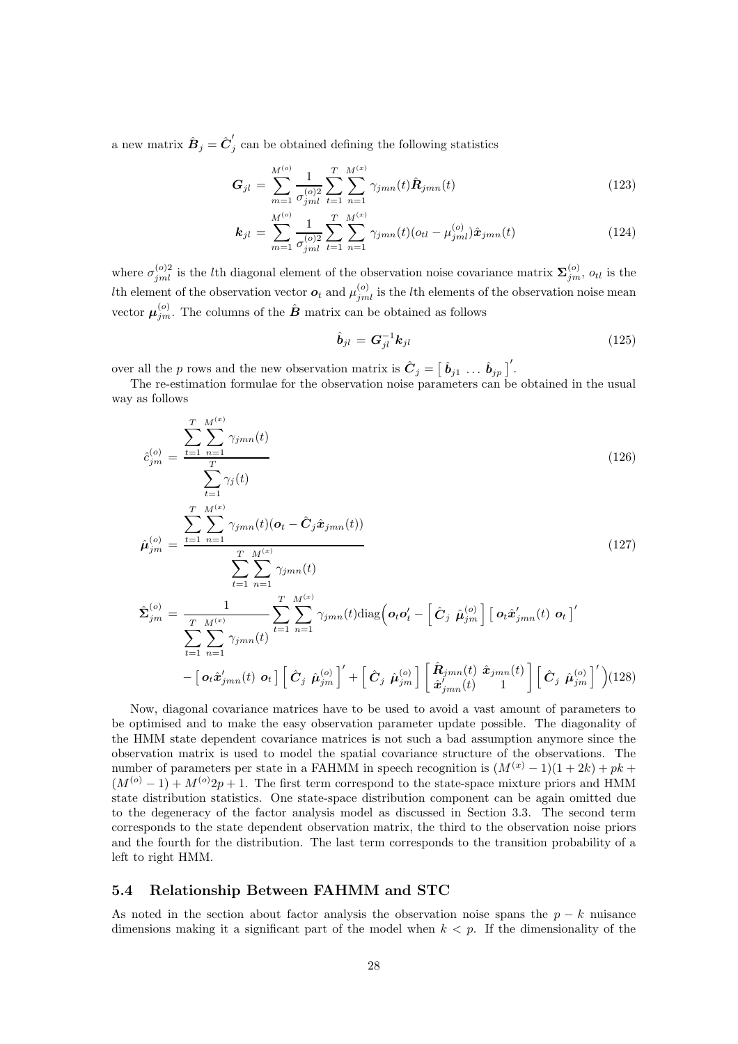a new matrix $\hat{\boldsymbol{B}}_j = \hat{\boldsymbol{C}}_j'$ can be obtained defining the following statistics

$$\boldsymbol{G}_{jl} = \sum_{m=1}^{M^{(o)}} \frac{1}{\sigma_{jml}^{(o)2}} \sum_{t=1}^{T} \sum_{n=1}^{M^{(x)}} \gamma_{jmn}(t) \hat{\boldsymbol{R}}_{jmn}(t) \tag{123}$$

$$\boldsymbol{k}_{jl} = \sum_{m=1}^{M^{(o)}} \frac{1}{\sigma_{jml}^{(o)2}} \sum_{t=1}^{T} \sum_{n=1}^{M^{(x)}} \gamma_{jmn}(t)(o_{tl} - \mu_{jml}^{(o)}) \hat{\boldsymbol{x}}_{jmn}(t) \tag{124}$$

where $\sigma_{jml}^{(o)2}$ is the $l$th diagonal element of the observation noise covariance matrix $\boldsymbol{\Sigma}_{jm}^{(o)}$, $o_{tl}$ is the $l$th element of the observation vector $\boldsymbol{o}_t$ and $\mu_{jml}^{(o)}$ is the $l$th elements of the observation noise mean vector $\boldsymbol{\mu}_{jm}^{(o)}$. The columns of the $\hat{\boldsymbol{B}}$ matrix can be obtained as follows

$$\hat{\boldsymbol{b}}_{jl} = \boldsymbol{G}_{jl}^{-1} \boldsymbol{k}_{jl} \tag{125}$$

over all the $p$ rows and the new observation matrix is $\hat{\boldsymbol{C}}_j = \begin{bmatrix} \hat{\boldsymbol{b}}_{j1} & \ldots & \hat{\boldsymbol{b}}_{jp} \end{bmatrix}'$.

The re-estimation formulae for the observation noise parameters can be obtained in the usual way as follows

$$\hat{c}_{jm}^{(o)} = \frac{\sum_{t=1}^{T} \sum_{n=1}^{M^{(x)}} \gamma_{jmn}(t)}{\sum_{t=1}^{T} \gamma_j(t)} \tag{126}$$

$$\hat{\boldsymbol{\mu}}_{jm}^{(o)} = \frac{\sum_{t=1}^{T} \sum_{n=1}^{M^{(x)}} \gamma_{jmn}(t)(\boldsymbol{o}_t - \hat{\boldsymbol{C}}_j \hat{\boldsymbol{x}}_{jmn}(t))}{\sum_{t=1}^{T} \sum_{n=1}^{M^{(x)}} \gamma_{jmn}(t)} \tag{127}$$

$$\begin{aligned}
\hat{\boldsymbol{\Sigma}}_{jm}^{(o)} = \frac{1}{\sum_{t=1}^{T} \sum_{n=1}^{M^{(x)}} \gamma_{jmn}(t)} \sum_{t=1}^{T} \sum_{n=1}^{M^{(x)}} \gamma_{jmn}(t) \mathrm{diag}\Big( & \boldsymbol{o}_t \boldsymbol{o}_t' - \begin{bmatrix} \hat{\boldsymbol{C}}_j & \hat{\boldsymbol{\mu}}_{jm}^{(o)} \end{bmatrix} \begin{bmatrix} \boldsymbol{o}_t \hat{\boldsymbol{x}}_{jmn}'(t) & \boldsymbol{o}_t \end{bmatrix}' \\
& - \begin{bmatrix} \boldsymbol{o}_t \hat{\boldsymbol{x}}_{jmn}'(t) & \boldsymbol{o}_t \end{bmatrix} \begin{bmatrix} \hat{\boldsymbol{C}}_j & \hat{\boldsymbol{\mu}}_{jm}^{(o)} \end{bmatrix}' + \begin{bmatrix} \hat{\boldsymbol{C}}_j & \hat{\boldsymbol{\mu}}_{jm}^{(o)} \end{bmatrix} \begin{bmatrix} \hat{\boldsymbol{R}}_{jmn}(t) & \hat{\boldsymbol{x}}_{jmn}(t) \\ \hat{\boldsymbol{x}}_{jmn}'(t) & 1 \end{bmatrix} \begin{bmatrix} \hat{\boldsymbol{C}}_j & \hat{\boldsymbol{\mu}}_{jm}^{(o)} \end{bmatrix}' \Big)
\end{aligned} \tag{128}$$

Now, diagonal covariance matrices have to be used to avoid a vast amount of parameters to be optimised and to make the easy observation parameter update possible. The diagonality of the HMM state dependent covariance matrices is not such a bad assumption anymore since the observation matrix is used to model the spatial covariance structure of the observations. The number of parameters per state in a FAHMM in speech recognition is $(M^{(x)} - 1)(1 + 2k) + pk + (M^{(o)} - 1) + M^{(o)} 2p + 1$. The first term correspond to the state-space mixture priors and HMM state distribution statistics. One state-space distribution component can be again omitted due to the degeneracy of the factor analysis model as discussed in Section 3.3. The second term corresponds to the state dependent observation matrix, the third to the observation noise priors and the fourth for the distribution. The last term corresponds to the transition probability of a left to right HMM.

## 5.4 Relationship Between FAHMM and STC

As noted in the section about factor analysis the observation noise spans the $p - k$ nuisance dimensions making it a significant part of the model when $k < p$. If the dimensionality of the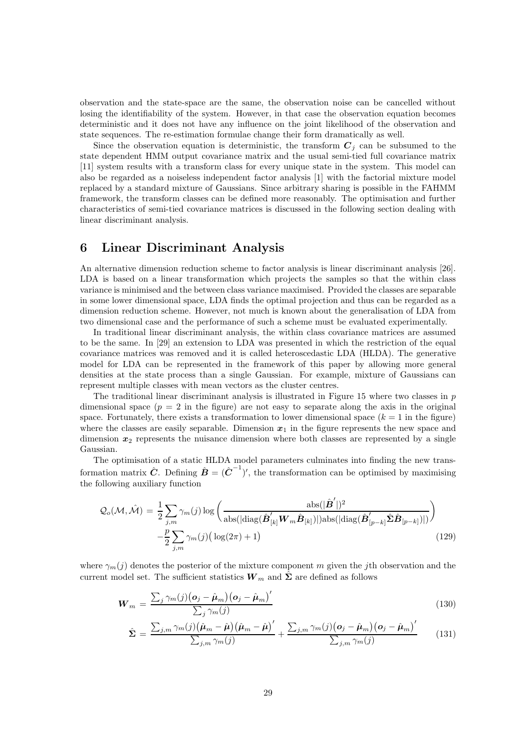observation and the state-space are the same, the observation noise can be cancelled without losing the identifiability of the system. However, in that case the observation equation becomes deterministic and it does not have any influence on the joint likelihood of the observation and state sequences. The re-estimation formulae change their form dramatically as well.

Since the observation equation is deterministic, the transform $\boldsymbol{C}_j$ can be subsumed to the state dependent HMM output covariance matrix and the usual semi-tied full covariance matrix [11] system results with a transform class for every unique state in the system. This model can also be regarded as a noiseless independent factor analysis [1] with the factorial mixture model replaced by a standard mixture of Gaussians. Since arbitrary sharing is possible in the FAHMM framework, the transform classes can be defined more reasonably. The optimisation and further characteristics of semi-tied covariance matrices is discussed in the following section dealing with linear discriminant analysis.

# 6 Linear Discriminant Analysis

An alternative dimension reduction scheme to factor analysis is linear discriminant analysis [26]. LDA is based on a linear transformation which projects the samples so that the within class variance is minimised and the between class variance maximised. Provided the classes are separable in some lower dimensional space, LDA finds the optimal projection and thus can be regarded as a dimension reduction scheme. However, not much is known about the generalisation of LDA from two dimensional case and the performance of such a scheme must be evaluated experimentally.

In traditional linear discriminant analysis, the within class covariance matrices are assumed to be the same. In [29] an extension to LDA was presented in which the restriction of the equal covariance matrices was removed and it is called heteroscedastic LDA (HLDA). The generative model for LDA can be represented in the framework of this paper by allowing more general densities at the state process than a single Gaussian. For example, mixture of Gaussians can represent multiple classes with mean vectors as the cluster centres.

The traditional linear discriminant analysis is illustrated in Figure 15 where two classes in $p$ dimensional space ($p = 2$ in the figure) are not easy to separate along the axis in the original space. Fortunately, there exists a transformation to lower dimensional space ($k = 1$ in the figure) where the classes are easily separable. Dimension $\boldsymbol{x}_1$ in the figure represents the new space and dimension $\boldsymbol{x}_2$ represents the nuisance dimension where both classes are represented by a single Gaussian.

The optimisation of a static HLDA model parameters culminates into finding the new transformation matrix $\hat{\boldsymbol{C}}$. Defining $\hat{\boldsymbol{B}} = (\hat{\boldsymbol{C}}^{-1})'$, the transformation can be optimised by maximising the following auxiliary function

$$
\begin{aligned}
\mathcal{Q}_o(\mathcal{M}, \hat{\mathcal{M}}) = & \frac{1}{2} \sum_{j,m} \gamma_m(j) \log \bigg( \frac{\text{abs}(|\hat{\boldsymbol{B}}'|)^2}{\text{abs}(|\text{diag}(\hat{\boldsymbol{B}}_{[k]}' \boldsymbol{W}_m \hat{\boldsymbol{B}}_{[k]})|)\text{abs}(|\text{diag}(\hat{\boldsymbol{B}}_{[p-k]}' \hat{\boldsymbol{\Sigma}} \hat{\boldsymbol{B}}_{[p-k]})|)} \bigg) \\
& - \frac{p}{2} \sum_{j,m} \gamma_m(j) \big( \log(2\pi) + 1 \big)
\end{aligned} \tag{129}
$$

where $\gamma_m(j)$ denotes the posterior of the mixture component $m$ given the $j$th observation and the current model set. The sufficient statistics $\boldsymbol{W}_m$ and $\hat{\boldsymbol{\Sigma}}$ are defined as follows

$$
\boldsymbol{W}_m = \frac{\sum_j \gamma_m(j) \big( \boldsymbol{o}_j - \hat{\boldsymbol{\mu}}_m \big) \big( \boldsymbol{o}_j - \hat{\boldsymbol{\mu}}_m \big)'}{\sum_j \gamma_m(j)} \tag{130}
$$

$$
\hat{\boldsymbol{\Sigma}} = \frac{\sum_{j,m} \gamma_m(j) \big( \hat{\boldsymbol{\mu}}_m - \hat{\boldsymbol{\mu}} \big) \big( \hat{\boldsymbol{\mu}}_m - \hat{\boldsymbol{\mu}} \big)'}{\sum_{j,m} \gamma_m(j)} + \frac{\sum_{j,m} \gamma_m(j) \big( \boldsymbol{o}_j - \hat{\boldsymbol{\mu}}_m \big) \big( \boldsymbol{o}_j - \hat{\boldsymbol{\mu}}_m \big)'}{\sum_{j,m} \gamma_m(j)} \tag{131}
$$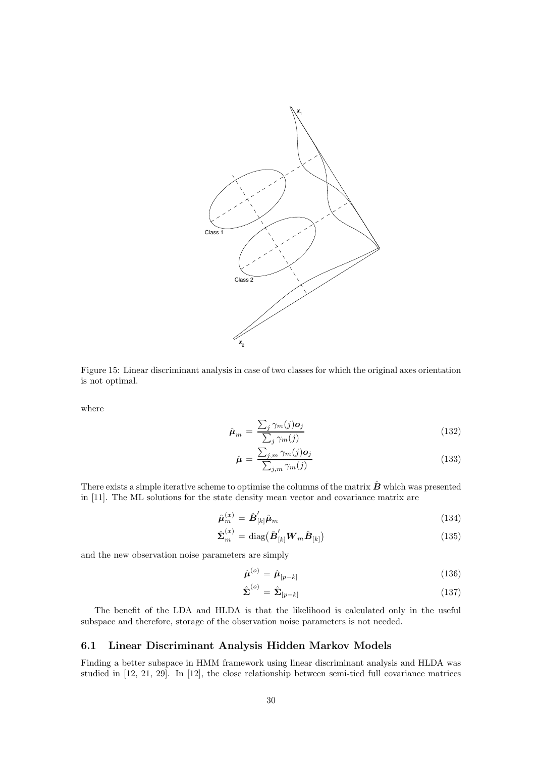Figure 15: Linear discriminant analysis in case of two classes for which the original axes orientation is not optimal.

where

$$\hat{\boldsymbol{\mu}}_m = \frac{\sum_j \gamma_m(j)\boldsymbol{o}_j}{\sum_j \gamma_m(j)} \tag{132}$$

$$\hat{\boldsymbol{\mu}} = \frac{\sum_{j,m} \gamma_m(j)\boldsymbol{o}_j}{\sum_{j,m} \gamma_m(j)} \tag{133}$$

There exists a simple iterative scheme to optimise the columns of the matrix $\hat{\boldsymbol{B}}$ which was presented in [11]. The ML solutions for the state density mean vector and covariance matrix are

$$\hat{\boldsymbol{\mu}}_m^{(x)} = \hat{\boldsymbol{B}}_{[k]}^{'}\hat{\boldsymbol{\mu}}_m \tag{134}$$

$$\hat{\boldsymbol{\Sigma}}_m^{(x)} = \mathrm{diag}\big(\hat{\boldsymbol{B}}_{[k]}^{'}\boldsymbol{W}_m\hat{\boldsymbol{B}}_{[k]}\big) \tag{135}$$

and the new observation noise parameters are simply

$$\hat{\boldsymbol{\mu}}^{(o)} = \hat{\boldsymbol{\mu}}_{[p-k]} \tag{136}$$

$$\hat{\boldsymbol{\Sigma}}^{(o)} = \hat{\boldsymbol{\Sigma}}_{[p-k]} \tag{137}$$

The benefit of the LDA and HLDA is that the likelihood is calculated only in the useful subspace and therefore, storage of the observation noise parameters is not needed.

### 6.1 Linear Discriminant Analysis Hidden Markov Models

Finding a better subspace in HMM framework using linear discriminant analysis and HLDA was studied in [12, 21, 29]. In [12], the close relationship between semi-tied full covariance matrices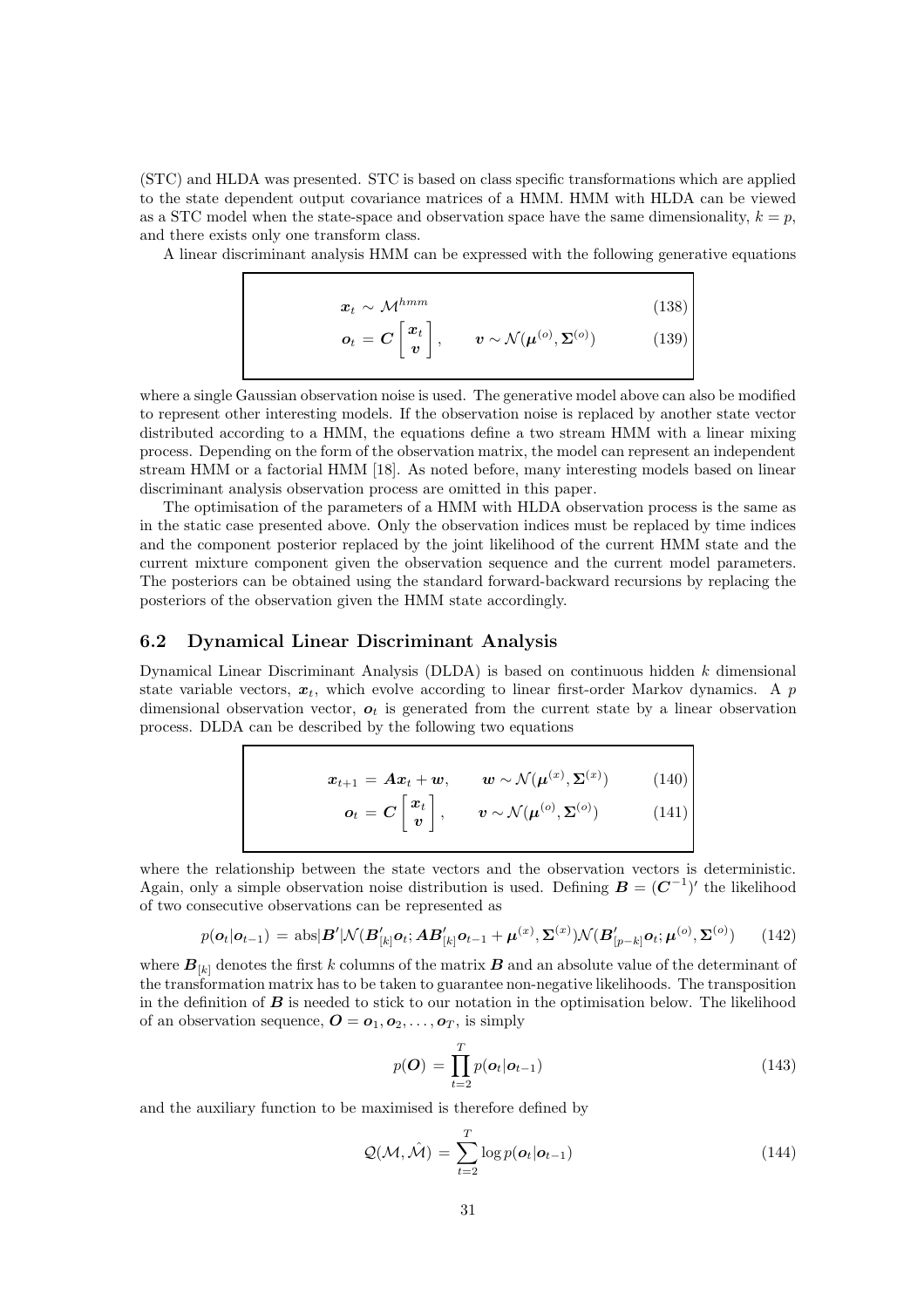(STC) and HLDA was presented. STC is based on class specific transformations which are applied to the state dependent output covariance matrices of a HMM. HMM with HLDA can be viewed as a STC model when the state-space and observation space have the same dimensionality, $k = p$, and there exists only one transform class.

A linear discriminant analysis HMM can be expressed with the following generative equations

$$\boldsymbol{x}_t \sim \mathcal{M}^{hmm} \tag{138}$$

$$\boldsymbol{o}_t = \boldsymbol{C} \begin{bmatrix} \boldsymbol{x}_t \\ \boldsymbol{v} \end{bmatrix}, \qquad \boldsymbol{v} \sim \mathcal{N}(\boldsymbol{\mu}^{(o)}, \boldsymbol{\Sigma}^{(o)}) \tag{139}$$

where a single Gaussian observation noise is used. The generative model above can also be modified to represent other interesting models. If the observation noise is replaced by another state vector distributed according to a HMM, the equations define a two stream HMM with a linear mixing process. Depending on the form of the observation matrix, the model can represent an independent stream HMM or a factorial HMM [18]. As noted before, many interesting models based on linear discriminant analysis observation process are omitted in this paper.

The optimisation of the parameters of a HMM with HLDA observation process is the same as in the static case presented above. Only the observation indices must be replaced by time indices and the component posterior replaced by the joint likelihood of the current HMM state and the current mixture component given the observation sequence and the current model parameters. The posteriors can be obtained using the standard forward-backward recursions by replacing the posteriors of the observation given the HMM state accordingly.

## 6.2 Dynamical Linear Discriminant Analysis

Dynamical Linear Discriminant Analysis (DLDA) is based on continuous hidden $k$ dimensional state variable vectors, $\boldsymbol{x}_t$, which evolve according to linear first-order Markov dynamics. A $p$ dimensional observation vector, $\boldsymbol{o}_t$ is generated from the current state by a linear observation process. DLDA can be described by the following two equations

$$\boldsymbol{x}_{t+1} = \boldsymbol{A}\boldsymbol{x}_t + \boldsymbol{w}, \qquad \boldsymbol{w} \sim \mathcal{N}(\boldsymbol{\mu}^{(x)}, \boldsymbol{\Sigma}^{(x)}) \tag{140}$$

$$\boldsymbol{o}_t = \boldsymbol{C} \begin{bmatrix} \boldsymbol{x}_t \\ \boldsymbol{v} \end{bmatrix}, \qquad \boldsymbol{v} \sim \mathcal{N}(\boldsymbol{\mu}^{(o)}, \boldsymbol{\Sigma}^{(o)}) \tag{141}$$

where the relationship between the state vectors and the observation vectors is deterministic. Again, only a simple observation noise distribution is used. Defining $\boldsymbol{B} = (\boldsymbol{C}^{-1})'$ the likelihood of two consecutive observations can be represented as

$$p(\boldsymbol{o}_t|\boldsymbol{o}_{t-1}) = \text{abs}|\boldsymbol{B}'|\mathcal{N}(\boldsymbol{B}'_{[k]}\boldsymbol{o}_t; \boldsymbol{A}\boldsymbol{B}'_{[k]}\boldsymbol{o}_{t-1} + \boldsymbol{\mu}^{(x)}, \boldsymbol{\Sigma}^{(x)})\mathcal{N}(\boldsymbol{B}'_{[p-k]}\boldsymbol{o}_t; \boldsymbol{\mu}^{(o)}, \boldsymbol{\Sigma}^{(o)}) \tag{142}$$

where $\boldsymbol{B}_{[k]}$ denotes the first $k$ columns of the matrix $\boldsymbol{B}$ and an absolute value of the determinant of the transformation matrix has to be taken to guarantee non-negative likelihoods. The transposition in the definition of $\boldsymbol{B}$ is needed to stick to our notation in the optimisation below. The likelihood of an observation sequence, $\boldsymbol{O} = \boldsymbol{o}_1, \boldsymbol{o}_2, \ldots, \boldsymbol{o}_T$, is simply

$$p(\boldsymbol{O}) = \prod_{t=2}^{T} p(\boldsymbol{o}_t|\boldsymbol{o}_{t-1}) \tag{143}$$

and the auxiliary function to be maximised is therefore defined by

$$\mathcal{Q}(\mathcal{M}, \hat{\mathcal{M}}) = \sum_{t=2}^{T} \log p(\boldsymbol{o}_t|\boldsymbol{o}_{t-1}) \tag{144}$$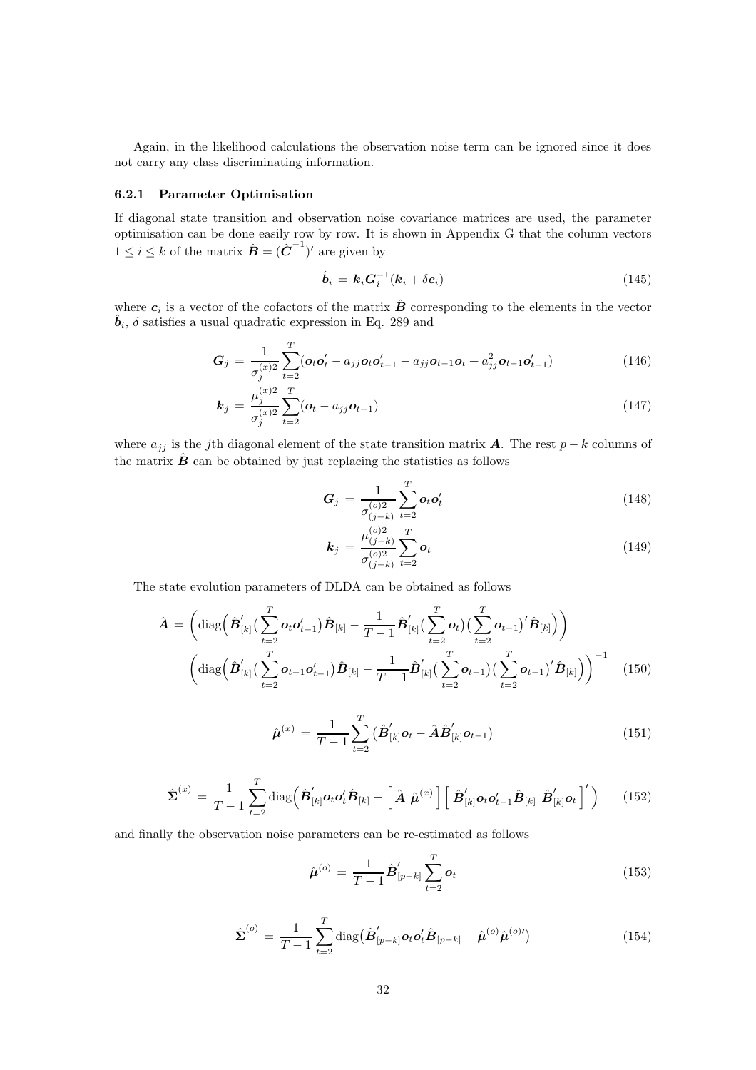Again, in the likelihood calculations the observation noise term can be ignored since it does not carry any class discriminating information.

### 6.2.1 Parameter Optimisation

If diagonal state transition and observation noise covariance matrices are used, the parameter optimisation can be done easily row by row. It is shown in Appendix G that the column vectors $1 \leq i \leq k$ of the matrix $\hat{\boldsymbol{B}} = (\hat{\boldsymbol{C}}^{-1})'$ are given by

$$\hat{\boldsymbol{b}}_i = \boldsymbol{k}_i \boldsymbol{G}_i^{-1} (\boldsymbol{k}_i + \delta \boldsymbol{c}_i) \tag{145}$$

where $\boldsymbol{c}_i$ is a vector of the cofactors of the matrix $\hat{\boldsymbol{B}}$ corresponding to the elements in the vector $\hat{\boldsymbol{b}}_i$, $\delta$ satisfies a usual quadratic expression in Eq. 289 and

$$\boldsymbol{G}_j = \frac{1}{\sigma_j^{(x)2}} \sum_{t=2}^{T} (\boldsymbol{o}_t \boldsymbol{o}_t' - a_{jj} \boldsymbol{o}_t \boldsymbol{o}_{t-1}' - a_{jj} \boldsymbol{o}_{t-1} \boldsymbol{o}_t + a_{jj}^2 \boldsymbol{o}_{t-1} \boldsymbol{o}_{t-1}') \tag{146}$$

$$\boldsymbol{k}_j = \frac{\mu_j^{(x)2}}{\sigma_j^{(x)2}} \sum_{t=2}^{T} (\boldsymbol{o}_t - a_{jj} \boldsymbol{o}_{t-1}) \tag{147}$$

where $a_{jj}$ is the $j$th diagonal element of the state transition matrix $\boldsymbol{A}$. The rest $p-k$ columns of the matrix $\hat{\boldsymbol{B}}$ can be obtained by just replacing the statistics as follows

$$\boldsymbol{G}_j = \frac{1}{\sigma_{(j-k)}^{(o)2}} \sum_{t=2}^{T} \boldsymbol{o}_t \boldsymbol{o}_t' \tag{148}$$

$$\boldsymbol{k}_j = \frac{\mu_{(j-k)}^{(o)2}}{\sigma_{(j-k)}^{(o)2}} \sum_{t=2}^{T} \boldsymbol{o}_t \tag{149}$$

The state evolution parameters of DLDA can be obtained as follows

$$\hat{\boldsymbol{A}} = \Big( \mathrm{diag}\Big( \hat{\boldsymbol{B}}_{[k]}' \big( \sum_{t=2}^{T} \boldsymbol{o}_t \boldsymbol{o}_{t-1}' \big) \hat{\boldsymbol{B}}_{[k]} - \frac{1}{T-1} \hat{\boldsymbol{B}}_{[k]}' \big( \sum_{t=2}^{T} \boldsymbol{o}_t \big) \big( \sum_{t=2}^{T} \boldsymbol{o}_{t-1} \big)' \hat{\boldsymbol{B}}_{[k]} \Big) \Big)$$
$$\Big( \mathrm{diag}\Big( \hat{\boldsymbol{B}}_{[k]}' \big( \sum_{t=2}^{T} \boldsymbol{o}_{t-1} \boldsymbol{o}_{t-1}' \big) \hat{\boldsymbol{B}}_{[k]} - \frac{1}{T-1} \hat{\boldsymbol{B}}_{[k]}' \big( \sum_{t=2}^{T} \boldsymbol{o}_{t-1} \big) \big( \sum_{t=2}^{T} \boldsymbol{o}_{t-1} \big)' \hat{\boldsymbol{B}}_{[k]} \Big) \Big)^{-1} \tag{150}$$

$$\hat{\boldsymbol{\mu}}^{(x)} = \frac{1}{T-1} \sum_{t=2}^{T} \big( \hat{\boldsymbol{B}}_{[k]}' \boldsymbol{o}_t - \hat{\boldsymbol{A}} \hat{\boldsymbol{B}}_{[k]}' \boldsymbol{o}_{t-1} \big) \tag{151}$$

$$\hat{\boldsymbol{\Sigma}}^{(x)} = \frac{1}{T-1} \sum_{t=2}^{T} \mathrm{diag}\Big( \hat{\boldsymbol{B}}_{[k]}' \boldsymbol{o}_t \boldsymbol{o}_t' \hat{\boldsymbol{B}}_{[k]} - \Big[ \, \hat{\boldsymbol{A}} \;\; \hat{\boldsymbol{\mu}}^{(x)} \Big] \Big[ \, \hat{\boldsymbol{B}}_{[k]}' \boldsymbol{o}_t \boldsymbol{o}_{t-1}' \hat{\boldsymbol{B}}_{[k]} \;\; \hat{\boldsymbol{B}}_{[k]}' \boldsymbol{o}_t \Big]' \Big) \tag{152}$$

and finally the observation noise parameters can be re-estimated as follows

$$\hat{\boldsymbol{\mu}}^{(o)} = \frac{1}{T-1} \hat{\boldsymbol{B}}_{[p-k]}' \sum_{t=2}^{T} \boldsymbol{o}_t \tag{153}$$

$$\hat{\boldsymbol{\Sigma}}^{(o)} = \frac{1}{T-1} \sum_{t=2}^{T} \mathrm{diag}\big( \hat{\boldsymbol{B}}_{[p-k]}' \boldsymbol{o}_t \boldsymbol{o}_t' \hat{\boldsymbol{B}}_{[p-k]} - \hat{\boldsymbol{\mu}}^{(o)} \hat{\boldsymbol{\mu}}^{(o)\prime} \big) \tag{154}$$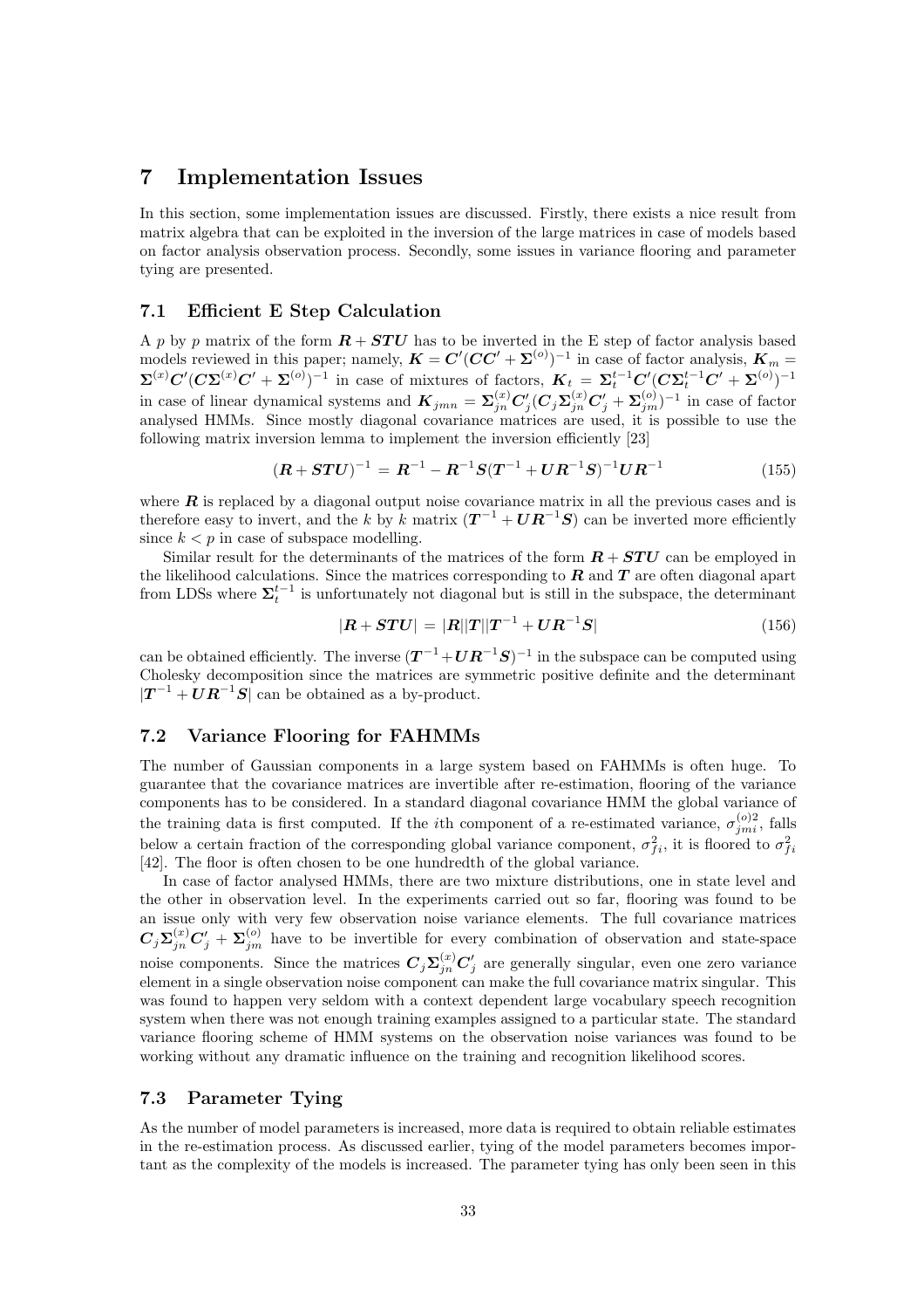# 7 Implementation Issues

In this section, some implementation issues are discussed. Firstly, there exists a nice result from matrix algebra that can be exploited in the inversion of the large matrices in case of models based on factor analysis observation process. Secondly, some issues in variance flooring and parameter tying are presented.

## 7.1 Efficient E Step Calculation

A $p$ by $p$ matrix of the form $\boldsymbol{R}+\boldsymbol{STU}$ has to be inverted in the E step of factor analysis based models reviewed in this paper; namely, $\boldsymbol{K}=\boldsymbol{C}'(\boldsymbol{C}\boldsymbol{C}'+\boldsymbol{\Sigma}^{(o)})^{-1}$ in case of factor analysis, $\boldsymbol{K}_m=\boldsymbol{\Sigma}^{(x)}\boldsymbol{C}'(\boldsymbol{C}\boldsymbol{\Sigma}^{(x)}\boldsymbol{C}'+\boldsymbol{\Sigma}^{(o)})^{-1}$ in case of mixtures of factors, $\boldsymbol{K}_t=\boldsymbol{\Sigma}_t^{t-1}\boldsymbol{C}'(\boldsymbol{C}\boldsymbol{\Sigma}_t^{t-1}\boldsymbol{C}'+\boldsymbol{\Sigma}^{(o)})^{-1}$ in case of linear dynamical systems and $\boldsymbol{K}_{jmn}=\boldsymbol{\Sigma}_{jn}^{(x)}\boldsymbol{C}_j'(\boldsymbol{C}_j\boldsymbol{\Sigma}_{jn}^{(x)}\boldsymbol{C}_j'+\boldsymbol{\Sigma}_{jm}^{(o)})^{-1}$ in case of factor analysed HMMs. Since mostly diagonal covariance matrices are used, it is possible to use the following matrix inversion lemma to implement the inversion efficiently [23]

$$(\boldsymbol{R}+\boldsymbol{STU})^{-1}=\boldsymbol{R}^{-1}-\boldsymbol{R}^{-1}\boldsymbol{S}(\boldsymbol{T}^{-1}+\boldsymbol{U}\boldsymbol{R}^{-1}\boldsymbol{S})^{-1}\boldsymbol{U}\boldsymbol{R}^{-1} \tag{155}$$

where $\boldsymbol{R}$ is replaced by a diagonal output noise covariance matrix in all the previous cases and is therefore easy to invert, and the $k$ by $k$ matrix $(\boldsymbol{T}^{-1}+\boldsymbol{U}\boldsymbol{R}^{-1}\boldsymbol{S})$ can be inverted more efficiently since $k<p$ in case of subspace modelling.

Similar result for the determinants of the matrices of the form $\boldsymbol{R}+\boldsymbol{STU}$ can be employed in the likelihood calculations. Since the matrices corresponding to $\boldsymbol{R}$ and $\boldsymbol{T}$ are often diagonal apart from LDSs where $\boldsymbol{\Sigma}_t^{t-1}$ is unfortunately not diagonal but is still in the subspace, the determinant

$$|\boldsymbol{R}+\boldsymbol{STU}|=|\boldsymbol{R}||\boldsymbol{T}||\boldsymbol{T}^{-1}+\boldsymbol{U}\boldsymbol{R}^{-1}\boldsymbol{S}| \tag{156}$$

can be obtained efficiently. The inverse $(\boldsymbol{T}^{-1}+\boldsymbol{U}\boldsymbol{R}^{-1}\boldsymbol{S})^{-1}$ in the subspace can be computed using Cholesky decomposition since the matrices are symmetric positive definite and the determinant $|\boldsymbol{T}^{-1}+\boldsymbol{U}\boldsymbol{R}^{-1}\boldsymbol{S}|$ can be obtained as a by-product.

## 7.2 Variance Flooring for FAHMMs

The number of Gaussian components in a large system based on FAHMMs is often huge. To guarantee that the covariance matrices are invertible after re-estimation, flooring of the variance components has to be considered. In a standard diagonal covariance HMM the global variance of the training data is first computed. If the $i$th component of a re-estimated variance, $\sigma_{jmi}^{(o)2}$, falls below a certain fraction of the corresponding global variance component, $\sigma_{fi}^2$, it is floored to $\sigma_{fi}^2$ [42]. The floor is often chosen to be one hundredth of the global variance.

In case of factor analysed HMMs, there are two mixture distributions, one in state level and the other in observation level. In the experiments carried out so far, flooring was found to be an issue only with very few observation noise variance elements. The full covariance matrices $\boldsymbol{C}_j\boldsymbol{\Sigma}_{jn}^{(x)}\boldsymbol{C}_j'+\boldsymbol{\Sigma}_{jm}^{(o)}$ have to be invertible for every combination of observation and state-space noise components. Since the matrices $\boldsymbol{C}_j\boldsymbol{\Sigma}_{jn}^{(x)}\boldsymbol{C}_j'$ are generally singular, even one zero variance element in a single observation noise component can make the full covariance matrix singular. This was found to happen very seldom with a context dependent large vocabulary speech recognition system when there was not enough training examples assigned to a particular state. The standard variance flooring scheme of HMM systems on the observation noise variances was found to be working without any dramatic influence on the training and recognition likelihood scores.

## 7.3 Parameter Tying

As the number of model parameters is increased, more data is required to obtain reliable estimates in the re-estimation process. As discussed earlier, tying of the model parameters becomes important as the complexity of the models is increased. The parameter tying has only been seen in this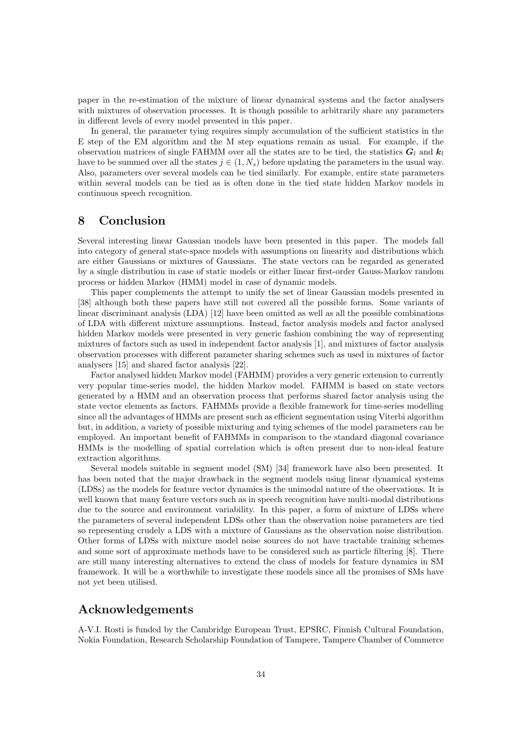paper in the re-estimation of the mixture of linear dynamical systems and the factor analysers with mixtures of observation processes. It is though possible to arbitrarily share any parameters in different levels of every model presented in this paper.

In general, the parameter tying requires simply accumulation of the sufficient statistics in the E step of the EM algorithm and the M step equations remain as usual. For example, if the observation matrices of single FAHMM over all the states are to be tied, the statistics $\boldsymbol{G}_l$ and $\boldsymbol{k}_l$ have to be summed over all the states $j \in (1, N_s)$ before updating the parameters in the usual way. Also, parameters over several models can be tied similarly. For example, entire state parameters within several models can be tied as is often done in the tied state hidden Markov models in continuous speech recognition.

## 8 Conclusion

Several interesting linear Gaussian models have been presented in this paper. The models fall into category of general state-space models with assumptions on linearity and distributions which are either Gaussians or mixtures of Gaussians. The state vectors can be regarded as generated by a single distribution in case of static models or either linear first-order Gauss-Markov random process or hidden Markov (HMM) model in case of dynamic models.

This paper complements the attempt to unify the set of linear Gaussian models presented in [38] although both these papers have still not covered all the possible forms. Some variants of linear discriminant analysis (LDA) [12] have been omitted as well as all the possible combinations of LDA with different mixture assumptions. Instead, factor analysis models and factor analysed hidden Markov models were presented in very generic fashion combining the way of representing mixtures of factors such as used in independent factor analysis [1], and mixtures of factor analysis observation processes with different parameter sharing schemes such as used in mixtures of factor analysers [15] and shared factor analysis [22].

Factor analysed hidden Markov model (FAHMM) provides a very generic extension to currently very popular time-series model, the hidden Markov model. FAHMM is based on state vectors generated by a HMM and an observation process that performs shared factor analysis using the state vector elements as factors. FAHMMs provide a flexible framework for time-series modelling since all the advantages of HMMs are present such as efficient segmentation using Viterbi algorithm but, in addition, a variety of possible mixturing and tying schemes of the model parameters can be employed. An important benefit of FAHMMs in comparison to the standard diagonal covariance HMMs is the modelling of spatial correlation which is often present due to non-ideal feature extraction algorithms.

Several models suitable in segment model (SM) [34] framework have also been presented. It has been noted that the major drawback in the segment models using linear dynamical systems (LDSs) as the models for feature vector dynamics is the unimodal nature of the observations. It is well known that many feature vectors such as in speech recognition have multi-modal distributions due to the source and environment variability. In this paper, a form of mixture of LDSs where the parameters of several independent LDSs other than the observation noise parameters are tied so representing crudely a LDS with a mixture of Gaussians as the observation noise distribution. Other forms of LDSs with mixture model noise sources do not have tractable training schemes and some sort of approximate methods have to be considered such as particle filtering [8]. There are still many interesting alternatives to extend the class of models for feature dynamics in SM framework. It will be a worthwhile to investigate these models since all the promises of SMs have not yet been utilised.

## Acknowledgements

A-V.I. Rosti is funded by the Cambridge European Trust, EPSRC, Finnish Cultural Foundation, Nokia Foundation, Research Scholarship Foundation of Tampere, Tampere Chamber of Commerce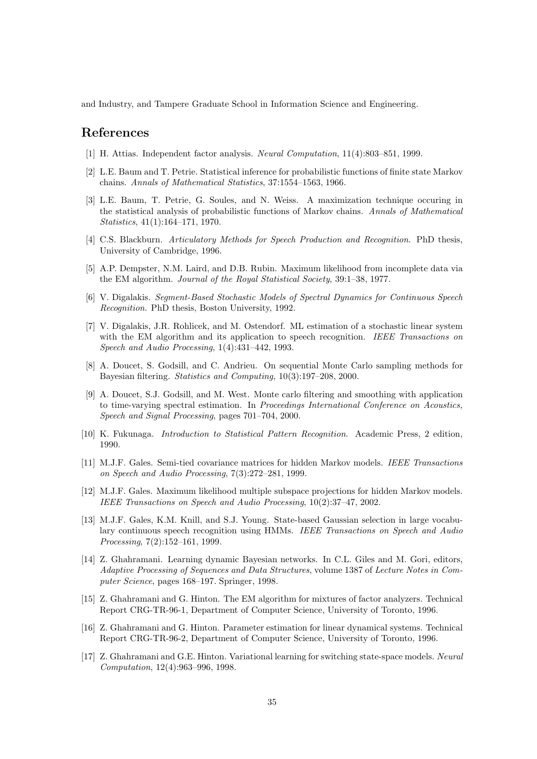and Industry, and Tampere Graduate School in Information Science and Engineering.

## References

[1] H. Attias. Independent factor analysis. *Neural Computation*, 11(4):803–851, 1999.

[2] L.E. Baum and T. Petrie. Statistical inference for probabilistic functions of finite state Markov chains. *Annals of Mathematical Statistics*, 37:1554–1563, 1966.

[3] L.E. Baum, T. Petrie, G. Soules, and N. Weiss. A maximization technique occuring in the statistical analysis of probabilistic functions of Markov chains. *Annals of Mathematical Statistics*, 41(1):164–171, 1970.

[4] C.S. Blackburn. *Articulatory Methods for Speech Production and Recognition*. PhD thesis, University of Cambridge, 1996.

[5] A.P. Dempster, N.M. Laird, and D.B. Rubin. Maximum likelihood from incomplete data via the EM algorithm. *Journal of the Royal Statistical Society*, 39:1–38, 1977.

[6] V. Digalakis. *Segment-Based Stochastic Models of Spectral Dynamics for Continuous Speech Recognition*. PhD thesis, Boston University, 1992.

[7] V. Digalakis, J.R. Rohlicek, and M. Ostendorf. ML estimation of a stochastic linear system with the EM algorithm and its application to speech recognition. *IEEE Transactions on Speech and Audio Processing*, 1(4):431–442, 1993.

[8] A. Doucet, S. Godsill, and C. Andrieu. On sequential Monte Carlo sampling methods for Bayesian filtering. *Statistics and Computing*, 10(3):197–208, 2000.

[9] A. Doucet, S.J. Godsill, and M. West. Monte carlo filtering and smoothing with application to time-varying spectral estimation. In *Proceedings International Conference on Acoustics, Speech and Signal Processing*, pages 701–704, 2000.

[10] K. Fukunaga. *Introduction to Statistical Pattern Recognition*. Academic Press, 2 edition, 1990.

[11] M.J.F. Gales. Semi-tied covariance matrices for hidden Markov models. *IEEE Transactions on Speech and Audio Processing*, 7(3):272–281, 1999.

[12] M.J.F. Gales. Maximum likelihood multiple subspace projections for hidden Markov models. *IEEE Transactions on Speech and Audio Processing*, 10(2):37–47, 2002.

[13] M.J.F. Gales, K.M. Knill, and S.J. Young. State-based Gaussian selection in large vocabulary continuous speech recognition using HMMs. *IEEE Transactions on Speech and Audio Processing*, 7(2):152–161, 1999.

[14] Z. Ghahramani. Learning dynamic Bayesian networks. In C.L. Giles and M. Gori, editors, *Adaptive Processing of Sequences and Data Structures*, volume 1387 of *Lecture Notes in Computer Science*, pages 168–197. Springer, 1998.

[15] Z. Ghahramani and G. Hinton. The EM algorithm for mixtures of factor analyzers. Technical Report CRG-TR-96-1, Department of Computer Science, University of Toronto, 1996.

[16] Z. Ghahramani and G. Hinton. Parameter estimation for linear dynamical systems. Technical Report CRG-TR-96-2, Department of Computer Science, University of Toronto, 1996.

[17] Z. Ghahramani and G.E. Hinton. Variational learning for switching state-space models. *Neural Computation*, 12(4):963–996, 1998.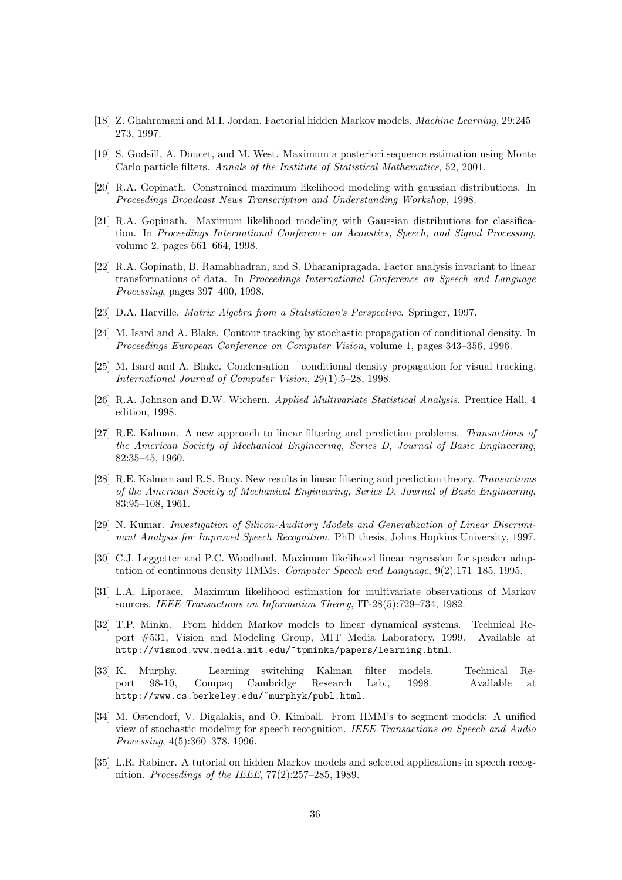[18] Z. Ghahramani and M.I. Jordan. Factorial hidden Markov models. *Machine Learning*, 29:245–273, 1997.

[19] S. Godsill, A. Doucet, and M. West. Maximum a posteriori sequence estimation using Monte Carlo particle filters. *Annals of the Institute of Statistical Mathematics*, 52, 2001.

[20] R.A. Gopinath. Constrained maximum likelihood modeling with gaussian distributions. In *Proceedings Broadcast News Transcription and Understanding Workshop*, 1998.

[21] R.A. Gopinath. Maximum likelihood modeling with Gaussian distributions for classification. In *Proceedings International Conference on Acoustics, Speech, and Signal Processing*, volume 2, pages 661–664, 1998.

[22] R.A. Gopinath, B. Ramabhadran, and S. Dharanipragada. Factor analysis invariant to linear transformations of data. In *Proceedings International Conference on Speech and Language Processing*, pages 397–400, 1998.

[23] D.A. Harville. *Matrix Algebra from a Statistician's Perspective*. Springer, 1997.

[24] M. Isard and A. Blake. Contour tracking by stochastic propagation of conditional density. In *Proceedings European Conference on Computer Vision*, volume 1, pages 343–356, 1996.

[25] M. Isard and A. Blake. Condensation – conditional density propagation for visual tracking. *International Journal of Computer Vision*, 29(1):5–28, 1998.

[26] R.A. Johnson and D.W. Wichern. *Applied Multivariate Statistical Analysis*. Prentice Hall, 4 edition, 1998.

[27] R.E. Kalman. A new approach to linear filtering and prediction problems. *Transactions of the American Society of Mechanical Engineering, Series D, Journal of Basic Engineering*, 82:35–45, 1960.

[28] R.E. Kalman and R.S. Bucy. New results in linear filtering and prediction theory. *Transactions of the American Society of Mechanical Engineering, Series D, Journal of Basic Engineering*, 83:95–108, 1961.

[29] N. Kumar. *Investigation of Silicon-Auditory Models and Generalization of Linear Discriminant Analysis for Improved Speech Recognition*. PhD thesis, Johns Hopkins University, 1997.

[30] C.J. Leggetter and P.C. Woodland. Maximum likelihood linear regression for speaker adaptation of continuous density HMMs. *Computer Speech and Language*, 9(2):171–185, 1995.

[31] L.A. Liporace. Maximum likelihood estimation for multivariate observations of Markov sources. *IEEE Transactions on Information Theory*, IT-28(5):729–734, 1982.

[32] T.P. Minka. From hidden Markov models to linear dynamical systems. Technical Report #531, Vision and Modeling Group, MIT Media Laboratory, 1999. Available at `http://vismod.www.media.mit.edu/~tpminka/papers/learning.html`.

[33] K. Murphy. Learning switching Kalman filter models. Technical Report 98-10, Compaq Cambridge Research Lab., 1998. Available at `http://www.cs.berkeley.edu/~murphyk/publ.html`.

[34] M. Ostendorf, V. Digalakis, and O. Kimball. From HMM's to segment models: A unified view of stochastic modeling for speech recognition. *IEEE Transactions on Speech and Audio Processing*, 4(5):360–378, 1996.

[35] L.R. Rabiner. A tutorial on hidden Markov models and selected applications in speech recognition. *Proceedings of the IEEE*, 77(2):257–285, 1989.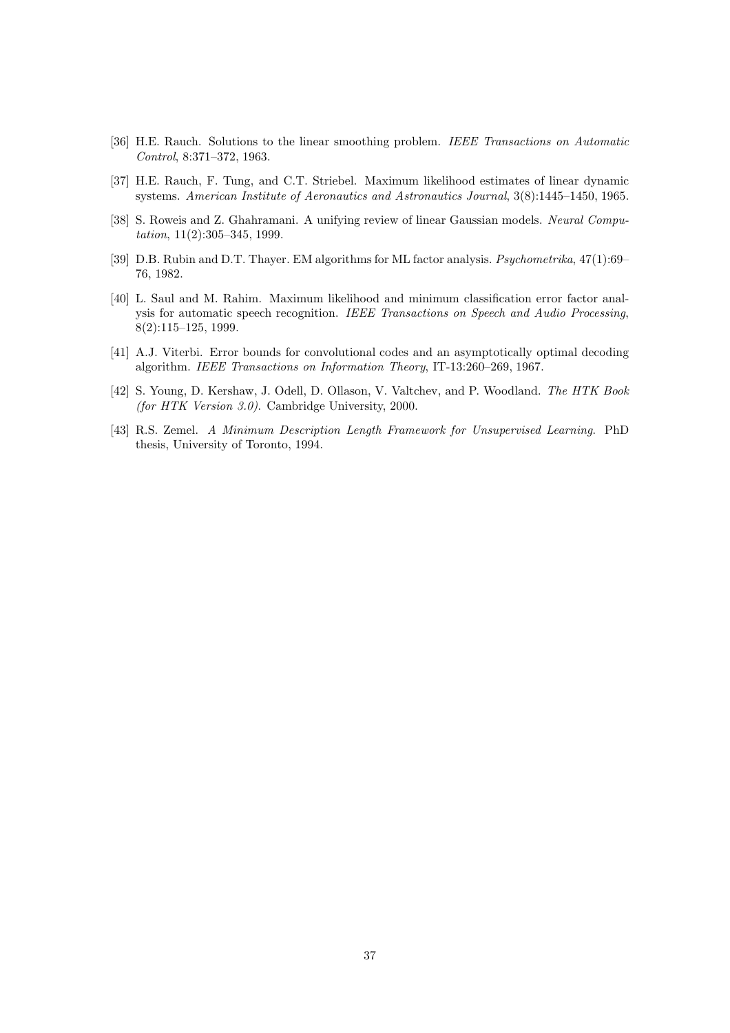[36] H.E. Rauch. Solutions to the linear smoothing problem. *IEEE Transactions on Automatic Control*, 8:371–372, 1963.

[37] H.E. Rauch, F. Tung, and C.T. Striebel. Maximum likelihood estimates of linear dynamic systems. *American Institute of Aeronautics and Astronautics Journal*, 3(8):1445–1450, 1965.

[38] S. Roweis and Z. Ghahramani. A unifying review of linear Gaussian models. *Neural Computation*, 11(2):305–345, 1999.

[39] D.B. Rubin and D.T. Thayer. EM algorithms for ML factor analysis. *Psychometrika*, 47(1):69–76, 1982.

[40] L. Saul and M. Rahim. Maximum likelihood and minimum classification error factor analysis for automatic speech recognition. *IEEE Transactions on Speech and Audio Processing*, 8(2):115–125, 1999.

[41] A.J. Viterbi. Error bounds for convolutional codes and an asymptotically optimal decoding algorithm. *IEEE Transactions on Information Theory*, IT-13:260–269, 1967.

[42] S. Young, D. Kershaw, J. Odell, D. Ollason, V. Valtchev, and P. Woodland. *The HTK Book (for HTK Version 3.0)*. Cambridge University, 2000.

[43] R.S. Zemel. *A Minimum Description Length Framework for Unsupervised Learning*. PhD thesis, University of Toronto, 1994.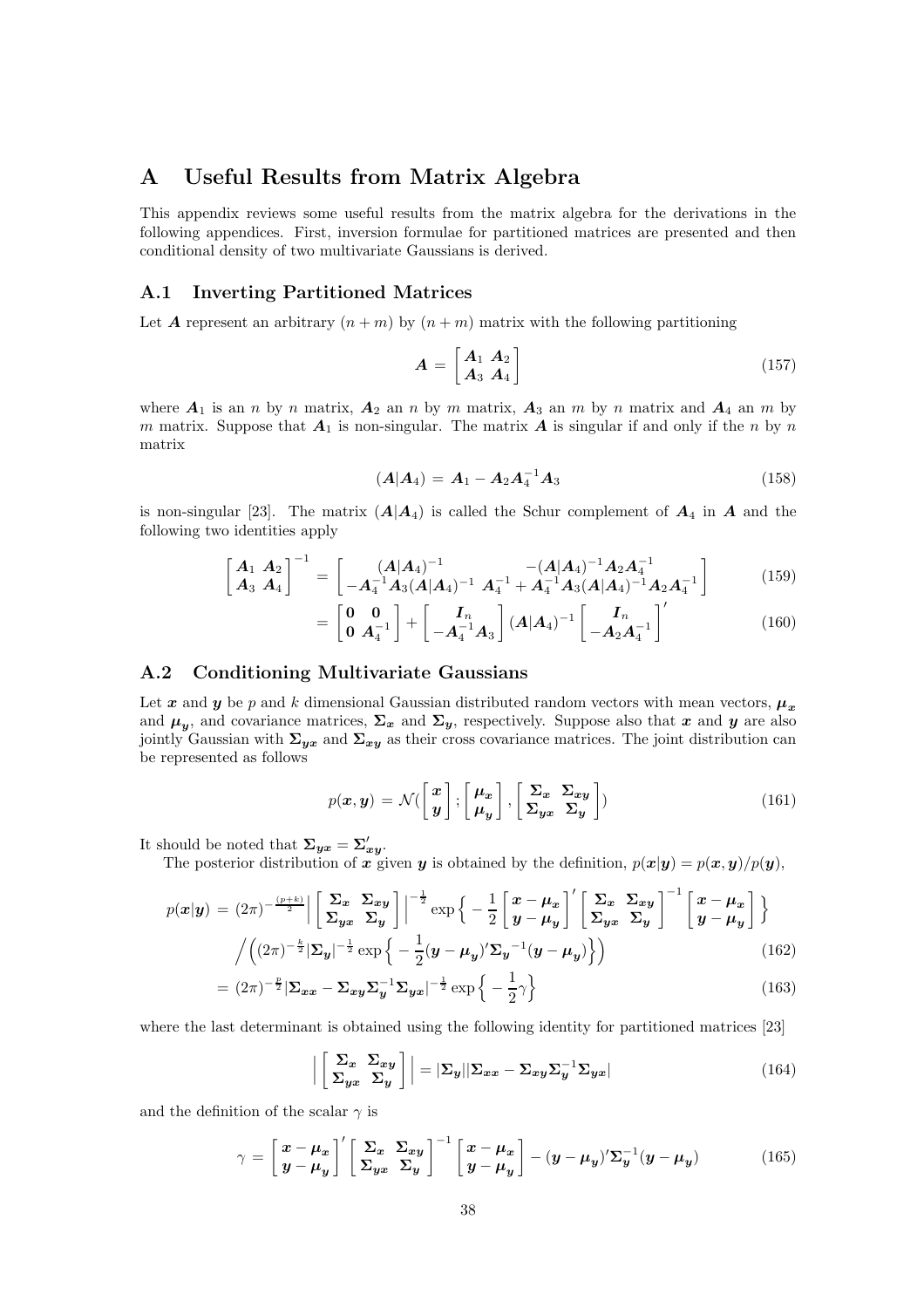# A Useful Results from Matrix Algebra

This appendix reviews some useful results from the matrix algebra for the derivations in the following appendices. First, inversion formulae for partitioned matrices are presented and then conditional density of two multivariate Gaussians is derived.

## A.1 Inverting Partitioned Matrices

Let $\boldsymbol{A}$ represent an arbitrary $(n+m)$ by $(n+m)$ matrix with the following partitioning

$$\boldsymbol{A} = \begin{bmatrix} \boldsymbol{A}_1 & \boldsymbol{A}_2 \\ \boldsymbol{A}_3 & \boldsymbol{A}_4 \end{bmatrix} \tag{157}$$

where $\boldsymbol{A}_1$ is an $n$ by $n$ matrix, $\boldsymbol{A}_2$ an $n$ by $m$ matrix, $\boldsymbol{A}_3$ an $m$ by $n$ matrix and $\boldsymbol{A}_4$ an $m$ by $m$ matrix. Suppose that $\boldsymbol{A}_1$ is non-singular. The matrix $\boldsymbol{A}$ is singular if and only if the $n$ by $n$ matrix

$$(\boldsymbol{A}|\boldsymbol{A}_4) = \boldsymbol{A}_1 - \boldsymbol{A}_2\boldsymbol{A}_4^{-1}\boldsymbol{A}_3 \tag{158}$$

is non-singular [23]. The matrix $(\boldsymbol{A}|\boldsymbol{A}_4)$ is called the Schur complement of $\boldsymbol{A}_4$ in $\boldsymbol{A}$ and the following two identities apply

$$\begin{bmatrix} \boldsymbol{A}_1 & \boldsymbol{A}_2 \\ \boldsymbol{A}_3 & \boldsymbol{A}_4 \end{bmatrix}^{-1} = \begin{bmatrix} (\boldsymbol{A}|\boldsymbol{A}_4)^{-1} & -(\boldsymbol{A}|\boldsymbol{A}_4)^{-1}\boldsymbol{A}_2\boldsymbol{A}_4^{-1} \\ -\boldsymbol{A}_4^{-1}\boldsymbol{A}_3(\boldsymbol{A}|\boldsymbol{A}_4)^{-1} & \boldsymbol{A}_4^{-1} + \boldsymbol{A}_4^{-1}\boldsymbol{A}_3(\boldsymbol{A}|\boldsymbol{A}_4)^{-1}\boldsymbol{A}_2\boldsymbol{A}_4^{-1} \end{bmatrix} \tag{159}$$

$$= \begin{bmatrix} \boldsymbol{0} & \boldsymbol{0} \\ \boldsymbol{0} & \boldsymbol{A}_4^{-1} \end{bmatrix} + \begin{bmatrix} \boldsymbol{I}_n \\ -\boldsymbol{A}_4^{-1}\boldsymbol{A}_3 \end{bmatrix} (\boldsymbol{A}|\boldsymbol{A}_4)^{-1} \begin{bmatrix} \boldsymbol{I}_n \\ -\boldsymbol{A}_2\boldsymbol{A}_4^{-1} \end{bmatrix}' \tag{160}$$

## A.2 Conditioning Multivariate Gaussians

Let $\boldsymbol{x}$ and $\boldsymbol{y}$ be $p$ and $k$ dimensional Gaussian distributed random vectors with mean vectors, $\boldsymbol{\mu_x}$ and $\boldsymbol{\mu_y}$, and covariance matrices, $\boldsymbol{\Sigma_x}$ and $\boldsymbol{\Sigma_y}$, respectively. Suppose also that $\boldsymbol{x}$ and $\boldsymbol{y}$ are also jointly Gaussian with $\boldsymbol{\Sigma_{yx}}$ and $\boldsymbol{\Sigma_{xy}}$ as their cross covariance matrices. The joint distribution can be represented as follows

$$p(\boldsymbol{x}, \boldsymbol{y}) = \mathcal{N}\Big(\begin{bmatrix} \boldsymbol{x} \\ \boldsymbol{y} \end{bmatrix}; \begin{bmatrix} \boldsymbol{\mu_x} \\ \boldsymbol{\mu_y} \end{bmatrix}, \begin{bmatrix} \boldsymbol{\Sigma_x} & \boldsymbol{\Sigma_{xy}} \\ \boldsymbol{\Sigma_{yx}} & \boldsymbol{\Sigma_y} \end{bmatrix}\Big) \tag{161}$$

It should be noted that $\boldsymbol{\Sigma_{yx}} = \boldsymbol{\Sigma}'_{\boldsymbol{xy}}$.

The posterior distribution of $\boldsymbol{x}$ given $\boldsymbol{y}$ is obtained by the definition, $p(\boldsymbol{x}|\boldsymbol{y}) = p(\boldsymbol{x}, \boldsymbol{y})/p(\boldsymbol{y})$,

$$p(\boldsymbol{x}|\boldsymbol{y}) = (2\pi)^{-\frac{(p+k)}{2}} \Big| \begin{bmatrix} \boldsymbol{\Sigma_x} & \boldsymbol{\Sigma_{xy}} \\ \boldsymbol{\Sigma_{yx}} & \boldsymbol{\Sigma_y} \end{bmatrix} \Big|^{-\frac{1}{2}} \exp\Big\{ -\frac{1}{2} \begin{bmatrix} \boldsymbol{x} - \boldsymbol{\mu_x} \\ \boldsymbol{y} - \boldsymbol{\mu_y} \end{bmatrix}' \begin{bmatrix} \boldsymbol{\Sigma_x} & \boldsymbol{\Sigma_{xy}} \\ \boldsymbol{\Sigma_{yx}} & \boldsymbol{\Sigma_y} \end{bmatrix}^{-1} \begin{bmatrix} \boldsymbol{x} - \boldsymbol{\mu_x} \\ \boldsymbol{y} - \boldsymbol{\mu_y} \end{bmatrix} \Big\}$$

$$\Big/ \Big( (2\pi)^{-\frac{k}{2}} |\boldsymbol{\Sigma_y}|^{-\frac{1}{2}} \exp\Big\{ -\frac{1}{2} (\boldsymbol{y} - \boldsymbol{\mu_y})' \boldsymbol{\Sigma_y}^{-1} (\boldsymbol{y} - \boldsymbol{\mu_y}) \Big\} \Big) \tag{162}$$

$$= (2\pi)^{-\frac{p}{2}} |\boldsymbol{\Sigma_{xx}} - \boldsymbol{\Sigma_{xy}}\boldsymbol{\Sigma_y}^{-1}\boldsymbol{\Sigma_{yx}}|^{-\frac{1}{2}} \exp\Big\{ -\frac{1}{2}\gamma \Big\} \tag{163}$$

where the last determinant is obtained using the following identity for partitioned matrices [23]

$$\Big| \begin{bmatrix} \boldsymbol{\Sigma_x} & \boldsymbol{\Sigma_{xy}} \\ \boldsymbol{\Sigma_{yx}} & \boldsymbol{\Sigma_y} \end{bmatrix} \Big| = |\boldsymbol{\Sigma_y}||\boldsymbol{\Sigma_{xx}} - \boldsymbol{\Sigma_{xy}}\boldsymbol{\Sigma_y}^{-1}\boldsymbol{\Sigma_{yx}}| \tag{164}$$

and the definition of the scalar $\gamma$ is

$$\gamma = \begin{bmatrix} \boldsymbol{x} - \boldsymbol{\mu_x} \\ \boldsymbol{y} - \boldsymbol{\mu_y} \end{bmatrix}' \begin{bmatrix} \boldsymbol{\Sigma_x} & \boldsymbol{\Sigma_{xy}} \\ \boldsymbol{\Sigma_{yx}} & \boldsymbol{\Sigma_y} \end{bmatrix}^{-1} \begin{bmatrix} \boldsymbol{x} - \boldsymbol{\mu_x} \\ \boldsymbol{y} - \boldsymbol{\mu_y} \end{bmatrix} - (\boldsymbol{y} - \boldsymbol{\mu_y})'\boldsymbol{\Sigma_y}^{-1}(\boldsymbol{y} - \boldsymbol{\mu_y}) \tag{165}$$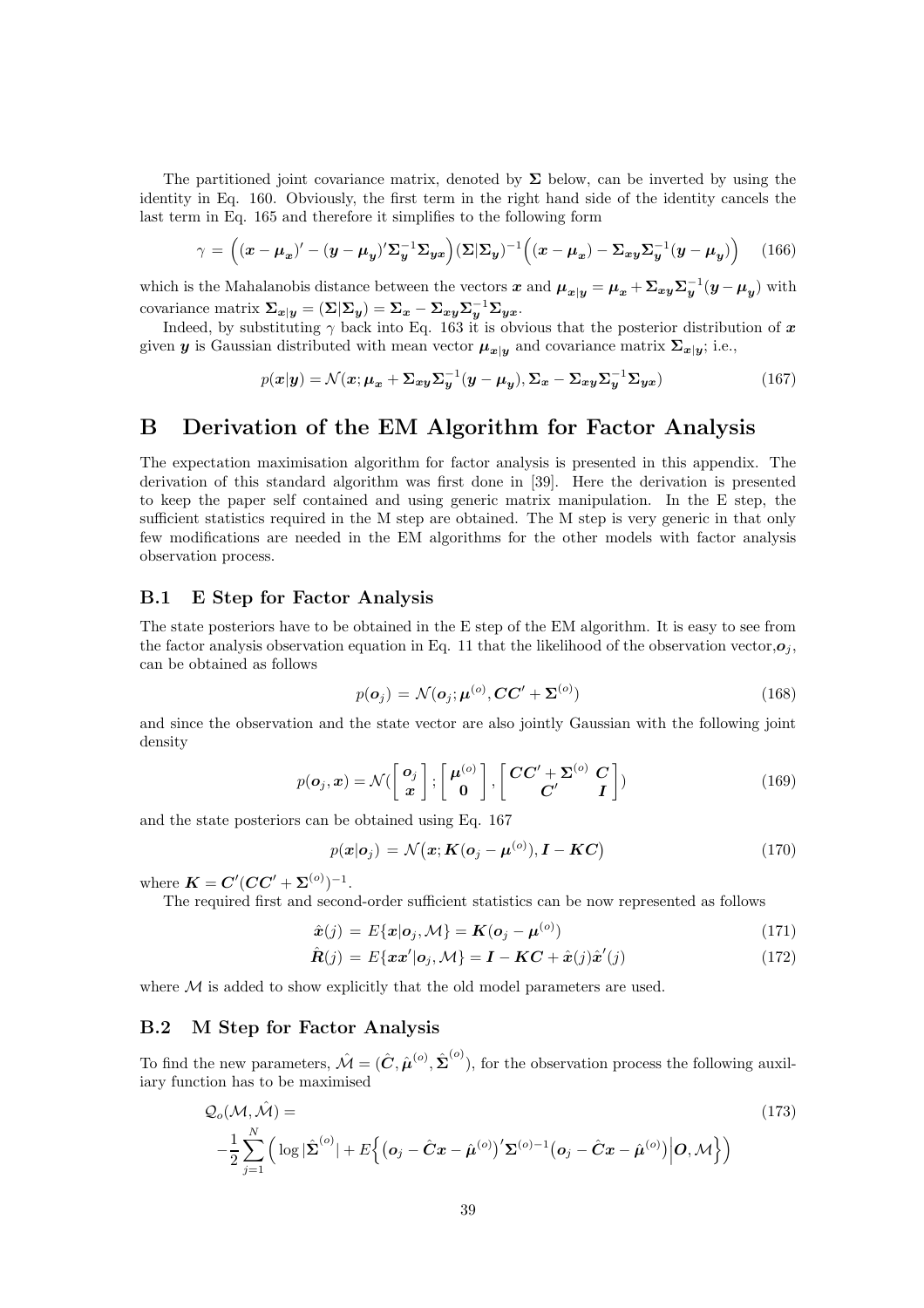The partitioned joint covariance matrix, denoted by $\boldsymbol{\Sigma}$ below, can be inverted by using the identity in Eq. 160. Obviously, the first term in the right hand side of the identity cancels the last term in Eq. 165 and therefore it simplifies to the following form

$$\gamma = \Big( (\boldsymbol{x} - \boldsymbol{\mu}_{\boldsymbol{x}})' - (\boldsymbol{y} - \boldsymbol{\mu}_{\boldsymbol{y}})' \boldsymbol{\Sigma}_{\boldsymbol{y}}^{-1} \boldsymbol{\Sigma}_{\boldsymbol{yx}} \Big) (\boldsymbol{\Sigma} | \boldsymbol{\Sigma}_{\boldsymbol{y}})^{-1} \Big( (\boldsymbol{x} - \boldsymbol{\mu}_{\boldsymbol{x}}) - \boldsymbol{\Sigma}_{\boldsymbol{xy}} \boldsymbol{\Sigma}_{\boldsymbol{y}}^{-1} (\boldsymbol{y} - \boldsymbol{\mu}_{\boldsymbol{y}}) \Big) \tag{166}$$

which is the Mahalanobis distance between the vectors $\boldsymbol{x}$ and $\boldsymbol{\mu}_{\boldsymbol{x}|\boldsymbol{y}} = \boldsymbol{\mu}_{\boldsymbol{x}} + \boldsymbol{\Sigma}_{\boldsymbol{xy}} \boldsymbol{\Sigma}_{\boldsymbol{y}}^{-1} (\boldsymbol{y} - \boldsymbol{\mu}_{\boldsymbol{y}})$ with covariance matrix $\boldsymbol{\Sigma}_{\boldsymbol{x}|\boldsymbol{y}} = (\boldsymbol{\Sigma} | \boldsymbol{\Sigma}_{\boldsymbol{y}}) = \boldsymbol{\Sigma}_{\boldsymbol{x}} - \boldsymbol{\Sigma}_{\boldsymbol{xy}} \boldsymbol{\Sigma}_{\boldsymbol{y}}^{-1} \boldsymbol{\Sigma}_{\boldsymbol{yx}}$.

Indeed, by substituting $\gamma$ back into Eq. 163 it is obvious that the posterior distribution of $\boldsymbol{x}$ given $\boldsymbol{y}$ is Gaussian distributed with mean vector $\boldsymbol{\mu}_{\boldsymbol{x}|\boldsymbol{y}}$ and covariance matrix $\boldsymbol{\Sigma}_{\boldsymbol{x}|\boldsymbol{y}}$; i.e.,

$$p(\boldsymbol{x}|\boldsymbol{y}) = \mathcal{N}(\boldsymbol{x}; \boldsymbol{\mu}_{\boldsymbol{x}} + \boldsymbol{\Sigma}_{\boldsymbol{xy}} \boldsymbol{\Sigma}_{\boldsymbol{y}}^{-1} (\boldsymbol{y} - \boldsymbol{\mu}_{\boldsymbol{y}}), \boldsymbol{\Sigma}_{\boldsymbol{x}} - \boldsymbol{\Sigma}_{\boldsymbol{xy}} \boldsymbol{\Sigma}_{\boldsymbol{y}}^{-1} \boldsymbol{\Sigma}_{\boldsymbol{yx}}) \tag{167}$$

# B Derivation of the EM Algorithm for Factor Analysis

The expectation maximisation algorithm for factor analysis is presented in this appendix. The derivation of this standard algorithm was first done in [39]. Here the derivation is presented to keep the paper self contained and using generic matrix manipulation. In the E step, the sufficient statistics required in the M step are obtained. The M step is very generic in that only few modifications are needed in the EM algorithms for the other models with factor analysis observation process.

## B.1 E Step for Factor Analysis

The state posteriors have to be obtained in the E step of the EM algorithm. It is easy to see from the factor analysis observation equation in Eq. 11 that the likelihood of the observation vector,$\boldsymbol{o}_j$, can be obtained as follows

$$p(\boldsymbol{o}_j) = \mathcal{N}(\boldsymbol{o}_j; \boldsymbol{\mu}^{(o)}, \boldsymbol{C}\boldsymbol{C}' + \boldsymbol{\Sigma}^{(o)}) \tag{168}$$

and since the observation and the state vector are also jointly Gaussian with the following joint density

$$p(\boldsymbol{o}_j, \boldsymbol{x}) = \mathcal{N}\left( \begin{bmatrix} \boldsymbol{o}_j \\ \boldsymbol{x} \end{bmatrix}; \begin{bmatrix} \boldsymbol{\mu}^{(o)} \\ \boldsymbol{0} \end{bmatrix}, \begin{bmatrix} \boldsymbol{C}\boldsymbol{C}' + \boldsymbol{\Sigma}^{(o)} & \boldsymbol{C} \\ \boldsymbol{C}' & \boldsymbol{I} \end{bmatrix} \right) \tag{169}$$

and the state posteriors can be obtained using Eq. 167

$$p(\boldsymbol{x}|\boldsymbol{o}_j) = \mathcal{N}\big(\boldsymbol{x}; \boldsymbol{K}(\boldsymbol{o}_j - \boldsymbol{\mu}^{(o)}), \boldsymbol{I} - \boldsymbol{K}\boldsymbol{C}\big) \tag{170}$$

where $\boldsymbol{K} = \boldsymbol{C}'(\boldsymbol{C}\boldsymbol{C}' + \boldsymbol{\Sigma}^{(o)})^{-1}$.

The required first and second-order sufficient statistics can be now represented as follows

$$\hat{\boldsymbol{x}}(j) = E\{\boldsymbol{x}|\boldsymbol{o}_j, \mathcal{M}\} = \boldsymbol{K}(\boldsymbol{o}_j - \boldsymbol{\mu}^{(o)}) \tag{171}$$

$$\hat{\boldsymbol{R}}(j) = E\{\boldsymbol{x}\boldsymbol{x}'|\boldsymbol{o}_j, \mathcal{M}\} = \boldsymbol{I} - \boldsymbol{K}\boldsymbol{C} + \hat{\boldsymbol{x}}(j)\hat{\boldsymbol{x}}'(j) \tag{172}$$

where $\mathcal{M}$ is added to show explicitly that the old model parameters are used.

## B.2 M Step for Factor Analysis

To find the new parameters, $\hat{\mathcal{M}} = (\hat{\boldsymbol{C}}, \hat{\boldsymbol{\mu}}^{(o)}, \hat{\boldsymbol{\Sigma}}^{(o)})$, for the observation process the following auxiliary function has to be maximised

$$\mathcal{Q}_o(\mathcal{M}, \hat{\mathcal{M}}) = \tag{173}$$
$$-\frac{1}{2} \sum_{j=1}^{N} \Big( \log |\hat{\boldsymbol{\Sigma}}^{(o)}| + E\Big\{ \big(\boldsymbol{o}_j - \hat{\boldsymbol{C}}\boldsymbol{x} - \hat{\boldsymbol{\mu}}^{(o)}\big)' \boldsymbol{\Sigma}^{(o)-1} \big(\boldsymbol{o}_j - \hat{\boldsymbol{C}}\boldsymbol{x} - \hat{\boldsymbol{\mu}}^{(o)}\big) \Big| \boldsymbol{O}, \mathcal{M} \Big\} \Big)$$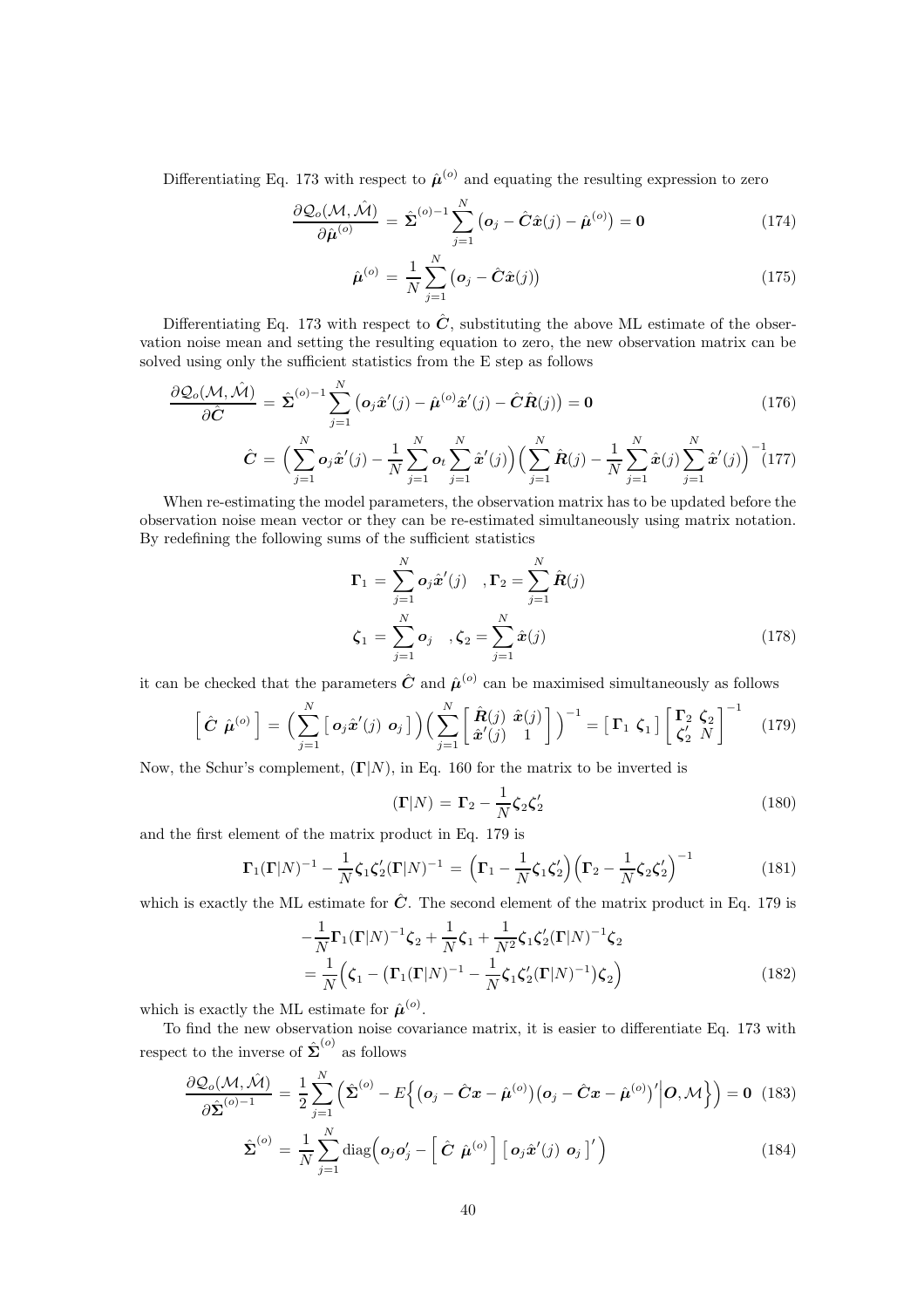Differentiating Eq. 173 with respect to $\hat{\boldsymbol{\mu}}^{(o)}$ and equating the resulting expression to zero

$$\frac{\partial \mathcal{Q}_o(\mathcal{M}, \hat{\mathcal{M}})}{\partial \hat{\boldsymbol{\mu}}^{(o)}} = \hat{\boldsymbol{\Sigma}}^{(o)-1} \sum_{j=1}^{N} \big( \boldsymbol{o}_j - \hat{\boldsymbol{C}} \hat{\boldsymbol{x}}(j) - \hat{\boldsymbol{\mu}}^{(o)} \big) = \mathbf{0} \tag{174}$$

$$\hat{\boldsymbol{\mu}}^{(o)} = \frac{1}{N} \sum_{j=1}^{N} \big( \boldsymbol{o}_j - \hat{\boldsymbol{C}} \hat{\boldsymbol{x}}(j) \big) \tag{175}$$

Differentiating Eq. 173 with respect to $\hat{\boldsymbol{C}}$, substituting the above ML estimate of the observation noise mean and setting the resulting equation to zero, the new observation matrix can be solved using only the sufficient statistics from the E step as follows

$$\frac{\partial \mathcal{Q}_o(\mathcal{M}, \hat{\mathcal{M}})}{\partial \hat{\boldsymbol{C}}} = \hat{\boldsymbol{\Sigma}}^{(o)-1} \sum_{j=1}^{N} \big( \boldsymbol{o}_j \hat{\boldsymbol{x}}'(j) - \hat{\boldsymbol{\mu}}^{(o)} \hat{\boldsymbol{x}}'(j) - \hat{\boldsymbol{C}} \hat{\boldsymbol{R}}(j) \big) = \mathbf{0} \tag{176}$$

$$\hat{\boldsymbol{C}} = \Big( \sum_{j=1}^{N} \boldsymbol{o}_j \hat{\boldsymbol{x}}'(j) - \frac{1}{N} \sum_{j=1}^{N} \boldsymbol{o}_t \sum_{j=1}^{N} \hat{\boldsymbol{x}}'(j) \Big) \Big( \sum_{j=1}^{N} \hat{\boldsymbol{R}}(j) - \frac{1}{N} \sum_{j=1}^{N} \hat{\boldsymbol{x}}(j) \sum_{j=1}^{N} \hat{\boldsymbol{x}}'(j) \Big)^{-1} \tag{177}$$

When re-estimating the model parameters, the observation matrix has to be updated before the observation noise mean vector or they can be re-estimated simultaneously using matrix notation. By redefining the following sums of the sufficient statistics

$$\begin{aligned} \boldsymbol{\Gamma}_1 &= \sum_{j=1}^{N} \boldsymbol{o}_j \hat{\boldsymbol{x}}'(j) \quad , \boldsymbol{\Gamma}_2 = \sum_{j=1}^{N} \hat{\boldsymbol{R}}(j) \\ \boldsymbol{\zeta}_1 &= \sum_{j=1}^{N} \boldsymbol{o}_j \quad , \boldsymbol{\zeta}_2 = \sum_{j=1}^{N} \hat{\boldsymbol{x}}(j) \end{aligned} \tag{178}$$

it can be checked that the parameters $\hat{\boldsymbol{C}}$ and $\hat{\boldsymbol{\mu}}^{(o)}$ can be maximised simultaneously as follows

$$\begin{bmatrix} \hat{\boldsymbol{C}} & \hat{\boldsymbol{\mu}}^{(o)} \end{bmatrix} = \Big( \sum_{j=1}^{N} \begin{bmatrix} \boldsymbol{o}_j \hat{\boldsymbol{x}}'(j) & \boldsymbol{o}_j \end{bmatrix} \Big) \Big( \sum_{j=1}^{N} \begin{bmatrix} \hat{\boldsymbol{R}}(j) & \hat{\boldsymbol{x}}(j) \\ \hat{\boldsymbol{x}}'(j) & 1 \end{bmatrix} \Big)^{-1} = \begin{bmatrix} \boldsymbol{\Gamma}_1 & \boldsymbol{\zeta}_1 \end{bmatrix} \begin{bmatrix} \boldsymbol{\Gamma}_2 & \boldsymbol{\zeta}_2 \\ \boldsymbol{\zeta}_2' & N \end{bmatrix}^{-1} \tag{179}$$

Now, the Schur's complement, $(\boldsymbol{\Gamma}|N)$, in Eq. 160 for the matrix to be inverted is

$$(\boldsymbol{\Gamma}|N) = \boldsymbol{\Gamma}_2 - \frac{1}{N} \boldsymbol{\zeta}_2 \boldsymbol{\zeta}_2' \tag{180}$$

and the first element of the matrix product in Eq. 179 is

$$\boldsymbol{\Gamma}_1 (\boldsymbol{\Gamma}|N)^{-1} - \frac{1}{N} \boldsymbol{\zeta}_1 \boldsymbol{\zeta}_2' (\boldsymbol{\Gamma}|N)^{-1} = \Big( \boldsymbol{\Gamma}_1 - \frac{1}{N} \boldsymbol{\zeta}_1 \boldsymbol{\zeta}_2' \Big) \Big( \boldsymbol{\Gamma}_2 - \frac{1}{N} \boldsymbol{\zeta}_2 \boldsymbol{\zeta}_2' \Big)^{-1} \tag{181}$$

which is exactly the ML estimate for $\hat{\boldsymbol{C}}$. The second element of the matrix product in Eq. 179 is

$$\begin{aligned} &-\frac{1}{N} \boldsymbol{\Gamma}_1 (\boldsymbol{\Gamma}|N)^{-1} \boldsymbol{\zeta}_2 + \frac{1}{N} \boldsymbol{\zeta}_1 + \frac{1}{N^2} \boldsymbol{\zeta}_1 \boldsymbol{\zeta}_2' (\boldsymbol{\Gamma}|N)^{-1} \boldsymbol{\zeta}_2 \\ &= \frac{1}{N} \Big( \boldsymbol{\zeta}_1 - \big( \boldsymbol{\Gamma}_1 (\boldsymbol{\Gamma}|N)^{-1} - \frac{1}{N} \boldsymbol{\zeta}_1 \boldsymbol{\zeta}_2' (\boldsymbol{\Gamma}|N)^{-1} \big) \boldsymbol{\zeta}_2 \Big) \end{aligned} \tag{182}$$

which is exactly the ML estimate for $\hat{\boldsymbol{\mu}}^{(o)}$.

To find the new observation noise covariance matrix, it is easier to differentiate Eq. 173 with respect to the inverse of $\hat{\boldsymbol{\Sigma}}^{(o)}$ as follows

$$\frac{\partial \mathcal{Q}_o(\mathcal{M}, \hat{\mathcal{M}})}{\partial \hat{\boldsymbol{\Sigma}}^{(o)-1}} = \frac{1}{2} \sum_{j=1}^{N} \Big( \hat{\boldsymbol{\Sigma}}^{(o)} - E\Big\{ \big( \boldsymbol{o}_j - \hat{\boldsymbol{C}} \boldsymbol{x} - \hat{\boldsymbol{\mu}}^{(o)} \big) \big( \boldsymbol{o}_j - \hat{\boldsymbol{C}} \boldsymbol{x} - \hat{\boldsymbol{\mu}}^{(o)} \big)' \Big| \boldsymbol{O}, \mathcal{M} \Big\} \Big) = \mathbf{0} \tag{183}$$

$$\hat{\boldsymbol{\Sigma}}^{(o)} = \frac{1}{N} \sum_{j=1}^{N} \operatorname{diag}\Big( \boldsymbol{o}_j \boldsymbol{o}_j' - \begin{bmatrix} \hat{\boldsymbol{C}} & \hat{\boldsymbol{\mu}}^{(o)} \end{bmatrix} \begin{bmatrix} \boldsymbol{o}_j \hat{\boldsymbol{x}}'(j) & \boldsymbol{o}_j \end{bmatrix}' \Big) \tag{184}$$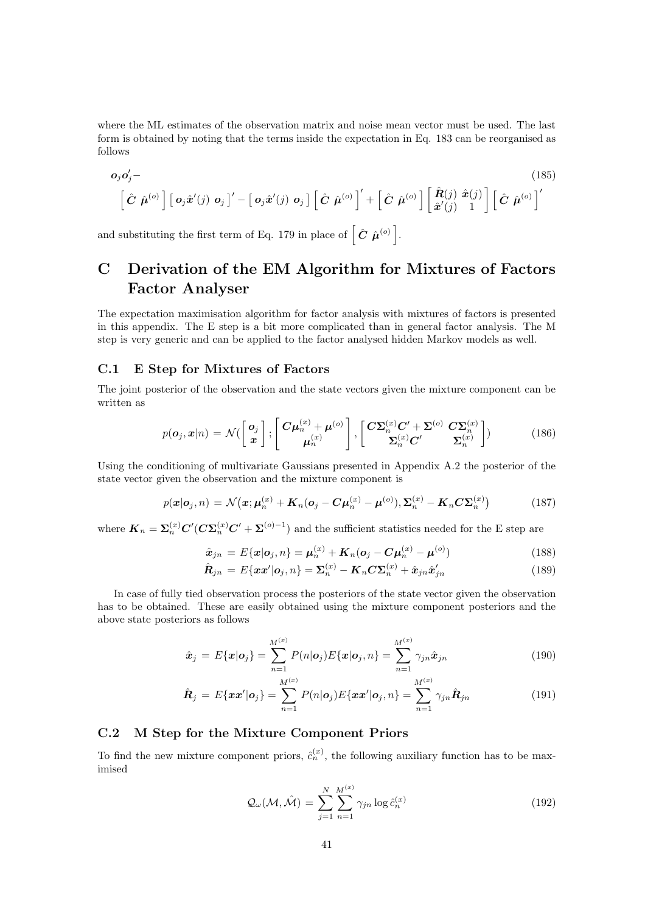where the ML estimates of the observation matrix and noise mean vector must be used. The last form is obtained by noting that the terms inside the expectation in Eq. 183 can be reorganised as follows

$$\boldsymbol{o}_j\boldsymbol{o}_j' - \tag{185}$$
$$\left[\, \hat{\boldsymbol{C}} \;\; \hat{\boldsymbol{\mu}}^{(o)} \,\right] \left[\, \boldsymbol{o}_j\hat{\boldsymbol{x}}'(j) \;\; \boldsymbol{o}_j \,\right]' - \left[\, \boldsymbol{o}_j\hat{\boldsymbol{x}}'(j) \;\; \boldsymbol{o}_j \,\right] \left[\, \hat{\boldsymbol{C}} \;\; \hat{\boldsymbol{\mu}}^{(o)} \,\right]' + \left[\, \hat{\boldsymbol{C}} \;\; \hat{\boldsymbol{\mu}}^{(o)} \,\right] \begin{bmatrix} \hat{\boldsymbol{R}}(j) & \hat{\boldsymbol{x}}(j) \\ \hat{\boldsymbol{x}}'(j) & 1 \end{bmatrix} \left[\, \hat{\boldsymbol{C}} \;\; \hat{\boldsymbol{\mu}}^{(o)} \,\right]'$$

and substituting the first term of Eq. 179 in place of $\left[\, \hat{\boldsymbol{C}} \;\; \hat{\boldsymbol{\mu}}^{(o)} \,\right]$.

# C Derivation of the EM Algorithm for Mixtures of Factors Factor Analyser

The expectation maximisation algorithm for factor analysis with mixtures of factors is presented in this appendix. The E step is a bit more complicated than in general factor analysis. The M step is very generic and can be applied to the factor analysed hidden Markov models as well.

## C.1 E Step for Mixtures of Factors

The joint posterior of the observation and the state vectors given the mixture component can be written as

$$p(\boldsymbol{o}_j, \boldsymbol{x}|n) = \mathcal{N}\Big(\begin{bmatrix} \boldsymbol{o}_j \\ \boldsymbol{x} \end{bmatrix}; \begin{bmatrix} \boldsymbol{C}\boldsymbol{\mu}_n^{(x)} + \boldsymbol{\mu}^{(o)} \\ \boldsymbol{\mu}_n^{(x)} \end{bmatrix}, \begin{bmatrix} \boldsymbol{C}\boldsymbol{\Sigma}_n^{(x)}\boldsymbol{C}' + \boldsymbol{\Sigma}^{(o)} & \boldsymbol{C}\boldsymbol{\Sigma}_n^{(x)} \\ \boldsymbol{\Sigma}_n^{(x)}\boldsymbol{C}' & \boldsymbol{\Sigma}_n^{(x)} \end{bmatrix}\Big) \tag{186}$$

Using the conditioning of multivariate Gaussians presented in Appendix A.2 the posterior of the state vector given the observation and the mixture component is

$$p(\boldsymbol{x}|\boldsymbol{o}_j, n) = \mathcal{N}\big(\boldsymbol{x}; \boldsymbol{\mu}_n^{(x)} + \boldsymbol{K}_n(\boldsymbol{o}_j - \boldsymbol{C}\boldsymbol{\mu}_n^{(x)} - \boldsymbol{\mu}^{(o)}), \boldsymbol{\Sigma}_n^{(x)} - \boldsymbol{K}_n\boldsymbol{C}\boldsymbol{\Sigma}_n^{(x)}\big) \tag{187}$$

where $\boldsymbol{K}_n = \boldsymbol{\Sigma}_n^{(x)}\boldsymbol{C}'(\boldsymbol{C}\boldsymbol{\Sigma}_n^{(x)}\boldsymbol{C}' + \boldsymbol{\Sigma}^{(o)-1})$ and the sufficient statistics needed for the E step are

$$\hat{\boldsymbol{x}}_{jn} = E\{\boldsymbol{x}|\boldsymbol{o}_j, n\} = \boldsymbol{\mu}_n^{(x)} + \boldsymbol{K}_n(\boldsymbol{o}_j - \boldsymbol{C}\boldsymbol{\mu}_n^{(x)} - \boldsymbol{\mu}^{(o)}) \tag{188}$$

$$\hat{\boldsymbol{R}}_{jn} = E\{\boldsymbol{x}\boldsymbol{x}'|\boldsymbol{o}_j, n\} = \boldsymbol{\Sigma}_n^{(x)} - \boldsymbol{K}_n\boldsymbol{C}\boldsymbol{\Sigma}_n^{(x)} + \hat{\boldsymbol{x}}_{jn}\hat{\boldsymbol{x}}_{jn}' \tag{189}$$

In case of fully tied observation process the posteriors of the state vector given the observation has to be obtained. These are easily obtained using the mixture component posteriors and the above state posteriors as follows

$$\hat{\boldsymbol{x}}_j = E\{\boldsymbol{x}|\boldsymbol{o}_j\} = \sum_{n=1}^{M^{(x)}} P(n|\boldsymbol{o}_j)E\{\boldsymbol{x}|\boldsymbol{o}_j, n\} = \sum_{n=1}^{M^{(x)}} \gamma_{jn}\hat{\boldsymbol{x}}_{jn} \tag{190}$$

$$\hat{\boldsymbol{R}}_j = E\{\boldsymbol{x}\boldsymbol{x}'|\boldsymbol{o}_j\} = \sum_{n=1}^{M^{(x)}} P(n|\boldsymbol{o}_j)E\{\boldsymbol{x}\boldsymbol{x}'|\boldsymbol{o}_j, n\} = \sum_{n=1}^{M^{(x)}} \gamma_{jn}\hat{\boldsymbol{R}}_{jn} \tag{191}$$

## C.2 M Step for the Mixture Component Priors

To find the new mixture component priors, $\hat{c}_n^{(x)}$, the following auxiliary function has to be maximised

$$\mathcal{Q}_\omega(\mathcal{M}, \hat{\mathcal{M}}) = \sum_{j=1}^{N}\sum_{n=1}^{M^{(x)}} \gamma_{jn}\log\hat{c}_n^{(x)} \tag{192}$$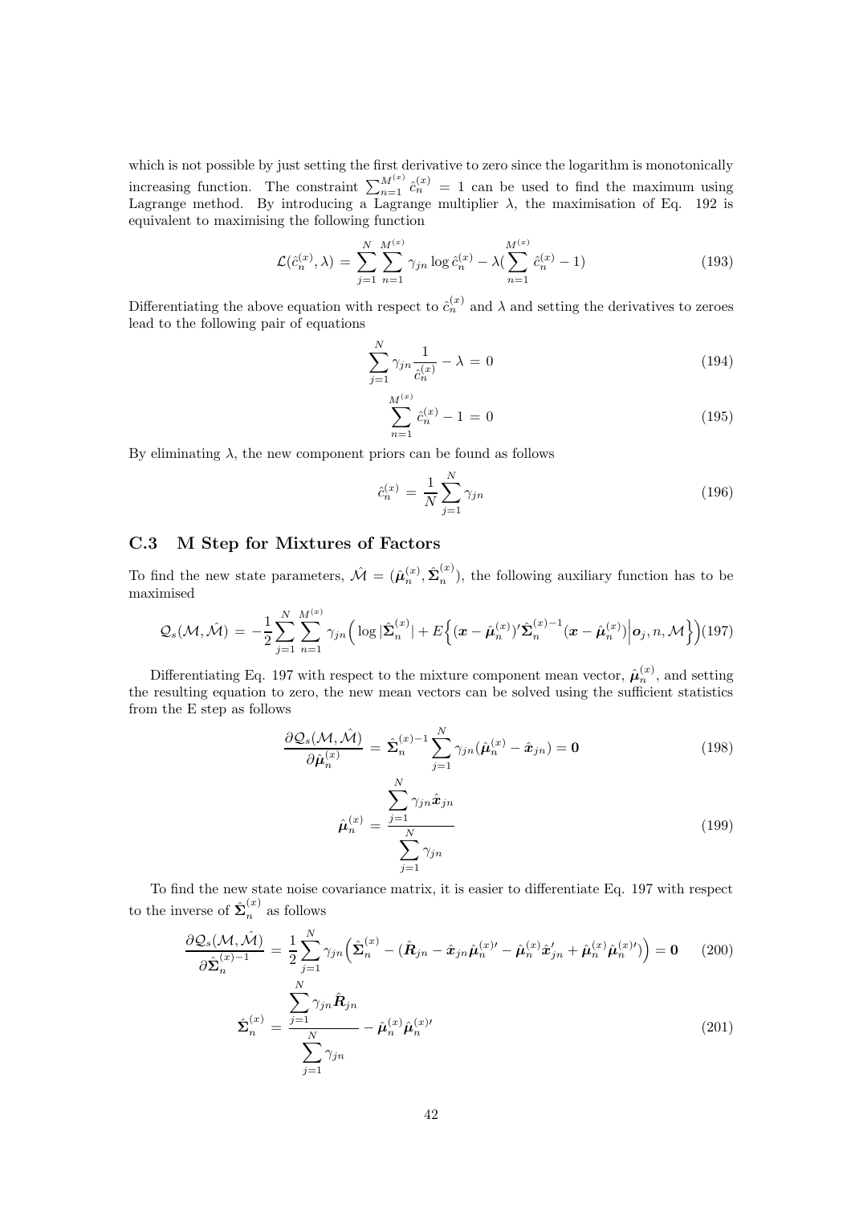which is not possible by just setting the first derivative to zero since the logarithm is monotonically increasing function. The constraint $\sum_{n=1}^{M^{(x)}} \hat{c}_n^{(x)} = 1$ can be used to find the maximum using Lagrange method. By introducing a Lagrange multiplier $\lambda$, the maximisation of Eq. 192 is equivalent to maximising the following function

$$\mathcal{L}(\hat{c}_n^{(x)}, \lambda) = \sum_{j=1}^{N} \sum_{n=1}^{M^{(x)}} \gamma_{jn} \log \hat{c}_n^{(x)} - \lambda\Big(\sum_{n=1}^{M^{(x)}} \hat{c}_n^{(x)} - 1\Big) \tag{193}$$

Differentiating the above equation with respect to $\hat{c}_n^{(x)}$ and $\lambda$ and setting the derivatives to zeroes lead to the following pair of equations

$$\sum_{j=1}^{N} \gamma_{jn} \frac{1}{\hat{c}_n^{(x)}} - \lambda = 0 \tag{194}$$

$$\sum_{n=1}^{M^{(x)}} \hat{c}_n^{(x)} - 1 = 0 \tag{195}$$

By eliminating $\lambda$, the new component priors can be found as follows

$$\hat{c}_n^{(x)} = \frac{1}{N} \sum_{j=1}^{N} \gamma_{jn} \tag{196}$$

## C.3 M Step for Mixtures of Factors

To find the new state parameters, $\hat{\mathcal{M}} = (\hat{\boldsymbol{\mu}}_n^{(x)}, \hat{\boldsymbol{\Sigma}}_n^{(x)})$, the following auxiliary function has to be maximised

$$\mathcal{Q}_s(\mathcal{M}, \hat{\mathcal{M}}) = -\frac{1}{2} \sum_{j=1}^{N} \sum_{n=1}^{M^{(x)}} \gamma_{jn} \Big( \log |\hat{\boldsymbol{\Sigma}}_n^{(x)}| + E\Big\{ (\boldsymbol{x} - \hat{\boldsymbol{\mu}}_n^{(x)})' \hat{\boldsymbol{\Sigma}}_n^{(x)-1} (\boldsymbol{x} - \hat{\boldsymbol{\mu}}_n^{(x)}) \Big| \boldsymbol{o}_j, n, \mathcal{M} \Big\} \Big) \tag{197}$$

Differentiating Eq. 197 with respect to the mixture component mean vector, $\hat{\boldsymbol{\mu}}_n^{(x)}$, and setting the resulting equation to zero, the new mean vectors can be solved using the sufficient statistics from the E step as follows

$$\frac{\partial \mathcal{Q}_s(\mathcal{M}, \hat{\mathcal{M}})}{\partial \hat{\boldsymbol{\mu}}_n^{(x)}} = \hat{\boldsymbol{\Sigma}}_n^{(x)-1} \sum_{j=1}^{N} \gamma_{jn} (\hat{\boldsymbol{\mu}}_n^{(x)} - \hat{\boldsymbol{x}}_{jn}) = \mathbf{0} \tag{198}$$

$$\hat{\boldsymbol{\mu}}_n^{(x)} = \frac{\sum_{j=1}^{N} \gamma_{jn} \hat{\boldsymbol{x}}_{jn}}{\sum_{j=1}^{N} \gamma_{jn}} \tag{199}$$

To find the new state noise covariance matrix, it is easier to differentiate Eq. 197 with respect to the inverse of $\hat{\boldsymbol{\Sigma}}_n^{(x)}$ as follows

$$\frac{\partial \mathcal{Q}_s(\mathcal{M}, \hat{\mathcal{M}})}{\partial \hat{\boldsymbol{\Sigma}}_n^{(x)-1}} = \frac{1}{2} \sum_{j=1}^{N} \gamma_{jn} \Big( \hat{\boldsymbol{\Sigma}}_n^{(x)} - (\hat{\boldsymbol{R}}_{jn} - \hat{\boldsymbol{x}}_{jn} \hat{\boldsymbol{\mu}}_n^{(x)\prime} - \hat{\boldsymbol{\mu}}_n^{(x)} \hat{\boldsymbol{x}}_{jn}' + \hat{\boldsymbol{\mu}}_n^{(x)} \hat{\boldsymbol{\mu}}_n^{(x)\prime}) \Big) = \mathbf{0} \tag{200}$$

$$\hat{\boldsymbol{\Sigma}}_n^{(x)} = \frac{\sum_{j=1}^{N} \gamma_{jn} \hat{\boldsymbol{R}}_{jn}}{\sum_{j=1}^{N} \gamma_{jn}} - \hat{\boldsymbol{\mu}}_n^{(x)} \hat{\boldsymbol{\mu}}_n^{(x)\prime} \tag{201}$$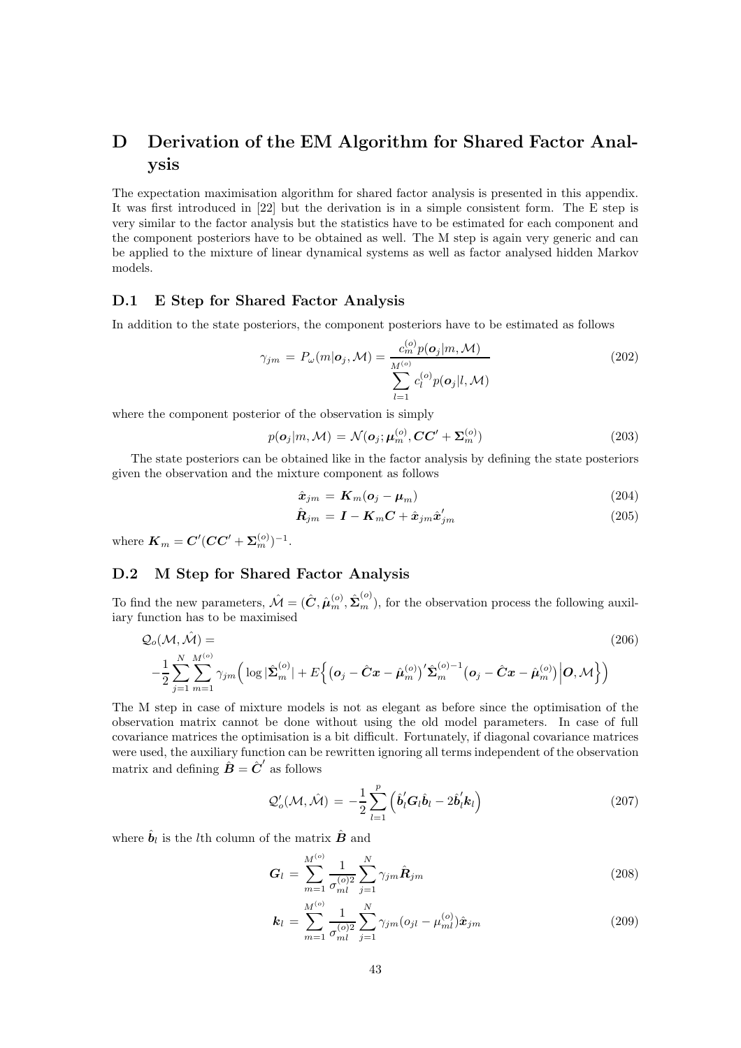# D Derivation of the EM Algorithm for Shared Factor Analysis

The expectation maximisation algorithm for shared factor analysis is presented in this appendix. It was first introduced in [22] but the derivation is in a simple consistent form. The E step is very similar to the factor analysis but the statistics have to be estimated for each component and the component posteriors have to be obtained as well. The M step is again very generic and can be applied to the mixture of linear dynamical systems as well as factor analysed hidden Markov models.

## D.1 E Step for Shared Factor Analysis

In addition to the state posteriors, the component posteriors have to be estimated as follows

$$\gamma_{jm} = P_\omega(m|\boldsymbol{o}_j, \mathcal{M}) = \frac{c_m^{(o)} p(\boldsymbol{o}_j|m, \mathcal{M})}{\sum_{l=1}^{M^{(o)}} c_l^{(o)} p(\boldsymbol{o}_j|l, \mathcal{M})} \tag{202}$$

where the component posterior of the observation is simply

$$p(\boldsymbol{o}_j|m, \mathcal{M}) = \mathcal{N}(\boldsymbol{o}_j; \boldsymbol{\mu}_m^{(o)}, \boldsymbol{C}\boldsymbol{C}' + \boldsymbol{\Sigma}_m^{(o)}) \tag{203}$$

The state posteriors can be obtained like in the factor analysis by defining the state posteriors given the observation and the mixture component as follows

$$\hat{\boldsymbol{x}}_{jm} = \boldsymbol{K}_m(\boldsymbol{o}_j - \boldsymbol{\mu}_m) \tag{204}$$

$$\hat{\boldsymbol{R}}_{jm} = \boldsymbol{I} - \boldsymbol{K}_m\boldsymbol{C} + \hat{\boldsymbol{x}}_{jm}\hat{\boldsymbol{x}}_{jm}' \tag{205}$$

where $\boldsymbol{K}_m = \boldsymbol{C}'(\boldsymbol{C}\boldsymbol{C}' + \boldsymbol{\Sigma}_m^{(o)})^{-1}$.

## D.2 M Step for Shared Factor Analysis

To find the new parameters, $\hat{\mathcal{M}} = (\hat{\boldsymbol{C}}, \hat{\boldsymbol{\mu}}_m^{(o)}, \hat{\boldsymbol{\Sigma}}_m^{(o)})$, for the observation process the following auxiliary function has to be maximised

$$\mathcal{Q}_o(\mathcal{M}, \hat{\mathcal{M}}) = \tag{206}$$
$$-\frac{1}{2}\sum_{j=1}^{N}\sum_{m=1}^{M^{(o)}} \gamma_{jm}\Big(\log|\hat{\boldsymbol{\Sigma}}_m^{(o)}| + E\Big\{\big(\boldsymbol{o}_j - \hat{\boldsymbol{C}}\boldsymbol{x} - \hat{\boldsymbol{\mu}}_m^{(o)}\big)'\hat{\boldsymbol{\Sigma}}_m^{(o)-1}\big(\boldsymbol{o}_j - \hat{\boldsymbol{C}}\boldsymbol{x} - \hat{\boldsymbol{\mu}}_m^{(o)}\big)\Big|\boldsymbol{O}, \mathcal{M}\Big\}\Big)$$

The M step in case of mixture models is not as elegant as before since the optimisation of the observation matrix cannot be done without using the old model parameters. In case of full covariance matrices the optimisation is a bit difficult. Fortunately, if diagonal covariance matrices were used, the auxiliary function can be rewritten ignoring all terms independent of the observation matrix and defining $\hat{\boldsymbol{B}} = \hat{\boldsymbol{C}}'$ as follows

$$\mathcal{Q}_o'(\mathcal{M}, \hat{\mathcal{M}}) = -\frac{1}{2}\sum_{l=1}^{p}\Big(\hat{\boldsymbol{b}}_l'\boldsymbol{G}_l\hat{\boldsymbol{b}}_l - 2\hat{\boldsymbol{b}}_l'\boldsymbol{k}_l\Big) \tag{207}$$

where $\hat{\boldsymbol{b}}_l$ is the $l$th column of the matrix $\hat{\boldsymbol{B}}$ and

$$\boldsymbol{G}_l = \sum_{m=1}^{M^{(o)}} \frac{1}{\sigma_{ml}^{(o)2}} \sum_{j=1}^{N} \gamma_{jm}\hat{\boldsymbol{R}}_{jm} \tag{208}$$

$$\boldsymbol{k}_l = \sum_{m=1}^{M^{(o)}} \frac{1}{\sigma_{ml}^{(o)2}} \sum_{j=1}^{N} \gamma_{jm}(o_{jl} - \mu_{ml}^{(o)})\hat{\boldsymbol{x}}_{jm} \tag{209}$$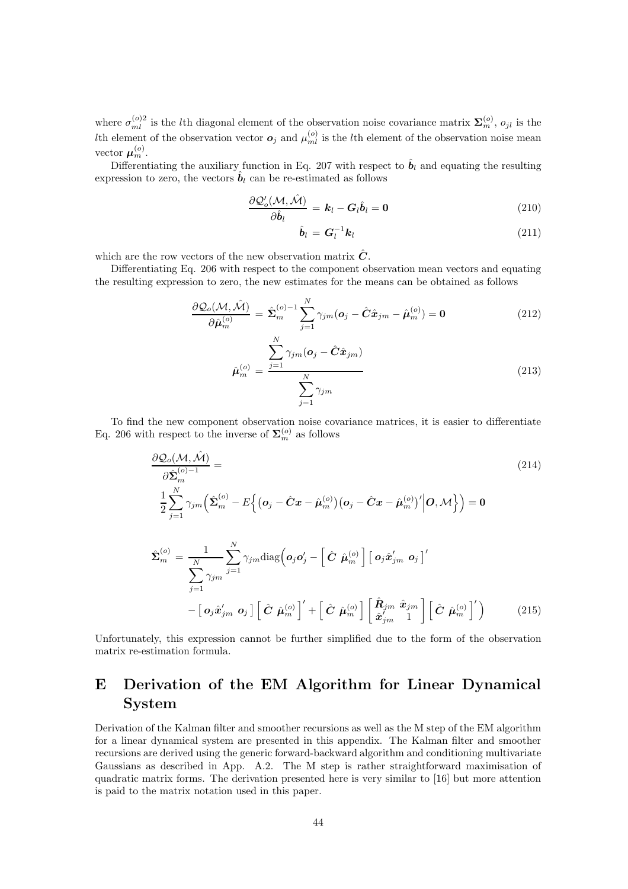where $\sigma_{ml}^{(o)2}$ is the $l$th diagonal element of the observation noise covariance matrix $\boldsymbol{\Sigma}_m^{(o)}$, $o_{jl}$ is the $l$th element of the observation vector $\boldsymbol{o}_j$ and $\mu_{ml}^{(o)}$ is the $l$th element of the observation noise mean vector $\boldsymbol{\mu}_m^{(o)}$.

Differentiating the auxiliary function in Eq. 207 with respect to $\hat{\boldsymbol{b}}_l$ and equating the resulting expression to zero, the vectors $\hat{\boldsymbol{b}}_l$ can be re-estimated as follows

$$\frac{\partial \mathcal{Q}_o'(\mathcal{M}, \hat{\mathcal{M}})}{\partial \hat{\boldsymbol{b}}_l} = \boldsymbol{k}_l - \boldsymbol{G}_l \hat{\boldsymbol{b}}_l = \boldsymbol{0} \tag{210}$$

$$\hat{\boldsymbol{b}}_l = \boldsymbol{G}_l^{-1} \boldsymbol{k}_l \tag{211}$$

which are the row vectors of the new observation matrix $\hat{\boldsymbol{C}}$.

Differentiating Eq. 206 with respect to the component observation mean vectors and equating the resulting expression to zero, the new estimates for the means can be obtained as follows

$$\frac{\partial \mathcal{Q}_o(\mathcal{M}, \hat{\mathcal{M}})}{\partial \hat{\boldsymbol{\mu}}_m^{(o)}} = \hat{\boldsymbol{\Sigma}}_m^{(o)-1} \sum_{j=1}^{N} \gamma_{jm} (\boldsymbol{o}_j - \hat{\boldsymbol{C}} \hat{\boldsymbol{x}}_{jm} - \hat{\boldsymbol{\mu}}_m^{(o)}) = \boldsymbol{0} \tag{212}$$

$$\hat{\boldsymbol{\mu}}_m^{(o)} = \frac{\sum_{j=1}^{N} \gamma_{jm} (\boldsymbol{o}_j - \hat{\boldsymbol{C}} \hat{\boldsymbol{x}}_{jm})}{\sum_{j=1}^{N} \gamma_{jm}} \tag{213}$$

To find the new component observation noise covariance matrices, it is easier to differentiate Eq. 206 with respect to the inverse of $\boldsymbol{\Sigma}_m^{(o)}$ as follows

$$\frac{\partial \mathcal{Q}_o(\mathcal{M}, \hat{\mathcal{M}})}{\partial \hat{\boldsymbol{\Sigma}}_m^{(o)-1}} = \tag{214}$$

$$\frac{1}{2} \sum_{j=1}^{N} \gamma_{jm} \Big( \hat{\boldsymbol{\Sigma}}_m^{(o)} - E\Big\{ \big(\boldsymbol{o}_j - \hat{\boldsymbol{C}} \boldsymbol{x} - \hat{\boldsymbol{\mu}}_m^{(o)}\big) \big(\boldsymbol{o}_j - \hat{\boldsymbol{C}} \boldsymbol{x} - \hat{\boldsymbol{\mu}}_m^{(o)}\big)' \Big| \boldsymbol{O}, \mathcal{M} \Big\} \Big) = \boldsymbol{0}$$

$$\begin{aligned} \hat{\boldsymbol{\Sigma}}_m^{(o)} = \frac{1}{\sum_{j=1}^{N} \gamma_{jm}} \sum_{j=1}^{N} \gamma_{jm} \mathrm{diag}\Big( & \boldsymbol{o}_j \boldsymbol{o}_j' - \begin{bmatrix} \hat{\boldsymbol{C}} & \hat{\boldsymbol{\mu}}_m^{(o)} \end{bmatrix} \begin{bmatrix} \boldsymbol{o}_j \hat{\boldsymbol{x}}_{jm}' & \boldsymbol{o}_j \end{bmatrix}' \\ & - \begin{bmatrix} \boldsymbol{o}_j \hat{\boldsymbol{x}}_{jm}' & \boldsymbol{o}_j \end{bmatrix} \begin{bmatrix} \hat{\boldsymbol{C}} & \hat{\boldsymbol{\mu}}_m^{(o)} \end{bmatrix}' + \begin{bmatrix} \hat{\boldsymbol{C}} & \hat{\boldsymbol{\mu}}_m^{(o)} \end{bmatrix} \begin{bmatrix} \hat{\boldsymbol{R}}_{jm} & \hat{\boldsymbol{x}}_{jm} \\ \hat{\boldsymbol{x}}_{jm}' & 1 \end{bmatrix} \begin{bmatrix} \hat{\boldsymbol{C}} & \hat{\boldsymbol{\mu}}_m^{(o)} \end{bmatrix}' \Big) \end{aligned} \tag{215}$$

Unfortunately, this expression cannot be further simplified due to the form of the observation matrix re-estimation formula.

# E Derivation of the EM Algorithm for Linear Dynamical System

Derivation of the Kalman filter and smoother recursions as well as the M step of the EM algorithm for a linear dynamical system are presented in this appendix. The Kalman filter and smoother recursions are derived using the generic forward-backward algorithm and conditioning multivariate Gaussians as described in App. A.2. The M step is rather straightforward maximisation of quadratic matrix forms. The derivation presented here is very similar to [16] but more attention is paid to the matrix notation used in this paper.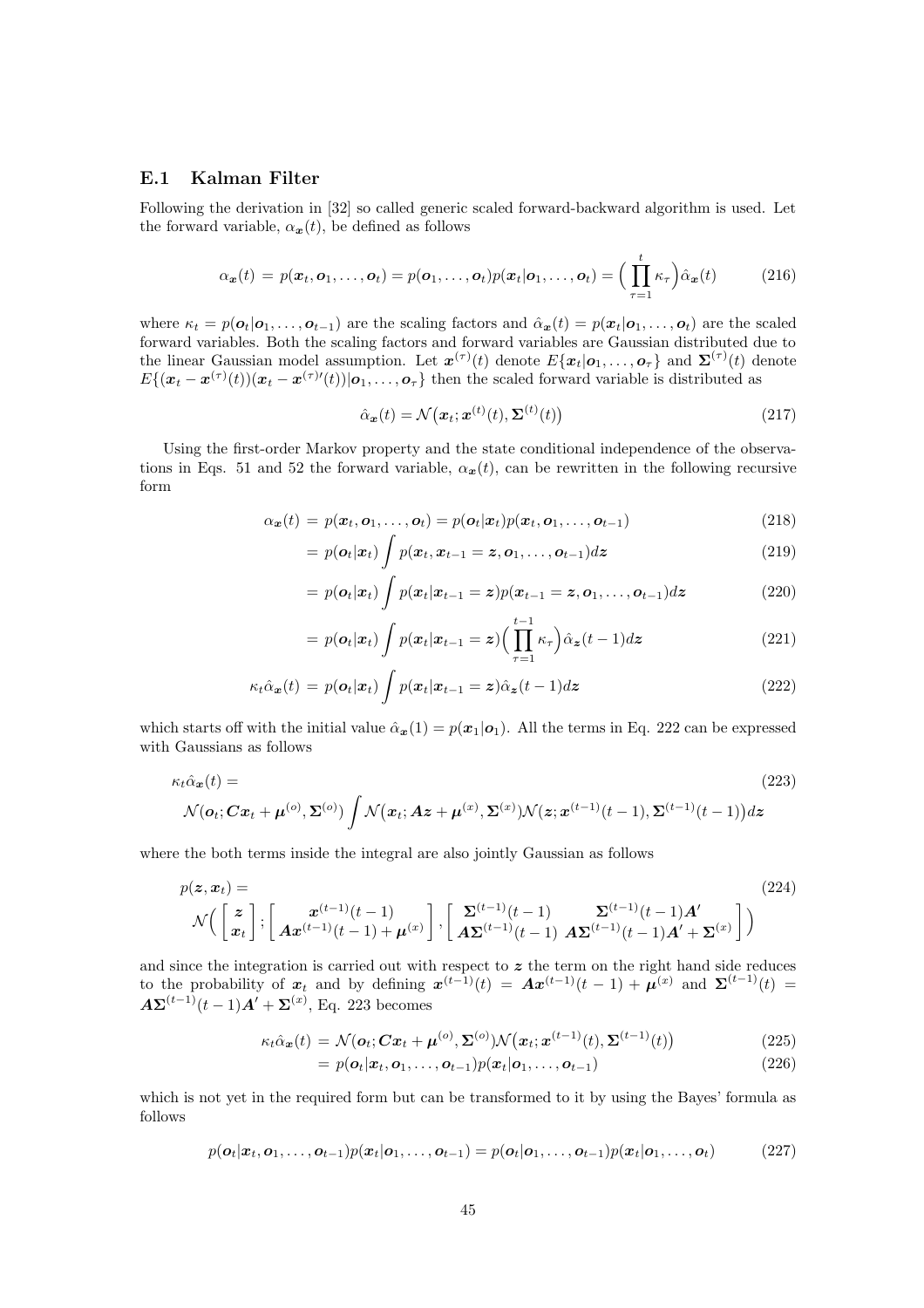### E.1 Kalman Filter

Following the derivation in [32] so called generic scaled forward-backward algorithm is used. Let the forward variable, $\alpha_{\boldsymbol{x}}(t)$, be defined as follows

$$\alpha_{\boldsymbol{x}}(t) = p(\boldsymbol{x}_t, \boldsymbol{o}_1, \ldots, \boldsymbol{o}_t) = p(\boldsymbol{o}_1, \ldots, \boldsymbol{o}_t) p(\boldsymbol{x}_t | \boldsymbol{o}_1, \ldots, \boldsymbol{o}_t) = \Big( \prod_{\tau=1}^{t} \kappa_\tau \Big) \hat{\alpha}_{\boldsymbol{x}}(t) \tag{216}$$

where $\kappa_t = p(\boldsymbol{o}_t | \boldsymbol{o}_1, \ldots, \boldsymbol{o}_{t-1})$ are the scaling factors and $\hat{\alpha}_{\boldsymbol{x}}(t) = p(\boldsymbol{x}_t | \boldsymbol{o}_1, \ldots, \boldsymbol{o}_t)$ are the scaled forward variables. Both the scaling factors and forward variables are Gaussian distributed due to the linear Gaussian model assumption. Let $\boldsymbol{x}^{(\tau)}(t)$ denote $E\{\boldsymbol{x}_t | \boldsymbol{o}_1, \ldots, \boldsymbol{o}_\tau\}$ and $\boldsymbol{\Sigma}^{(\tau)}(t)$ denote $E\{(\boldsymbol{x}_t - \boldsymbol{x}^{(\tau)}(t))(\boldsymbol{x}_t - \boldsymbol{x}^{(\tau)\prime}(t)) | \boldsymbol{o}_1, \ldots, \boldsymbol{o}_\tau\}$ then the scaled forward variable is distributed as

$$\hat{\alpha}_{\boldsymbol{x}}(t) = \mathcal{N}\big(\boldsymbol{x}_t; \boldsymbol{x}^{(t)}(t), \boldsymbol{\Sigma}^{(t)}(t)\big) \tag{217}$$

Using the first-order Markov property and the state conditional independence of the observations in Eqs. 51 and 52 the forward variable, $\alpha_{\boldsymbol{x}}(t)$, can be rewritten in the following recursive form

$$\begin{aligned}
\alpha_{\boldsymbol{x}}(t) &= p(\boldsymbol{x}_t, \boldsymbol{o}_1, \ldots, \boldsymbol{o}_t) = p(\boldsymbol{o}_t | \boldsymbol{x}_t) p(\boldsymbol{x}_t, \boldsymbol{o}_1, \ldots, \boldsymbol{o}_{t-1}) && (218) \\
&= p(\boldsymbol{o}_t | \boldsymbol{x}_t) \int p(\boldsymbol{x}_t, \boldsymbol{x}_{t-1} = \boldsymbol{z}, \boldsymbol{o}_1, \ldots, \boldsymbol{o}_{t-1}) d\boldsymbol{z} && (219) \\
&= p(\boldsymbol{o}_t | \boldsymbol{x}_t) \int p(\boldsymbol{x}_t | \boldsymbol{x}_{t-1} = \boldsymbol{z}) p(\boldsymbol{x}_{t-1} = \boldsymbol{z}, \boldsymbol{o}_1, \ldots, \boldsymbol{o}_{t-1}) d\boldsymbol{z} && (220) \\
&= p(\boldsymbol{o}_t | \boldsymbol{x}_t) \int p(\boldsymbol{x}_t | \boldsymbol{x}_{t-1} = \boldsymbol{z}) \Big( \prod_{\tau=1}^{t-1} \kappa_\tau \Big) \hat{\alpha}_{\boldsymbol{z}}(t-1) d\boldsymbol{z} && (221) \\
\kappa_t \hat{\alpha}_{\boldsymbol{x}}(t) &= p(\boldsymbol{o}_t | \boldsymbol{x}_t) \int p(\boldsymbol{x}_t | \boldsymbol{x}_{t-1} = \boldsymbol{z}) \hat{\alpha}_{\boldsymbol{z}}(t-1) d\boldsymbol{z} && (222)
\end{aligned}$$

which starts off with the initial value $\hat{\alpha}_{\boldsymbol{x}}(1) = p(\boldsymbol{x}_1 | \boldsymbol{o}_1)$. All the terms in Eq. 222 can be expressed with Gaussians as follows

$$\begin{aligned}
&\kappa_t \hat{\alpha}_{\boldsymbol{x}}(t) = && (223) \\
&\mathcal{N}(\boldsymbol{o}_t; \boldsymbol{C}\boldsymbol{x}_t + \boldsymbol{\mu}^{(o)}, \boldsymbol{\Sigma}^{(o)}) \int \mathcal{N}\big(\boldsymbol{x}_t; \boldsymbol{A}\boldsymbol{z} + \boldsymbol{\mu}^{(x)}, \boldsymbol{\Sigma}^{(x)}\big) \mathcal{N}\big(\boldsymbol{z}; \boldsymbol{x}^{(t-1)}(t-1), \boldsymbol{\Sigma}^{(t-1)}(t-1)\big) d\boldsymbol{z}
\end{aligned}$$

where the both terms inside the integral are also jointly Gaussian as follows

$$\begin{aligned}
&p(\boldsymbol{z}, \boldsymbol{x}_t) = && (224) \\
&\mathcal{N}\Big( \begin{bmatrix} \boldsymbol{z} \\ \boldsymbol{x}_t \end{bmatrix}; \begin{bmatrix} \boldsymbol{x}^{(t-1)}(t-1) \\ \boldsymbol{A}\boldsymbol{x}^{(t-1)}(t-1) + \boldsymbol{\mu}^{(x)} \end{bmatrix}, \begin{bmatrix} \boldsymbol{\Sigma}^{(t-1)}(t-1) & \boldsymbol{\Sigma}^{(t-1)}(t-1)\boldsymbol{A}' \\ \boldsymbol{A}\boldsymbol{\Sigma}^{(t-1)}(t-1) & \boldsymbol{A}\boldsymbol{\Sigma}^{(t-1)}(t-1)\boldsymbol{A}' + \boldsymbol{\Sigma}^{(x)} \end{bmatrix} \Big)
\end{aligned}$$

and since the integration is carried out with respect to $\boldsymbol{z}$ the term on the right hand side reduces to the probability of $\boldsymbol{x}_t$ and by defining $\boldsymbol{x}^{(t-1)}(t) = \boldsymbol{A}\boldsymbol{x}^{(t-1)}(t-1) + \boldsymbol{\mu}^{(x)}$ and $\boldsymbol{\Sigma}^{(t-1)}(t) = \boldsymbol{A}\boldsymbol{\Sigma}^{(t-1)}(t-1)\boldsymbol{A}' + \boldsymbol{\Sigma}^{(x)}$, Eq. 223 becomes

$$\begin{aligned}
\kappa_t \hat{\alpha}_{\boldsymbol{x}}(t) &= \mathcal{N}(\boldsymbol{o}_t; \boldsymbol{C}\boldsymbol{x}_t + \boldsymbol{\mu}^{(o)}, \boldsymbol{\Sigma}^{(o)}) \mathcal{N}\big(\boldsymbol{x}_t; \boldsymbol{x}^{(t-1)}(t), \boldsymbol{\Sigma}^{(t-1)}(t)\big) && (225) \\
&= p(\boldsymbol{o}_t | \boldsymbol{x}_t, \boldsymbol{o}_1, \ldots, \boldsymbol{o}_{t-1}) p(\boldsymbol{x}_t | \boldsymbol{o}_1, \ldots, \boldsymbol{o}_{t-1}) && (226)
\end{aligned}$$

which is not yet in the required form but can be transformed to it by using the Bayes' formula as follows

$$p(\boldsymbol{o}_t | \boldsymbol{x}_t, \boldsymbol{o}_1, \ldots, \boldsymbol{o}_{t-1}) p(\boldsymbol{x}_t | \boldsymbol{o}_1, \ldots, \boldsymbol{o}_{t-1}) = p(\boldsymbol{o}_t | \boldsymbol{o}_1, \ldots, \boldsymbol{o}_{t-1}) p(\boldsymbol{x}_t | \boldsymbol{o}_1, \ldots, \boldsymbol{o}_t) \tag{227}$$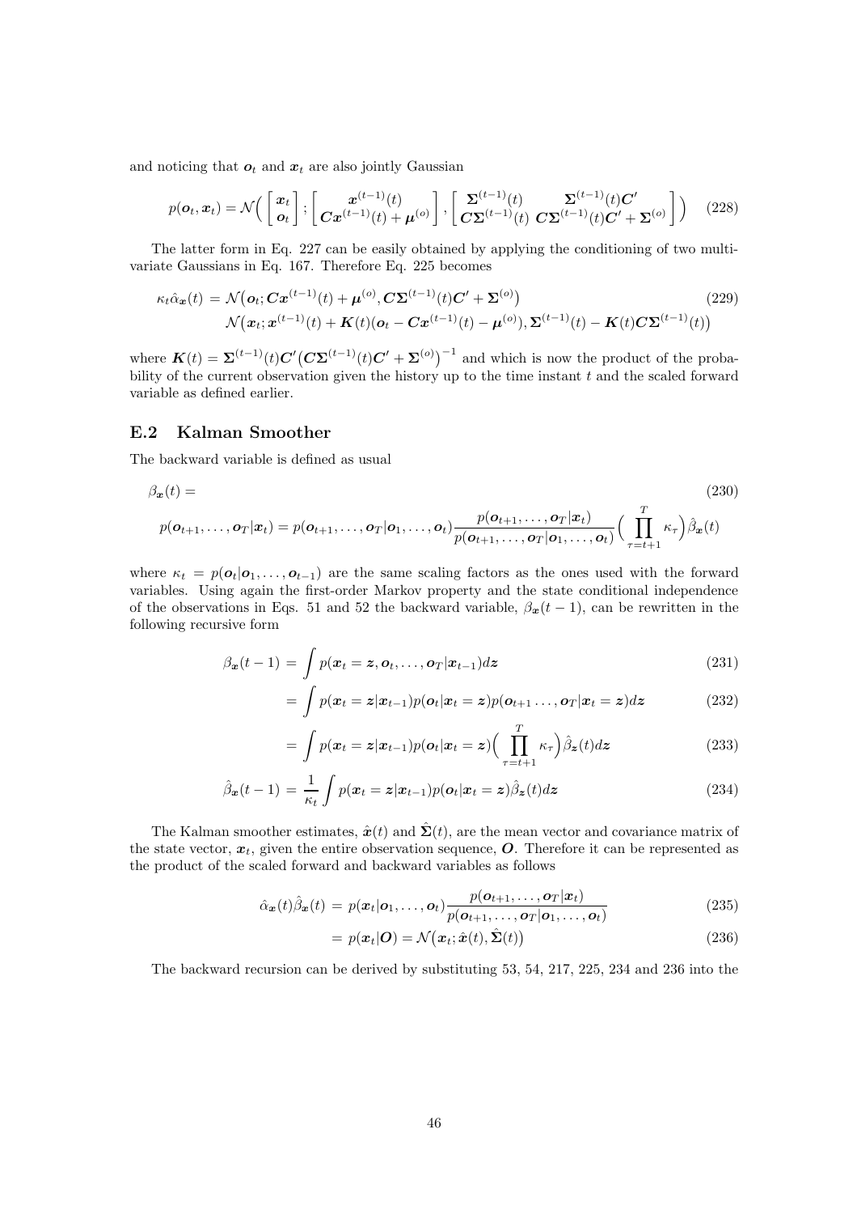and noticing that $\boldsymbol{o}_t$ and $\boldsymbol{x}_t$ are also jointly Gaussian

$$
p(\boldsymbol{o}_t, \boldsymbol{x}_t) = \mathcal{N}\Big( \begin{bmatrix} \boldsymbol{x}_t \\ \boldsymbol{o}_t \end{bmatrix} ; \begin{bmatrix} \boldsymbol{x}^{(t-1)}(t) \\ \boldsymbol{C}\boldsymbol{x}^{(t-1)}(t) + \boldsymbol{\mu}^{(o)} \end{bmatrix} , \begin{bmatrix} \boldsymbol{\Sigma}^{(t-1)}(t) & \boldsymbol{\Sigma}^{(t-1)}(t)\boldsymbol{C}' \\ \boldsymbol{C}\boldsymbol{\Sigma}^{(t-1)}(t) & \boldsymbol{C}\boldsymbol{\Sigma}^{(t-1)}(t)\boldsymbol{C}' + \boldsymbol{\Sigma}^{(o)} \end{bmatrix} \Big) \tag{228}
$$

The latter form in Eq. 227 can be easily obtained by applying the conditioning of two multivariate Gaussians in Eq. 167. Therefore Eq. 225 becomes

$$
\begin{aligned}
\kappa_t \hat{\alpha}_{\boldsymbol{x}}(t) = {} & \mathcal{N}\big(\boldsymbol{o}_t; \boldsymbol{C}\boldsymbol{x}^{(t-1)}(t) + \boldsymbol{\mu}^{(o)}, \boldsymbol{C}\boldsymbol{\Sigma}^{(t-1)}(t)\boldsymbol{C}' + \boldsymbol{\Sigma}^{(o)}\big) \\
& \mathcal{N}\big(\boldsymbol{x}_t; \boldsymbol{x}^{(t-1)}(t) + \boldsymbol{K}(t)(\boldsymbol{o}_t - \boldsymbol{C}\boldsymbol{x}^{(t-1)}(t) - \boldsymbol{\mu}^{(o)}), \boldsymbol{\Sigma}^{(t-1)}(t) - \boldsymbol{K}(t)\boldsymbol{C}\boldsymbol{\Sigma}^{(t-1)}(t)\big)
\end{aligned} \tag{229}
$$

where $\boldsymbol{K}(t) = \boldsymbol{\Sigma}^{(t-1)}(t)\boldsymbol{C}'\big(\boldsymbol{C}\boldsymbol{\Sigma}^{(t-1)}(t)\boldsymbol{C}' + \boldsymbol{\Sigma}^{(o)}\big)^{-1}$ and which is now the product of the probability of the current observation given the history up to the time instant $t$ and the scaled forward variable as defined earlier.

## E.2 Kalman Smoother

The backward variable is defined as usual

$$
\begin{aligned}
&\beta_{\boldsymbol{x}}(t) = \\
&p(\boldsymbol{o}_{t+1}, \ldots, \boldsymbol{o}_T|\boldsymbol{x}_t) = p(\boldsymbol{o}_{t+1}, \ldots, \boldsymbol{o}_T|\boldsymbol{o}_1, \ldots, \boldsymbol{o}_t)\frac{p(\boldsymbol{o}_{t+1}, \ldots, \boldsymbol{o}_T|\boldsymbol{x}_t)}{p(\boldsymbol{o}_{t+1}, \ldots, \boldsymbol{o}_T|\boldsymbol{o}_1, \ldots, \boldsymbol{o}_t)} \Big( \prod_{\tau=t+1}^{T} \kappa_\tau \Big) \hat{\beta}_{\boldsymbol{x}}(t)
\end{aligned} \tag{230}
$$

where $\kappa_t = p(\boldsymbol{o}_t|\boldsymbol{o}_1, \ldots, \boldsymbol{o}_{t-1})$ are the same scaling factors as the ones used with the forward variables. Using again the first-order Markov property and the state conditional independence of the observations in Eqs. 51 and 52 the backward variable, $\beta_{\boldsymbol{x}}(t-1)$, can be rewritten in the following recursive form

$$
\beta_{\boldsymbol{x}}(t-1) = \int p(\boldsymbol{x}_t = \boldsymbol{z}, \boldsymbol{o}_t, \ldots, \boldsymbol{o}_T|\boldsymbol{x}_{t-1}) d\boldsymbol{z} \tag{231}
$$

$$
= \int p(\boldsymbol{x}_t = \boldsymbol{z}|\boldsymbol{x}_{t-1}) p(\boldsymbol{o}_t|\boldsymbol{x}_t = \boldsymbol{z}) p(\boldsymbol{o}_{t+1} \ldots, \boldsymbol{o}_T|\boldsymbol{x}_t = \boldsymbol{z}) d\boldsymbol{z} \tag{232}
$$

$$
= \int p(\boldsymbol{x}_t = \boldsymbol{z}|\boldsymbol{x}_{t-1}) p(\boldsymbol{o}_t|\boldsymbol{x}_t = \boldsymbol{z}) \Big( \prod_{\tau=t+1}^{T} \kappa_\tau \Big) \hat{\beta}_{\boldsymbol{z}}(t) d\boldsymbol{z} \tag{233}
$$

$$
\hat{\beta}_{\boldsymbol{x}}(t-1) = \frac{1}{\kappa_t} \int p(\boldsymbol{x}_t = \boldsymbol{z}|\boldsymbol{x}_{t-1}) p(\boldsymbol{o}_t|\boldsymbol{x}_t = \boldsymbol{z}) \hat{\beta}_{\boldsymbol{z}}(t) d\boldsymbol{z} \tag{234}
$$

The Kalman smoother estimates, $\hat{\boldsymbol{x}}(t)$ and $\hat{\boldsymbol{\Sigma}}(t)$, are the mean vector and covariance matrix of the state vector, $\boldsymbol{x}_t$, given the entire observation sequence, $\boldsymbol{O}$. Therefore it can be represented as the product of the scaled forward and backward variables as follows

$$
\hat{\alpha}_{\boldsymbol{x}}(t)\hat{\beta}_{\boldsymbol{x}}(t) = p(\boldsymbol{x}_t|\boldsymbol{o}_1, \ldots, \boldsymbol{o}_t)\frac{p(\boldsymbol{o}_{t+1}, \ldots, \boldsymbol{o}_T|\boldsymbol{x}_t)}{p(\boldsymbol{o}_{t+1}, \ldots, \boldsymbol{o}_T|\boldsymbol{o}_1, \ldots, \boldsymbol{o}_t)} \tag{235}
$$

$$
= p(\boldsymbol{x}_t|\boldsymbol{O}) = \mathcal{N}\big(\boldsymbol{x}_t; \hat{\boldsymbol{x}}(t), \hat{\boldsymbol{\Sigma}}(t)\big) \tag{236}
$$

The backward recursion can be derived by substituting 53, 54, 217, 225, 234 and 236 into the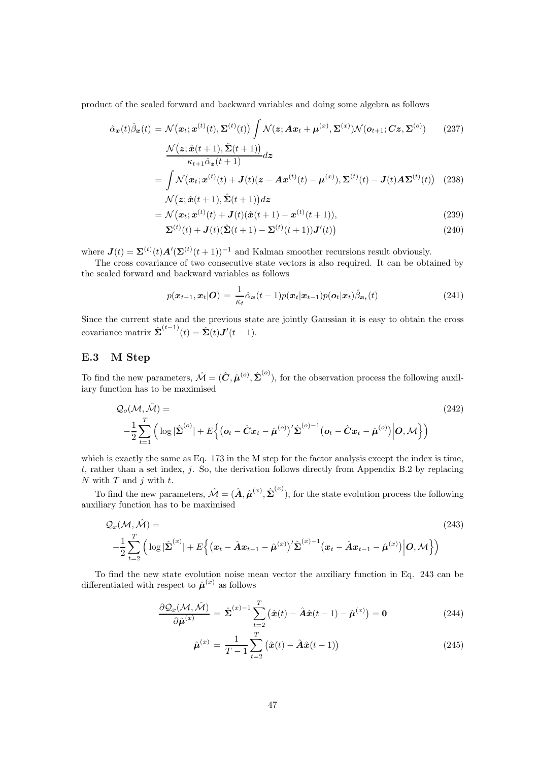product of the scaled forward and backward variables and doing some algebra as follows

$$
\begin{aligned}
\hat{\alpha}_{\boldsymbol{x}}(t)\hat{\beta}_{\boldsymbol{x}}(t) &= \mathcal{N}\big(\boldsymbol{x}_t; \boldsymbol{x}^{(t)}(t), \boldsymbol{\Sigma}^{(t)}(t)\big) \int \mathcal{N}(\boldsymbol{z}; \boldsymbol{A}\boldsymbol{x}_t + \boldsymbol{\mu}^{(x)}, \boldsymbol{\Sigma}^{(x)}) \mathcal{N}(\boldsymbol{o}_{t+1}; \boldsymbol{C}\boldsymbol{z}, \boldsymbol{\Sigma}^{(o)}) & (237) \\
&\quad \frac{\mathcal{N}\big(\boldsymbol{z}; \hat{\boldsymbol{x}}(t+1), \hat{\boldsymbol{\Sigma}}(t+1)\big)}{\kappa_{t+1}\hat{\alpha}_{\boldsymbol{z}}(t+1)} d\boldsymbol{z} \\
&= \int \mathcal{N}\big(\boldsymbol{x}_t; \boldsymbol{x}^{(t)}(t) + \boldsymbol{J}(t)(\boldsymbol{z} - \boldsymbol{A}\boldsymbol{x}^{(t)}(t) - \boldsymbol{\mu}^{(x)}), \boldsymbol{\Sigma}^{(t)}(t) - \boldsymbol{J}(t)\boldsymbol{A}\boldsymbol{\Sigma}^{(t)}(t)\big) & (238) \\
&\quad \mathcal{N}\big(\boldsymbol{z}; \hat{\boldsymbol{x}}(t+1), \hat{\boldsymbol{\Sigma}}(t+1)\big) d\boldsymbol{z} \\
&= \mathcal{N}\big(\boldsymbol{x}_t; \boldsymbol{x}^{(t)}(t) + \boldsymbol{J}(t)(\hat{\boldsymbol{x}}(t+1) - \boldsymbol{x}^{(t)}(t+1)), & (239) \\
&\quad \boldsymbol{\Sigma}^{(t)}(t) + \boldsymbol{J}(t)(\hat{\boldsymbol{\Sigma}}(t+1) - \boldsymbol{\Sigma}^{(t)}(t+1))\boldsymbol{J}'(t)\big) & (240)
\end{aligned}
$$

where $\boldsymbol{J}(t) = \boldsymbol{\Sigma}^{(t)}(t)\boldsymbol{A}'(\boldsymbol{\Sigma}^{(t)}(t+1))^{-1}$ and Kalman smoother recursions result obviously.

The cross covariance of two consecutive state vectors is also required. It can be obtained by the scaled forward and backward variables as follows

$$
p(\boldsymbol{x}_{t-1}, \boldsymbol{x}_t | \boldsymbol{O}) = \frac{1}{\kappa_t} \hat{\alpha}_{\boldsymbol{x}}(t-1) p(\boldsymbol{x}_t | \boldsymbol{x}_{t-1}) p(\boldsymbol{o}_t | \boldsymbol{x}_t) \hat{\beta}_{\boldsymbol{x}_t}(t) \tag{241}
$$

Since the current state and the previous state are jointly Gaussian it is easy to obtain the cross covariance matrix $\hat{\boldsymbol{\Sigma}}^{(t-1)}(t) = \hat{\boldsymbol{\Sigma}}(t)\boldsymbol{J}'(t-1)$.

## E.3 M Step

To find the new parameters, $\hat{\mathcal{M}} = (\hat{\boldsymbol{C}}, \hat{\boldsymbol{\mu}}^{(o)}, \hat{\boldsymbol{\Sigma}}^{(o)})$, for the observation process the following auxiliary function has to be maximised

$$
\begin{aligned}
&\mathcal{Q}_o(\mathcal{M}, \hat{\mathcal{M}}) = & (242) \\
&-\frac{1}{2}\sum_{t=1}^{T} \Big( \log |\hat{\boldsymbol{\Sigma}}^{(o)}| + E\Big\{ \big(\boldsymbol{o}_t - \hat{\boldsymbol{C}}\boldsymbol{x}_t - \hat{\boldsymbol{\mu}}^{(o)}\big)' \hat{\boldsymbol{\Sigma}}^{(o)-1} \big(\boldsymbol{o}_t - \hat{\boldsymbol{C}}\boldsymbol{x}_t - \hat{\boldsymbol{\mu}}^{(o)}\big) \Big| \boldsymbol{O}, \mathcal{M} \Big\} \Big)
\end{aligned}
$$

which is exactly the same as Eq. 173 in the M step for the factor analysis except the index is time, $t$, rather than a set index, $j$. So, the derivation follows directly from Appendix B.2 by replacing $N$ with $T$ and $j$ with $t$.

To find the new parameters, $\hat{\mathcal{M}} = (\hat{\boldsymbol{A}}, \hat{\boldsymbol{\mu}}^{(x)}, \hat{\boldsymbol{\Sigma}}^{(x)})$, for the state evolution process the following auxiliary function has to be maximised

$$
\begin{aligned}
&\mathcal{Q}_x(\mathcal{M}, \hat{\mathcal{M}}) = & (243) \\
&-\frac{1}{2}\sum_{t=2}^{T} \Big( \log |\hat{\boldsymbol{\Sigma}}^{(x)}| + E\Big\{ \big(\boldsymbol{x}_t - \hat{\boldsymbol{A}}\boldsymbol{x}_{t-1} - \hat{\boldsymbol{\mu}}^{(x)}\big)' \hat{\boldsymbol{\Sigma}}^{(x)-1} \big(\boldsymbol{x}_t - \hat{\boldsymbol{A}}\boldsymbol{x}_{t-1} - \hat{\boldsymbol{\mu}}^{(x)}\big) \Big| \boldsymbol{O}, \mathcal{M} \Big\} \Big)
\end{aligned}
$$

To find the new state evolution noise mean vector the auxiliary function in Eq. 243 can be differentiated with respect to $\hat{\boldsymbol{\mu}}^{(x)}$ as follows

$$
\frac{\partial \mathcal{Q}_x(\mathcal{M}, \hat{\mathcal{M}})}{\partial \hat{\boldsymbol{\mu}}^{(x)}} = \hat{\boldsymbol{\Sigma}}^{(x)-1} \sum_{t=2}^{T} \big(\hat{\boldsymbol{x}}(t) - \hat{\boldsymbol{A}}\hat{\boldsymbol{x}}(t-1) - \hat{\boldsymbol{\mu}}^{(x)}\big) = \boldsymbol{0} \tag{244}
$$

$$
\hat{\boldsymbol{\mu}}^{(x)} = \frac{1}{T-1} \sum_{t=2}^{T} \big(\hat{\boldsymbol{x}}(t) - \hat{\boldsymbol{A}}\hat{\boldsymbol{x}}(t-1)\big) \tag{245}
$$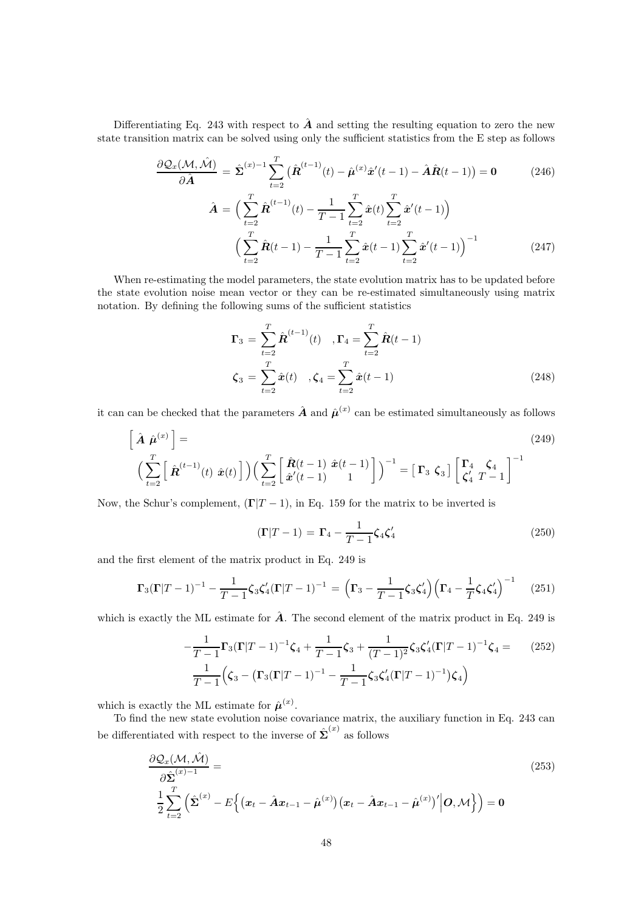Differentiating Eq. 243 with respect to $\hat{\boldsymbol{A}}$ and setting the resulting equation to zero the new state transition matrix can be solved using only the sufficient statistics from the E step as follows

$$\frac{\partial \mathcal{Q}_x(\mathcal{M}, \hat{\mathcal{M}})}{\partial \hat{\boldsymbol{A}}} = \hat{\boldsymbol{\Sigma}}^{(x)-1} \sum_{t=2}^{T} \big(\hat{\boldsymbol{R}}^{(t-1)}(t) - \hat{\boldsymbol{\mu}}^{(x)} \hat{\boldsymbol{x}}'(t-1) - \hat{\boldsymbol{A}} \hat{\boldsymbol{R}}(t-1)\big) = \boldsymbol{0} \tag{246}$$

$$\begin{aligned}\hat{\boldsymbol{A}} = & \Big( \sum_{t=2}^{T} \hat{\boldsymbol{R}}^{(t-1)}(t) - \frac{1}{T-1} \sum_{t=2}^{T} \hat{\boldsymbol{x}}(t) \sum_{t=2}^{T} \hat{\boldsymbol{x}}'(t-1) \Big) \\ & \Big( \sum_{t=2}^{T} \hat{\boldsymbol{R}}(t-1) - \frac{1}{T-1} \sum_{t=2}^{T} \hat{\boldsymbol{x}}(t-1) \sum_{t=2}^{T} \hat{\boldsymbol{x}}'(t-1) \Big)^{-1}\end{aligned} \tag{247}$$

When re-estimating the model parameters, the state evolution matrix has to be updated before the state evolution noise mean vector or they can be re-estimated simultaneously using matrix notation. By defining the following sums of the sufficient statistics

$$\begin{aligned}\boldsymbol{\Gamma}_3 &= \sum_{t=2}^{T} \hat{\boldsymbol{R}}^{(t-1)}(t) \quad , \boldsymbol{\Gamma}_4 = \sum_{t=2}^{T} \hat{\boldsymbol{R}}(t-1) \\ \boldsymbol{\zeta}_3 &= \sum_{t=2}^{T} \hat{\boldsymbol{x}}(t) \quad , \boldsymbol{\zeta}_4 = \sum_{t=2}^{T} \hat{\boldsymbol{x}}(t-1)\end{aligned} \tag{248}$$

it can can be checked that the parameters $\hat{\boldsymbol{A}}$ and $\hat{\boldsymbol{\mu}}^{(x)}$ can be estimated simultaneously as follows

$$\begin{aligned}&\Big[\, \hat{\boldsymbol{A}} \;\; \hat{\boldsymbol{\mu}}^{(x)} \,\Big] = \\ &\Big( \sum_{t=2}^{T} \Big[\, \hat{\boldsymbol{R}}^{(t-1)}(t) \;\; \hat{\boldsymbol{x}}(t) \,\Big] \Big) \Big( \sum_{t=2}^{T} \begin{bmatrix} \hat{\boldsymbol{R}}(t-1) & \hat{\boldsymbol{x}}(t-1) \\ \hat{\boldsymbol{x}}'(t-1) & 1 \end{bmatrix} \Big)^{-1} = \big[\, \boldsymbol{\Gamma}_3 \;\; \boldsymbol{\zeta}_3 \,\big] \begin{bmatrix} \boldsymbol{\Gamma}_4 & \boldsymbol{\zeta}_4 \\ \boldsymbol{\zeta}_4' & T-1 \end{bmatrix}^{-1}\end{aligned} \tag{249}$$

Now, the Schur's complement, $(\boldsymbol{\Gamma}|T-1)$, in Eq. 159 for the matrix to be inverted is

$$(\boldsymbol{\Gamma}|T-1) = \boldsymbol{\Gamma}_4 - \frac{1}{T-1} \boldsymbol{\zeta}_4 \boldsymbol{\zeta}_4' \tag{250}$$

and the first element of the matrix product in Eq. 249 is

$$\boldsymbol{\Gamma}_3 (\boldsymbol{\Gamma}|T-1)^{-1} - \frac{1}{T-1} \boldsymbol{\zeta}_3 \boldsymbol{\zeta}_4' (\boldsymbol{\Gamma}|T-1)^{-1} = \Big( \boldsymbol{\Gamma}_3 - \frac{1}{T-1} \boldsymbol{\zeta}_3 \boldsymbol{\zeta}_4' \Big) \Big( \boldsymbol{\Gamma}_4 - \frac{1}{T} \boldsymbol{\zeta}_4 \boldsymbol{\zeta}_4' \Big)^{-1} \tag{251}$$

which is exactly the ML estimate for $\hat{\boldsymbol{A}}$. The second element of the matrix product in Eq. 249 is

$$\begin{aligned}&-\frac{1}{T-1} \boldsymbol{\Gamma}_3 (\boldsymbol{\Gamma}|T-1)^{-1} \boldsymbol{\zeta}_4 + \frac{1}{T-1} \boldsymbol{\zeta}_3 + \frac{1}{(T-1)^2} \boldsymbol{\zeta}_3 \boldsymbol{\zeta}_4' (\boldsymbol{\Gamma}|T-1)^{-1} \boldsymbol{\zeta}_4 = \\ &\frac{1}{T-1} \Big( \boldsymbol{\zeta}_3 - \big( \boldsymbol{\Gamma}_3 (\boldsymbol{\Gamma}|T-1)^{-1} - \frac{1}{T-1} \boldsymbol{\zeta}_3 \boldsymbol{\zeta}_4' (\boldsymbol{\Gamma}|T-1)^{-1} \big) \boldsymbol{\zeta}_4 \Big)\end{aligned} \tag{252}$$

which is exactly the ML estimate for $\hat{\boldsymbol{\mu}}^{(x)}$.

To find the new state evolution noise covariance matrix, the auxiliary function in Eq. 243 can be differentiated with respect to the inverse of $\hat{\boldsymbol{\Sigma}}^{(x)}$ as follows

$$\begin{aligned}&\frac{\partial \mathcal{Q}_x(\mathcal{M}, \hat{\mathcal{M}})}{\partial \hat{\boldsymbol{\Sigma}}^{(x)-1}} = \\ &\frac{1}{2} \sum_{t=2}^{T} \Big( \hat{\boldsymbol{\Sigma}}^{(x)} - E\Big\{ \big( \boldsymbol{x}_t - \hat{\boldsymbol{A}} \boldsymbol{x}_{t-1} - \hat{\boldsymbol{\mu}}^{(x)} \big) \big( \boldsymbol{x}_t - \hat{\boldsymbol{A}} \boldsymbol{x}_{t-1} - \hat{\boldsymbol{\mu}}^{(x)} \big)' \Big| \boldsymbol{O}, \mathcal{M} \Big\} \Big) = \boldsymbol{0}\end{aligned} \tag{253}$$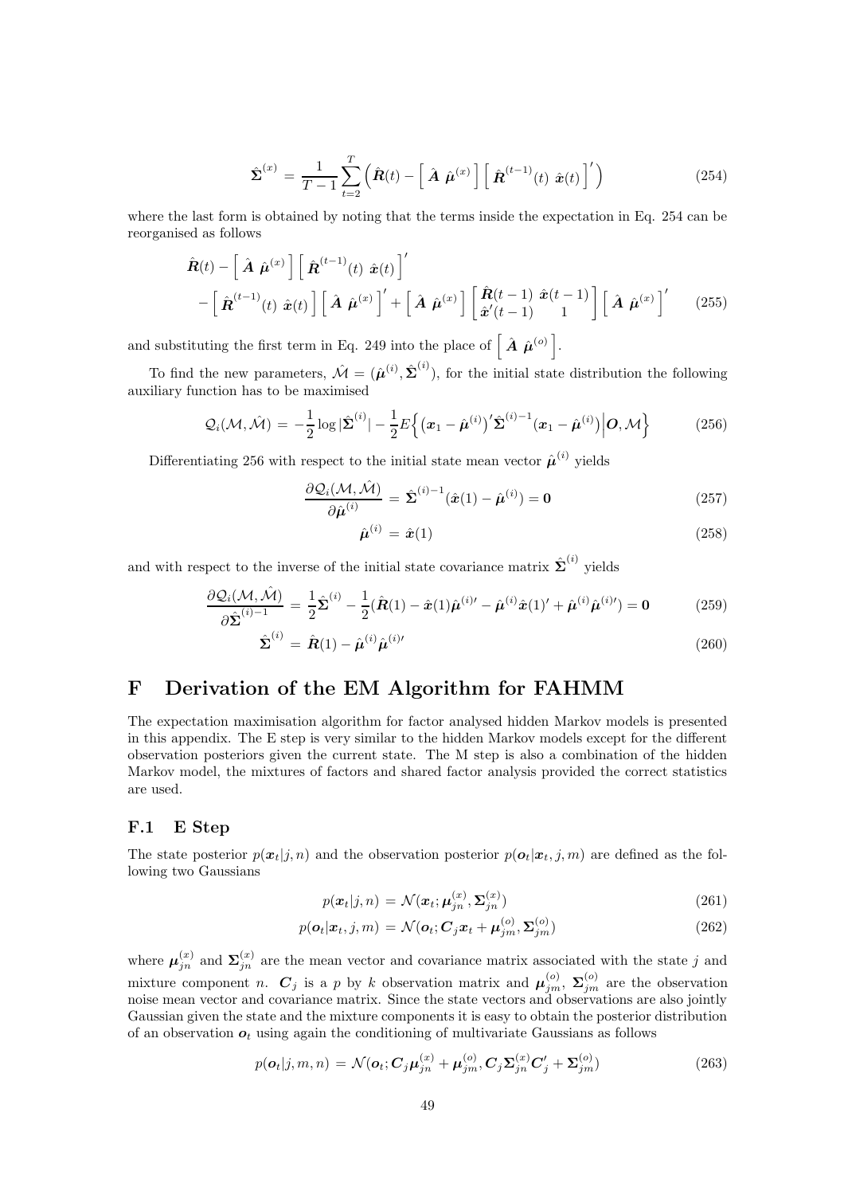$$\hat{\boldsymbol{\Sigma}}^{(x)} = \frac{1}{T-1}\sum_{t=2}^{T}\Big(\hat{\boldsymbol{R}}(t) - \Big[\, \hat{\boldsymbol{A}}\ \hat{\boldsymbol{\mu}}^{(x)} \Big] \Big[\, \hat{\boldsymbol{R}}^{(t-1)}(t)\ \hat{\boldsymbol{x}}(t) \Big]'\Big) \tag{254}$$

where the last form is obtained by noting that the terms inside the expectation in Eq. 254 can be reorganised as follows

$$\begin{aligned}\hat{\boldsymbol{R}}(t) &- \Big[\, \hat{\boldsymbol{A}}\ \hat{\boldsymbol{\mu}}^{(x)} \Big] \Big[\, \hat{\boldsymbol{R}}^{(t-1)}(t)\ \hat{\boldsymbol{x}}(t) \Big]' \\ &- \Big[\, \hat{\boldsymbol{R}}^{(t-1)}(t)\ \hat{\boldsymbol{x}}(t) \Big] \Big[\, \hat{\boldsymbol{A}}\ \hat{\boldsymbol{\mu}}^{(x)} \Big]' + \Big[\, \hat{\boldsymbol{A}}\ \hat{\boldsymbol{\mu}}^{(x)} \Big] \begin{bmatrix} \hat{\boldsymbol{R}}(t-1) & \hat{\boldsymbol{x}}(t-1) \\ \hat{\boldsymbol{x}}'(t-1) & 1 \end{bmatrix} \Big[\, \hat{\boldsymbol{A}}\ \hat{\boldsymbol{\mu}}^{(x)} \Big]'\end{aligned} \tag{255}$$

and substituting the first term in Eq. 249 into the place of $\Big[\, \hat{\boldsymbol{A}}\ \hat{\boldsymbol{\mu}}^{(o)} \Big]$.

To find the new parameters, $\hat{\mathcal{M}} = (\hat{\boldsymbol{\mu}}^{(i)}, \hat{\boldsymbol{\Sigma}}^{(i)})$, for the initial state distribution the following auxiliary function has to be maximised

$$\mathcal{Q}_i(\mathcal{M}, \hat{\mathcal{M}}) = -\frac{1}{2}\log|\hat{\boldsymbol{\Sigma}}^{(i)}| - \frac{1}{2}E\Big\{\big(\boldsymbol{x}_1 - \hat{\boldsymbol{\mu}}^{(i)}\big)'\hat{\boldsymbol{\Sigma}}^{(i)-1}\big(\boldsymbol{x}_1 - \hat{\boldsymbol{\mu}}^{(i)}\big)\Big|\boldsymbol{O}, \mathcal{M}\Big\} \tag{256}$$

Differentiating 256 with respect to the initial state mean vector $\hat{\boldsymbol{\mu}}^{(i)}$ yields

$$\frac{\partial \mathcal{Q}_i(\mathcal{M}, \hat{\mathcal{M}})}{\partial \hat{\boldsymbol{\mu}}^{(i)}} = \hat{\boldsymbol{\Sigma}}^{(i)-1}(\hat{\boldsymbol{x}}(1) - \hat{\boldsymbol{\mu}}^{(i)}) = \boldsymbol{0} \tag{257}$$

$$\hat{\boldsymbol{\mu}}^{(i)} = \hat{\boldsymbol{x}}(1) \tag{258}$$

and with respect to the inverse of the initial state covariance matrix $\hat{\boldsymbol{\Sigma}}^{(i)}$ yields

$$\frac{\partial \mathcal{Q}_i(\mathcal{M}, \hat{\mathcal{M}})}{\partial \hat{\boldsymbol{\Sigma}}^{(i)-1}} = \frac{1}{2}\hat{\boldsymbol{\Sigma}}^{(i)} - \frac{1}{2}(\hat{\boldsymbol{R}}(1) - \hat{\boldsymbol{x}}(1)\hat{\boldsymbol{\mu}}^{(i)\prime} - \hat{\boldsymbol{\mu}}^{(i)}\hat{\boldsymbol{x}}(1)' + \hat{\boldsymbol{\mu}}^{(i)}\hat{\boldsymbol{\mu}}^{(i)\prime}) = \boldsymbol{0} \tag{259}$$

$$\hat{\boldsymbol{\Sigma}}^{(i)} = \hat{\boldsymbol{R}}(1) - \hat{\boldsymbol{\mu}}^{(i)}\hat{\boldsymbol{\mu}}^{(i)\prime} \tag{260}$$

# F Derivation of the EM Algorithm for FAHMM

The expectation maximisation algorithm for factor analysed hidden Markov models is presented in this appendix. The E step is very similar to the hidden Markov models except for the different observation posteriors given the current state. The M step is also a combination of the hidden Markov model, the mixtures of factors and shared factor analysis provided the correct statistics are used.

## F.1 E Step

The state posterior $p(\boldsymbol{x}_t|j,n)$ and the observation posterior $p(\boldsymbol{o}_t|\boldsymbol{x}_t,j,m)$ are defined as the following two Gaussians

$$p(\boldsymbol{x}_t|j,n) = \mathcal{N}(\boldsymbol{x}_t; \boldsymbol{\mu}_{jn}^{(x)}, \boldsymbol{\Sigma}_{jn}^{(x)}) \tag{261}$$

$$p(\boldsymbol{o}_t|\boldsymbol{x}_t,j,m) = \mathcal{N}(\boldsymbol{o}_t; \boldsymbol{C}_j\boldsymbol{x}_t + \boldsymbol{\mu}_{jm}^{(o)}, \boldsymbol{\Sigma}_{jm}^{(o)}) \tag{262}$$

where $\boldsymbol{\mu}_{jn}^{(x)}$ and $\boldsymbol{\Sigma}_{jn}^{(x)}$ are the mean vector and covariance matrix associated with the state $j$ and mixture component $n$. $\boldsymbol{C}_j$ is a $p$ by $k$ observation matrix and $\boldsymbol{\mu}_{jm}^{(o)}$, $\boldsymbol{\Sigma}_{jm}^{(o)}$ are the observation noise mean vector and covariance matrix. Since the state vectors and observations are also jointly Gaussian given the state and the mixture components it is easy to obtain the posterior distribution of an observation $\boldsymbol{o}_t$ using again the conditioning of multivariate Gaussians as follows

$$p(\boldsymbol{o}_t|j,m,n) = \mathcal{N}(\boldsymbol{o}_t; \boldsymbol{C}_j\boldsymbol{\mu}_{jn}^{(x)} + \boldsymbol{\mu}_{jm}^{(o)}, \boldsymbol{C}_j\boldsymbol{\Sigma}_{jn}^{(x)}\boldsymbol{C}_j' + \boldsymbol{\Sigma}_{jm}^{(o)}) \tag{263}$$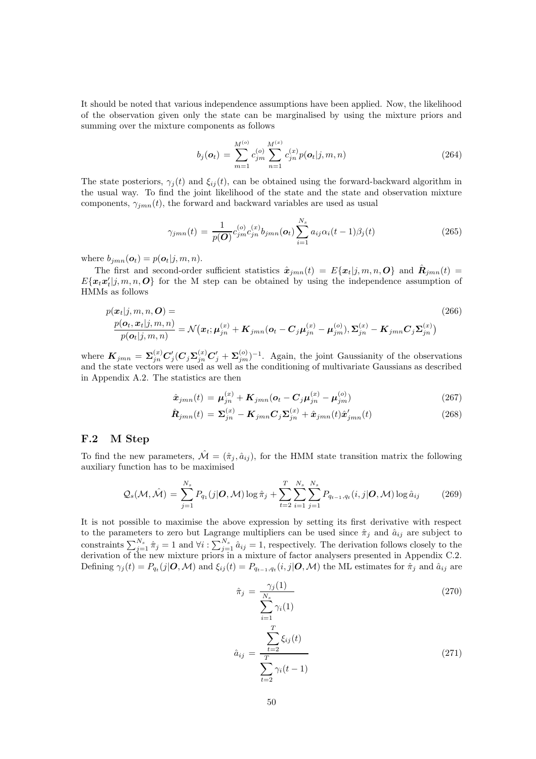It should be noted that various independence assumptions have been applied. Now, the likelihood of the observation given only the state can be marginalised by using the mixture priors and summing over the mixture components as follows

$$b_j(\boldsymbol{o}_t) = \sum_{m=1}^{M^{(o)}} c_{jm}^{(o)} \sum_{n=1}^{M^{(x)}} c_{jn}^{(x)} p(\boldsymbol{o}_t|j,m,n) \tag{264}$$

The state posteriors, $\gamma_j(t)$ and $\xi_{ij}(t)$, can be obtained using the forward-backward algorithm in the usual way. To find the joint likelihood of the state and the state and observation mixture components, $\gamma_{jmn}(t)$, the forward and backward variables are used as usual

$$\gamma_{jmn}(t) = \frac{1}{p(\boldsymbol{O})} c_{jm}^{(o)} c_{jn}^{(x)} b_{jmn}(\boldsymbol{o}_t) \sum_{i=1}^{N_s} a_{ij}\alpha_i(t-1)\beta_j(t) \tag{265}$$

where $b_{jmn}(\boldsymbol{o}_t) = p(\boldsymbol{o}_t|j,m,n)$.

The first and second-order sufficient statistics $\hat{\boldsymbol{x}}_{jmn}(t) = E\{\boldsymbol{x}_t|j,m,n,\boldsymbol{O}\}$ and $\hat{\boldsymbol{R}}_{jmn}(t) = E\{\boldsymbol{x}_t\boldsymbol{x}_t'|j,m,n,\boldsymbol{O}\}$ for the M step can be obtained by using the independence assumption of HMMs as follows

$$\begin{aligned} &p(\boldsymbol{x}_t|j,m,n,\boldsymbol{O}) = \\ &\frac{p(\boldsymbol{o}_t,\boldsymbol{x}_t|j,m,n)}{p(\boldsymbol{o}_t|j,m,n)} = \mathcal{N}\big(\boldsymbol{x}_t; \boldsymbol{\mu}_{jn}^{(x)} + \boldsymbol{K}_{jmn}(\boldsymbol{o}_t - \boldsymbol{C}_j\boldsymbol{\mu}_{jn}^{(x)} - \boldsymbol{\mu}_{jm}^{(o)}), \boldsymbol{\Sigma}_{jn}^{(x)} - \boldsymbol{K}_{jmn}\boldsymbol{C}_j\boldsymbol{\Sigma}_{jn}^{(x)}\big) \end{aligned} \tag{266}$$

where $\boldsymbol{K}_{jmn} = \boldsymbol{\Sigma}_{jn}^{(x)}\boldsymbol{C}_j'(\boldsymbol{C}_j\boldsymbol{\Sigma}_{jn}^{(x)}\boldsymbol{C}_j' + \boldsymbol{\Sigma}_{jm}^{(o)})^{-1}$. Again, the joint Gaussianity of the observations and the state vectors were used as well as the conditioning of multivariate Gaussians as described in Appendix A.2. The statistics are then

$$\hat{\boldsymbol{x}}_{jmn}(t) = \boldsymbol{\mu}_{jn}^{(x)} + \boldsymbol{K}_{jmn}(\boldsymbol{o}_t - \boldsymbol{C}_j\boldsymbol{\mu}_{jn}^{(x)} - \boldsymbol{\mu}_{jm}^{(o)}) \tag{267}$$

$$\hat{\boldsymbol{R}}_{jmn}(t) = \boldsymbol{\Sigma}_{jn}^{(x)} - \boldsymbol{K}_{jmn}\boldsymbol{C}_j\boldsymbol{\Sigma}_{jn}^{(x)} + \hat{\boldsymbol{x}}_{jmn}(t)\hat{\boldsymbol{x}}_{jmn}'(t) \tag{268}$$

## F.2 M Step

To find the new parameters, $\hat{\mathcal{M}} = (\hat{\pi}_j, \hat{a}_{ij})$, for the HMM state transition matrix the following auxiliary function has to be maximised

$$\mathcal{Q}_s(\mathcal{M},\hat{\mathcal{M}}) = \sum_{j=1}^{N_s} P_{q_1}(j|\boldsymbol{O},\mathcal{M})\log\hat{\pi}_j + \sum_{t=2}^{T}\sum_{i=1}^{N_s}\sum_{j=1}^{N_s} P_{q_{t-1},q_t}(i,j|\boldsymbol{O},\mathcal{M})\log\hat{a}_{ij} \tag{269}$$

It is not possible to maximise the above expression by setting its first derivative with respect to the parameters to zero but Lagrange multipliers can be used since $\hat{\pi}_j$ and $\hat{a}_{ij}$ are subject to constraints $\sum_{j=1}^{N_s}\hat{\pi}_j = 1$ and $\forall i: \sum_{j=1}^{N_s}\hat{a}_{ij} = 1$, respectively. The derivation follows closely to the derivation of the new mixture priors in a mixture of factor analysers presented in Appendix C.2. Defining $\gamma_j(t) = P_{q_t}(j|\boldsymbol{O},\mathcal{M})$ and $\xi_{ij}(t) = P_{q_{t-1},q_t}(i,j|\boldsymbol{O},\mathcal{M})$ the ML estimates for $\hat{\pi}_j$ and $\hat{a}_{ij}$ are

$$\hat{\pi}_j = \frac{\gamma_j(1)}{\sum_{i=1}^{N_s}\gamma_i(1)} \tag{270}$$

$$\hat{a}_{ij} = \frac{\sum_{t=2}^{T}\xi_{ij}(t)}{\sum_{t=2}^{T}\gamma_i(t-1)} \tag{271}$$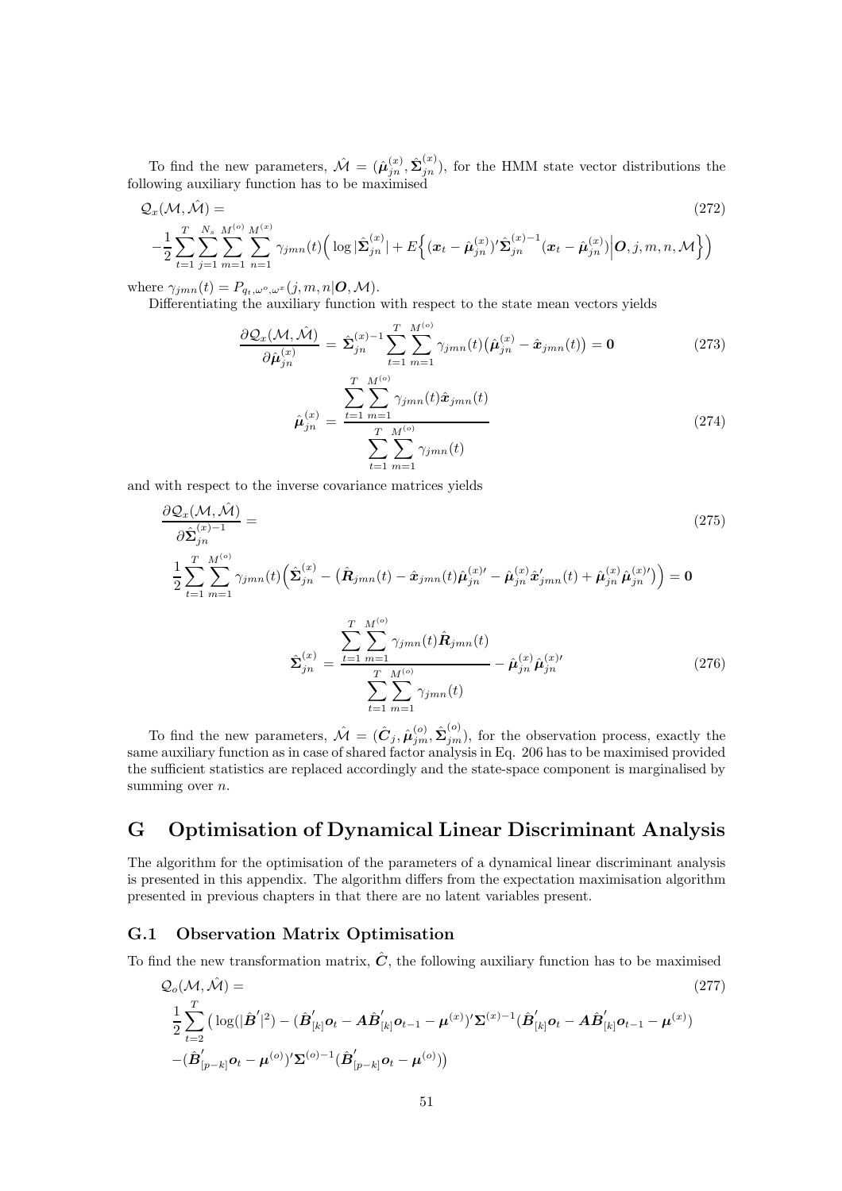To find the new parameters, $\hat{\mathcal{M}} = (\hat{\boldsymbol{\mu}}_{jn}^{(x)}, \hat{\boldsymbol{\Sigma}}_{jn}^{(x)})$, for the HMM state vector distributions the following auxiliary function has to be maximised

$$
\mathcal{Q}_x(\mathcal{M}, \hat{\mathcal{M}}) = \tag{272}
$$
$$
-\frac{1}{2} \sum_{t=1}^{T} \sum_{j=1}^{N_s} \sum_{m=1}^{M^{(o)}} \sum_{n=1}^{M^{(x)}} \gamma_{jmn}(t) \Big( \log |\hat{\boldsymbol{\Sigma}}_{jn}^{(x)}| + E\Big\{ (\boldsymbol{x}_t - \hat{\boldsymbol{\mu}}_{jn}^{(x)})' \hat{\boldsymbol{\Sigma}}_{jn}^{(x)-1} (\boldsymbol{x}_t - \hat{\boldsymbol{\mu}}_{jn}^{(x)}) \Big| \boldsymbol{O}, j, m, n, \mathcal{M} \Big\} \Big)
$$

where $\gamma_{jmn}(t) = P_{q_t, \omega^o, \omega^x}(j, m, n | \boldsymbol{O}, \mathcal{M})$.

Differentiating the auxiliary function with respect to the state mean vectors yields

$$
\frac{\partial \mathcal{Q}_x(\mathcal{M}, \hat{\mathcal{M}})}{\partial \hat{\boldsymbol{\mu}}_{jn}^{(x)}} = \hat{\boldsymbol{\Sigma}}_{jn}^{(x)-1} \sum_{t=1}^{T} \sum_{m=1}^{M^{(o)}} \gamma_{jmn}(t) \big( \hat{\boldsymbol{\mu}}_{jn}^{(x)} - \hat{\boldsymbol{x}}_{jmn}(t) \big) = \boldsymbol{0} \tag{273}
$$

$$
\hat{\boldsymbol{\mu}}_{jn}^{(x)} = \frac{\displaystyle\sum_{t=1}^{T} \sum_{m=1}^{M^{(o)}} \gamma_{jmn}(t) \hat{\boldsymbol{x}}_{jmn}(t)}{\displaystyle\sum_{t=1}^{T} \sum_{m=1}^{M^{(o)}} \gamma_{jmn}(t)} \tag{274}
$$

and with respect to the inverse covariance matrices yields

$$
\frac{\partial \mathcal{Q}_x(\mathcal{M}, \hat{\mathcal{M}})}{\partial \hat{\boldsymbol{\Sigma}}_{jn}^{(x)-1}} = \tag{275}
$$
$$
\frac{1}{2} \sum_{t=1}^{T} \sum_{m=1}^{M^{(o)}} \gamma_{jmn}(t) \Big( \hat{\boldsymbol{\Sigma}}_{jn}^{(x)} - \big( \hat{\boldsymbol{R}}_{jmn}(t) - \hat{\boldsymbol{x}}_{jmn}(t) \hat{\boldsymbol{\mu}}_{jn}^{(x)\prime} - \hat{\boldsymbol{\mu}}_{jn}^{(x)} \hat{\boldsymbol{x}}_{jmn}'(t) + \hat{\boldsymbol{\mu}}_{jn}^{(x)} \hat{\boldsymbol{\mu}}_{jn}^{(x)\prime} \big) \Big) = \boldsymbol{0}
$$

$$
\hat{\boldsymbol{\Sigma}}_{jn}^{(x)} = \frac{\displaystyle\sum_{t=1}^{T} \sum_{m=1}^{M^{(o)}} \gamma_{jmn}(t) \hat{\boldsymbol{R}}_{jmn}(t)}{\displaystyle\sum_{t=1}^{T} \sum_{m=1}^{M^{(o)}} \gamma_{jmn}(t)} - \hat{\boldsymbol{\mu}}_{jn}^{(x)} \hat{\boldsymbol{\mu}}_{jn}^{(x)\prime} \tag{276}
$$

To find the new parameters, $\hat{\mathcal{M}} = (\hat{\boldsymbol{C}}_j, \hat{\boldsymbol{\mu}}_{jm}^{(o)}, \hat{\boldsymbol{\Sigma}}_{jm}^{(o)})$, for the observation process, exactly the same auxiliary function as in case of shared factor analysis in Eq. 206 has to be maximised provided the sufficient statistics are replaced accordingly and the state-space component is marginalised by summing over $n$.

# G Optimisation of Dynamical Linear Discriminant Analysis

The algorithm for the optimisation of the parameters of a dynamical linear discriminant analysis is presented in this appendix. The algorithm differs from the expectation maximisation algorithm presented in previous chapters in that there are no latent variables present.

## G.1 Observation Matrix Optimisation

To find the new transformation matrix, $\hat{\boldsymbol{C}}$, the following auxiliary function has to be maximised

$$
\mathcal{Q}_o(\mathcal{M}, \hat{\mathcal{M}}) = \tag{277}
$$
$$
\frac{1}{2} \sum_{t=2}^{T} \big( \log(|\hat{\boldsymbol{B}}'|^2) - (\hat{\boldsymbol{B}}_{[k]}' \boldsymbol{o}_t - \boldsymbol{A} \hat{\boldsymbol{B}}_{[k]}' \boldsymbol{o}_{t-1} - \boldsymbol{\mu}^{(x)})' \boldsymbol{\Sigma}^{(x)-1} (\hat{\boldsymbol{B}}_{[k]}' \boldsymbol{o}_t - \boldsymbol{A} \hat{\boldsymbol{B}}_{[k]}' \boldsymbol{o}_{t-1} - \boldsymbol{\mu}^{(x)})
$$
$$
-(\hat{\boldsymbol{B}}_{[p-k]}' \boldsymbol{o}_t - \boldsymbol{\mu}^{(o)})' \boldsymbol{\Sigma}^{(o)-1} (\hat{\boldsymbol{B}}_{[p-k]}' \boldsymbol{o}_t - \boldsymbol{\mu}^{(o)}) \big)
$$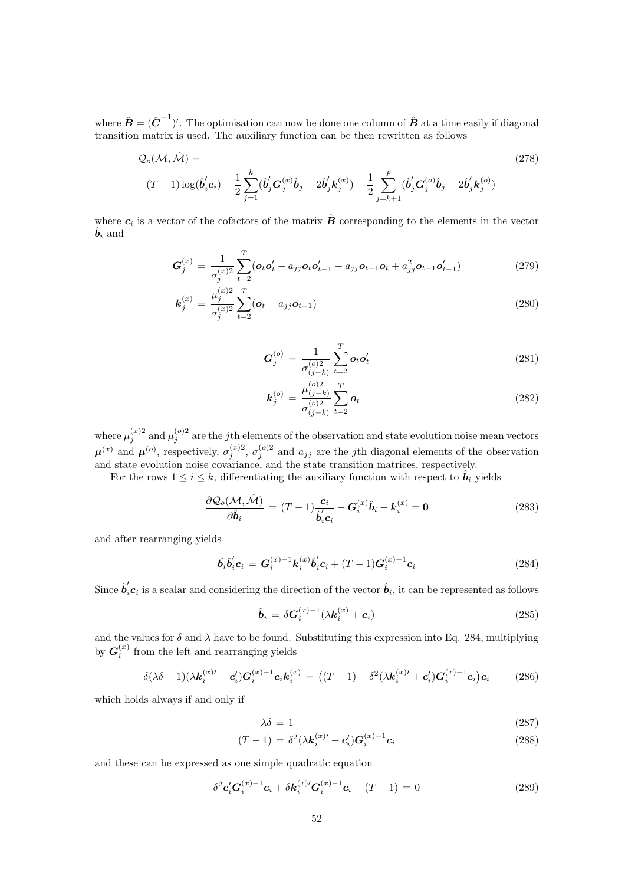where $\hat{\boldsymbol{B}} = (\hat{\boldsymbol{C}}^{-1})'$. The optimisation can now be done one column of $\hat{\boldsymbol{B}}$ at a time easily if diagonal transition matrix is used. The auxiliary function can be then rewritten as follows

$$
\begin{aligned}
&\mathcal{Q}_o(\mathcal{M}, \hat{\mathcal{M}}) = &(278)\\
&(T-1)\log(\hat{\boldsymbol{b}}_i'\boldsymbol{c}_i) - \frac{1}{2}\sum_{j=1}^{k}(\hat{\boldsymbol{b}}_j'\boldsymbol{G}_j^{(x)}\hat{\boldsymbol{b}}_j - 2\hat{\boldsymbol{b}}_j'\boldsymbol{k}_j^{(x)}) - \frac{1}{2}\sum_{j=k+1}^{p}(\hat{\boldsymbol{b}}_j'\boldsymbol{G}_j^{(o)}\hat{\boldsymbol{b}}_j - 2\hat{\boldsymbol{b}}_j'\boldsymbol{k}_j^{(o)})
\end{aligned}
$$

where $\boldsymbol{c}_i$ is a vector of the cofactors of the matrix $\hat{\boldsymbol{B}}$ corresponding to the elements in the vector $\hat{\boldsymbol{b}}_i$ and

$$\boldsymbol{G}_j^{(x)} = \frac{1}{\sigma_j^{(x)2}}\sum_{t=2}^{T}(\boldsymbol{o}_t\boldsymbol{o}_t' - a_{jj}\boldsymbol{o}_t\boldsymbol{o}_{t-1}' - a_{jj}\boldsymbol{o}_{t-1}\boldsymbol{o}_t + a_{jj}^2\boldsymbol{o}_{t-1}\boldsymbol{o}_{t-1}') \tag{279}$$

$$\boldsymbol{k}_j^{(x)} = \frac{\mu_j^{(x)2}}{\sigma_j^{(x)2}}\sum_{t=2}^{T}(\boldsymbol{o}_t - a_{jj}\boldsymbol{o}_{t-1}) \tag{280}$$

$$\boldsymbol{G}_j^{(o)} = \frac{1}{\sigma_{(j-k)}^{(o)2}}\sum_{t=2}^{T}\boldsymbol{o}_t\boldsymbol{o}_t' \tag{281}$$

$$\boldsymbol{k}_j^{(o)} = \frac{\mu_{(j-k)}^{(o)2}}{\sigma_{(j-k)}^{(o)2}}\sum_{t=2}^{T}\boldsymbol{o}_t \tag{282}$$

where $\mu_j^{(x)2}$ and $\mu_j^{(o)2}$ are the $j$th elements of the observation and state evolution noise mean vectors $\boldsymbol{\mu}^{(x)}$ and $\boldsymbol{\mu}^{(o)}$, respectively, $\sigma_j^{(x)2}$, $\sigma_j^{(o)2}$ and $a_{jj}$ are the $j$th diagonal elements of the observation and state evolution noise covariance, and the state transition matrices, respectively.

For the rows $1 \leq i \leq k$, differentiating the auxiliary function with respect to $\hat{\boldsymbol{b}}_i$ yields

$$\frac{\partial\mathcal{Q}_o(\mathcal{M}, \hat{\mathcal{M}})}{\partial\hat{\boldsymbol{b}}_i} = (T-1)\frac{\boldsymbol{c}_i}{\hat{\boldsymbol{b}}_i'\boldsymbol{c}_i} - \boldsymbol{G}_i^{(x)}\hat{\boldsymbol{b}}_i + \boldsymbol{k}_i^{(x)} = \boldsymbol{0} \tag{283}$$

and after rearranging yields

$$\hat{\boldsymbol{b}}_i\hat{\boldsymbol{b}}_i'\boldsymbol{c}_i = \boldsymbol{G}_i^{(x)-1}\boldsymbol{k}_i^{(x)}\hat{\boldsymbol{b}}_i'\boldsymbol{c}_i + (T-1)\boldsymbol{G}_i^{(x)-1}\boldsymbol{c}_i \tag{284}$$

Since $\hat{\boldsymbol{b}}_i'\boldsymbol{c}_i$ is a scalar and considering the direction of the vector $\hat{\boldsymbol{b}}_i$, it can be represented as follows

$$\hat{\boldsymbol{b}}_i = \delta\boldsymbol{G}_i^{(x)-1}(\lambda\boldsymbol{k}_i^{(x)} + \boldsymbol{c}_i) \tag{285}$$

and the values for $\delta$ and $\lambda$ have to be found. Substituting this expression into Eq. 284, multiplying by $\boldsymbol{G}_i^{(x)}$ from the left and rearranging yields

$$\delta(\lambda\delta - 1)(\lambda\boldsymbol{k}_i^{(x)\prime} + \boldsymbol{c}_i')\boldsymbol{G}_i^{(x)-1}\boldsymbol{c}_i\boldsymbol{k}_i^{(x)} = \big((T-1) - \delta^2(\lambda\boldsymbol{k}_i^{(x)\prime} + \boldsymbol{c}_i')\boldsymbol{G}_i^{(x)-1}\boldsymbol{c}_i\big)\boldsymbol{c}_i \tag{286}$$

which holds always if and only if

$$\lambda\delta = 1 \tag{287}$$

$$(T-1) = \delta^2(\lambda\boldsymbol{k}_i^{(x)\prime} + \boldsymbol{c}_i')\boldsymbol{G}_i^{(x)-1}\boldsymbol{c}_i \tag{288}$$

and these can be expressed as one simple quadratic equation

$$\delta^2\boldsymbol{c}_i'\boldsymbol{G}_i^{(x)-1}\boldsymbol{c}_i + \delta\boldsymbol{k}_i^{(x)\prime}\boldsymbol{G}_i^{(x)-1}\boldsymbol{c}_i - (T-1) = 0 \tag{289}$$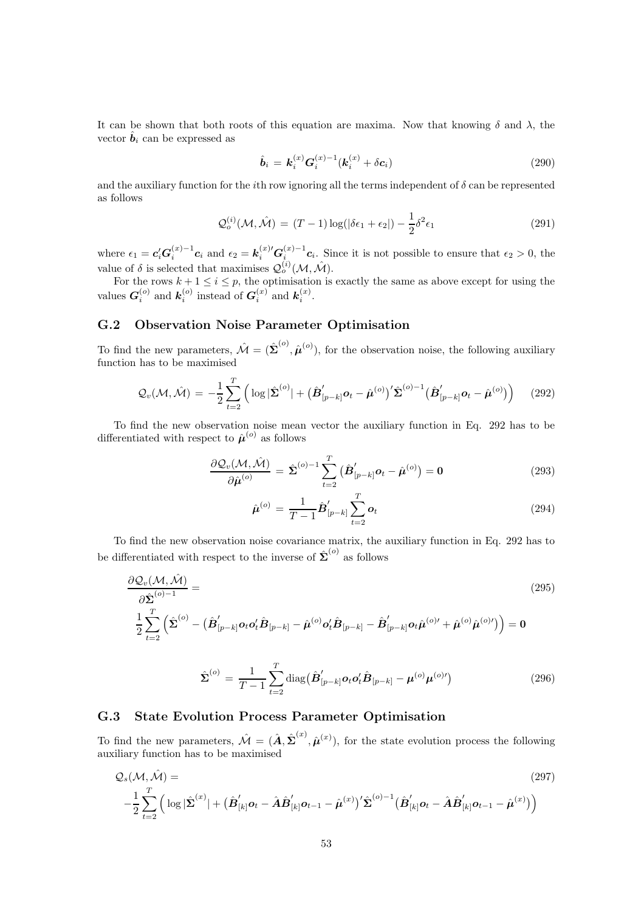It can be shown that both roots of this equation are maxima. Now that knowing $\delta$ and $\lambda$, the vector $\hat{\boldsymbol{b}}_i$ can be expressed as

$$\hat{\boldsymbol{b}}_i = \boldsymbol{k}_i^{(x)} \boldsymbol{G}_i^{(x)-1} (\boldsymbol{k}_i^{(x)} + \delta \boldsymbol{c}_i) \tag{290}$$

and the auxiliary function for the $i$th row ignoring all the terms independent of $\delta$ can be represented as follows

$$\mathcal{Q}_o^{(i)}(\mathcal{M}, \hat{\mathcal{M}}) = (T-1) \log(|\delta \epsilon_1 + \epsilon_2|) - \frac{1}{2} \delta^2 \epsilon_1 \tag{291}$$

where $\epsilon_1 = \boldsymbol{c}_i' \boldsymbol{G}_i^{(x)-1} \boldsymbol{c}_i$ and $\epsilon_2 = \boldsymbol{k}_i^{(x)\prime} \boldsymbol{G}_i^{(x)-1} \boldsymbol{c}_i$. Since it is not possible to ensure that $\epsilon_2 > 0$, the value of $\delta$ is selected that maximises $\mathcal{Q}_o^{(i)}(\mathcal{M}, \hat{\mathcal{M}})$.

For the rows $k+1 \leq i \leq p$, the optimisation is exactly the same as above except for using the values $\boldsymbol{G}_i^{(o)}$ and $\boldsymbol{k}_i^{(o)}$ instead of $\boldsymbol{G}_i^{(x)}$ and $\boldsymbol{k}_i^{(x)}$.

## G.2 Observation Noise Parameter Optimisation

To find the new parameters, $\hat{\mathcal{M}} = (\hat{\boldsymbol{\Sigma}}^{(o)}, \hat{\boldsymbol{\mu}}^{(o)})$, for the observation noise, the following auxiliary function has to be maximised

$$\mathcal{Q}_v(\mathcal{M}, \hat{\mathcal{M}}) = -\frac{1}{2} \sum_{t=2}^{T} \Big( \log |\hat{\boldsymbol{\Sigma}}^{(o)}| + \big(\hat{\boldsymbol{B}}_{[p-k]}' \boldsymbol{o}_t - \hat{\boldsymbol{\mu}}^{(o)}\big)' \hat{\boldsymbol{\Sigma}}^{(o)-1} \big(\hat{\boldsymbol{B}}_{[p-k]}' \boldsymbol{o}_t - \hat{\boldsymbol{\mu}}^{(o)}\big) \Big) \tag{292}$$

To find the new observation noise mean vector the auxiliary function in Eq. 292 has to be differentiated with respect to $\hat{\boldsymbol{\mu}}^{(o)}$ as follows

$$\frac{\partial \mathcal{Q}_v(\mathcal{M}, \hat{\mathcal{M}})}{\partial \hat{\boldsymbol{\mu}}^{(o)}} = \hat{\boldsymbol{\Sigma}}^{(o)-1} \sum_{t=2}^{T} \big(\hat{\boldsymbol{B}}_{[p-k]}' \boldsymbol{o}_t - \hat{\boldsymbol{\mu}}^{(o)}\big) = \boldsymbol{0} \tag{293}$$

$$\hat{\boldsymbol{\mu}}^{(o)} = \frac{1}{T-1} \hat{\boldsymbol{B}}_{[p-k]}' \sum_{t=2}^{T} \boldsymbol{o}_t \tag{294}$$

To find the new observation noise covariance matrix, the auxiliary function in Eq. 292 has to be differentiated with respect to the inverse of $\hat{\boldsymbol{\Sigma}}^{(o)}$ as follows

$$\frac{\partial \mathcal{Q}_v(\mathcal{M}, \hat{\mathcal{M}})}{\partial \hat{\boldsymbol{\Sigma}}^{(o)-1}} = \tag{295}$$

$$\frac{1}{2} \sum_{t=2}^{T} \Big( \hat{\boldsymbol{\Sigma}}^{(o)} - \big(\hat{\boldsymbol{B}}_{[p-k]}' \boldsymbol{o}_t \boldsymbol{o}_t' \hat{\boldsymbol{B}}_{[p-k]} - \hat{\boldsymbol{\mu}}^{(o)} \boldsymbol{o}_t' \hat{\boldsymbol{B}}_{[p-k]} - \hat{\boldsymbol{B}}_{[p-k]}' \boldsymbol{o}_t \hat{\boldsymbol{\mu}}^{(o)\prime} + \hat{\boldsymbol{\mu}}^{(o)} \hat{\boldsymbol{\mu}}^{(o)\prime}\big) \Big) = \boldsymbol{0}$$

$$\hat{\boldsymbol{\Sigma}}^{(o)} = \frac{1}{T-1} \sum_{t=2}^{T} \operatorname{diag}\big(\hat{\boldsymbol{B}}_{[p-k]}' \boldsymbol{o}_t \boldsymbol{o}_t' \hat{\boldsymbol{B}}_{[p-k]} - \boldsymbol{\mu}^{(o)} \boldsymbol{\mu}^{(o)\prime}\big) \tag{296}$$

## G.3 State Evolution Process Parameter Optimisation

To find the new parameters, $\hat{\mathcal{M}} = (\hat{\boldsymbol{A}}, \hat{\boldsymbol{\Sigma}}^{(x)}, \hat{\boldsymbol{\mu}}^{(x)})$, for the state evolution process the following auxiliary function has to be maximised

$$\mathcal{Q}_s(\mathcal{M}, \hat{\mathcal{M}}) = \tag{297}$$

$$-\frac{1}{2} \sum_{t=2}^{T} \Big( \log |\hat{\boldsymbol{\Sigma}}^{(x)}| + \big(\hat{\boldsymbol{B}}_{[k]}' \boldsymbol{o}_t - \hat{\boldsymbol{A}} \hat{\boldsymbol{B}}_{[k]}' \boldsymbol{o}_{t-1} - \hat{\boldsymbol{\mu}}^{(x)}\big)' \hat{\boldsymbol{\Sigma}}^{(o)-1} \big(\hat{\boldsymbol{B}}_{[k]}' \boldsymbol{o}_t - \hat{\boldsymbol{A}} \hat{\boldsymbol{B}}_{[k]}' \boldsymbol{o}_{t-1} - \hat{\boldsymbol{\mu}}^{(x)}\big) \Big)$$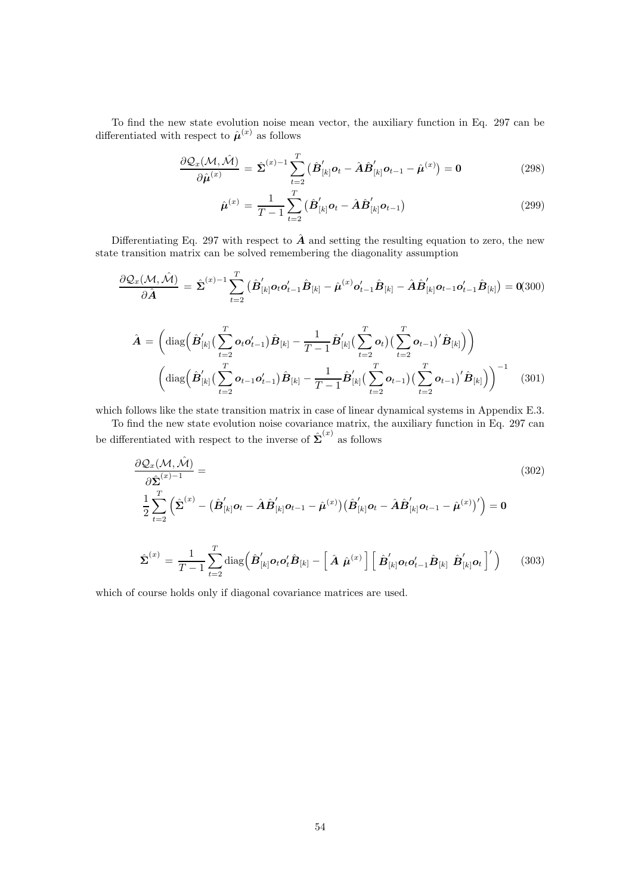To find the new state evolution noise mean vector, the auxiliary function in Eq. 297 can be differentiated with respect to $\hat{\boldsymbol{\mu}}^{(x)}$ as follows

$$\frac{\partial \mathcal{Q}_x(\mathcal{M}, \hat{\mathcal{M}})}{\partial \hat{\boldsymbol{\mu}}^{(x)}} = \hat{\boldsymbol{\Sigma}}^{(x)-1} \sum_{t=2}^{T} \big( \hat{\boldsymbol{B}}_{[k]}' \boldsymbol{o}_t - \hat{\boldsymbol{A}} \hat{\boldsymbol{B}}_{[k]}' \boldsymbol{o}_{t-1} - \hat{\boldsymbol{\mu}}^{(x)} \big) = \mathbf{0} \tag{298}$$

$$\hat{\boldsymbol{\mu}}^{(x)} = \frac{1}{T-1} \sum_{t=2}^{T} \big( \hat{\boldsymbol{B}}_{[k]}' \boldsymbol{o}_t - \hat{\boldsymbol{A}} \hat{\boldsymbol{B}}_{[k]}' \boldsymbol{o}_{t-1} \big) \tag{299}$$

Differentiating Eq. 297 with respect to $\hat{\boldsymbol{A}}$ and setting the resulting equation to zero, the new state transition matrix can be solved remembering the diagonality assumption

$$\frac{\partial \mathcal{Q}_x(\mathcal{M}, \hat{\mathcal{M}})}{\partial \hat{\boldsymbol{A}}} = \hat{\boldsymbol{\Sigma}}^{(x)-1} \sum_{t=2}^{T} \big( \hat{\boldsymbol{B}}_{[k]}' \boldsymbol{o}_t \boldsymbol{o}_{t-1}' \hat{\boldsymbol{B}}_{[k]} - \hat{\boldsymbol{\mu}}^{(x)} \boldsymbol{o}_{t-1}' \hat{\boldsymbol{B}}_{[k]} - \hat{\boldsymbol{A}} \hat{\boldsymbol{B}}_{[k]}' \boldsymbol{o}_{t-1} \boldsymbol{o}_{t-1}' \hat{\boldsymbol{B}}_{[k]} \big) = \mathbf{0} \tag{300}$$

$$\begin{aligned} \hat{\boldsymbol{A}} = &\bigg( \operatorname{diag}\Big( \hat{\boldsymbol{B}}_{[k]}' \big( \sum_{t=2}^{T} \boldsymbol{o}_t \boldsymbol{o}_{t-1}' \big) \hat{\boldsymbol{B}}_{[k]} - \frac{1}{T-1} \hat{\boldsymbol{B}}_{[k]}' \big( \sum_{t=2}^{T} \boldsymbol{o}_t \big) \big( \sum_{t=2}^{T} \boldsymbol{o}_{t-1} \big)' \hat{\boldsymbol{B}}_{[k]} \Big) \bigg) \\ &\bigg( \operatorname{diag}\Big( \hat{\boldsymbol{B}}_{[k]}' \big( \sum_{t=2}^{T} \boldsymbol{o}_{t-1} \boldsymbol{o}_{t-1}' \big) \hat{\boldsymbol{B}}_{[k]} - \frac{1}{T-1} \hat{\boldsymbol{B}}_{[k]}' \big( \sum_{t=2}^{T} \boldsymbol{o}_{t-1} \big) \big( \sum_{t=2}^{T} \boldsymbol{o}_{t-1} \big)' \hat{\boldsymbol{B}}_{[k]} \Big) \bigg)^{-1} \end{aligned} \tag{301}$$

which follows like the state transition matrix in case of linear dynamical systems in Appendix E.3.

To find the new state evolution noise covariance matrix, the auxiliary function in Eq. 297 can be differentiated with respect to the inverse of $\hat{\boldsymbol{\Sigma}}^{(x)}$ as follows

$$\begin{aligned} &\frac{\partial \mathcal{Q}_x(\mathcal{M}, \hat{\mathcal{M}})}{\partial \hat{\boldsymbol{\Sigma}}^{(x)-1}} = \\ &\frac{1}{2} \sum_{t=2}^{T} \Big( \hat{\boldsymbol{\Sigma}}^{(x)} - \big( \hat{\boldsymbol{B}}_{[k]}' \boldsymbol{o}_t - \hat{\boldsymbol{A}} \hat{\boldsymbol{B}}_{[k]}' \boldsymbol{o}_{t-1} - \hat{\boldsymbol{\mu}}^{(x)} \big) \big( \hat{\boldsymbol{B}}_{[k]}' \boldsymbol{o}_t - \hat{\boldsymbol{A}} \hat{\boldsymbol{B}}_{[k]}' \boldsymbol{o}_{t-1} - \hat{\boldsymbol{\mu}}^{(x)} \big)' \Big) = \mathbf{0} \end{aligned} \tag{302}$$

$$\hat{\boldsymbol{\Sigma}}^{(x)} = \frac{1}{T-1} \sum_{t=2}^{T} \operatorname{diag}\Big( \hat{\boldsymbol{B}}_{[k]}' \boldsymbol{o}_t \boldsymbol{o}_t' \hat{\boldsymbol{B}}_{[k]} - \Big[ \, \hat{\boldsymbol{A}} \;\; \hat{\boldsymbol{\mu}}^{(x)} \, \Big] \Big[ \, \hat{\boldsymbol{B}}_{[k]}' \boldsymbol{o}_t \boldsymbol{o}_{t-1}' \hat{\boldsymbol{B}}_{[k]} \;\; \hat{\boldsymbol{B}}_{[k]}' \boldsymbol{o}_t \, \Big]' \Big) \tag{303}$$

which of course holds only if diagonal covariance matrices are used.